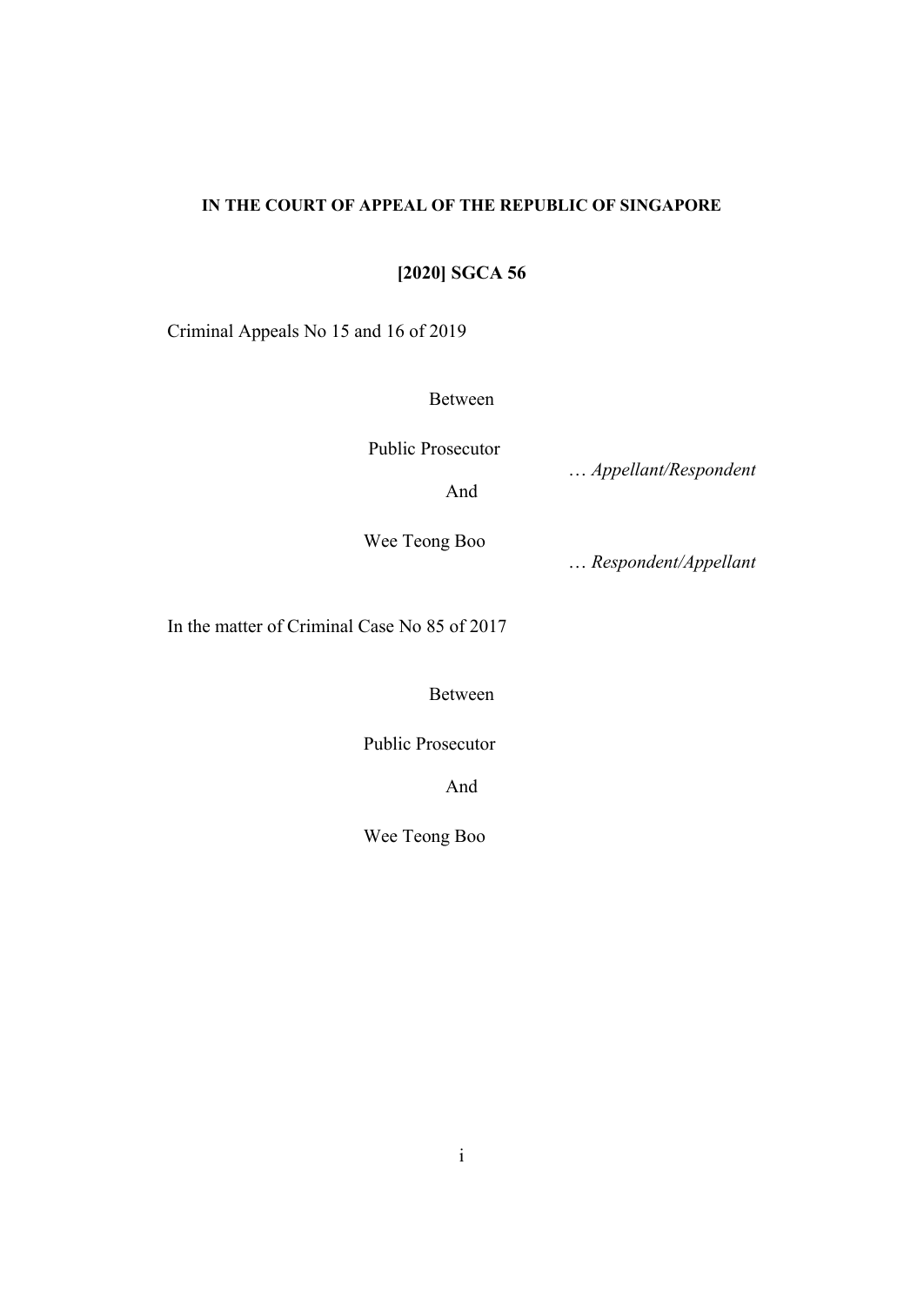**IN THE COURT OF APPEAL OF THE REPUBLIC OF SINGAPORE**

**[2020] SGCA 56**

Criminal Appeals No 15 and 16 of 2019

Between

Public Prosecutor

… *Appellant/Respondent*

And

Wee Teong Boo

… *Respondent/Appellant*

In the matter of Criminal Case No 85 of 2017

Between

Public Prosecutor

And

Wee Teong Boo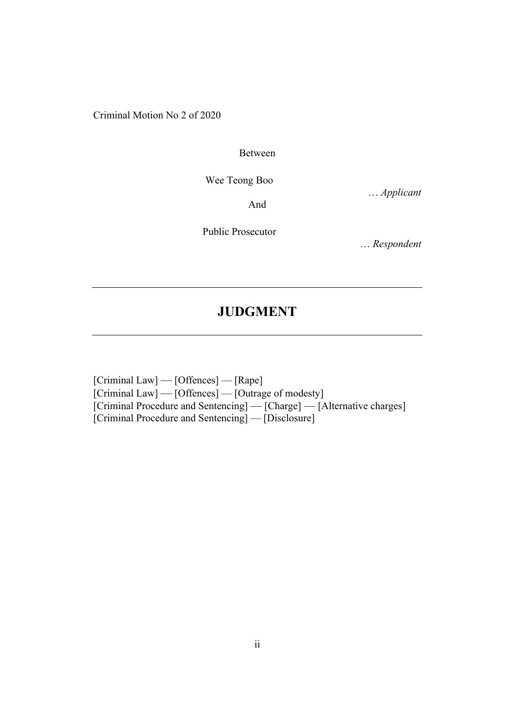Criminal Motion No 2 of 2020

Between

Wee Teong Boo

… *Applicant*

And

Public Prosecutor

… *Respondent*

---

# JUDGMENT

---

[Criminal Law] — [Offences] — [Rape]
[Criminal Law] — [Offences] — [Outrage of modesty]
[Criminal Procedure and Sentencing] — [Charge] — [Alternative charges]
[Criminal Procedure and Sentencing] — [Disclosure]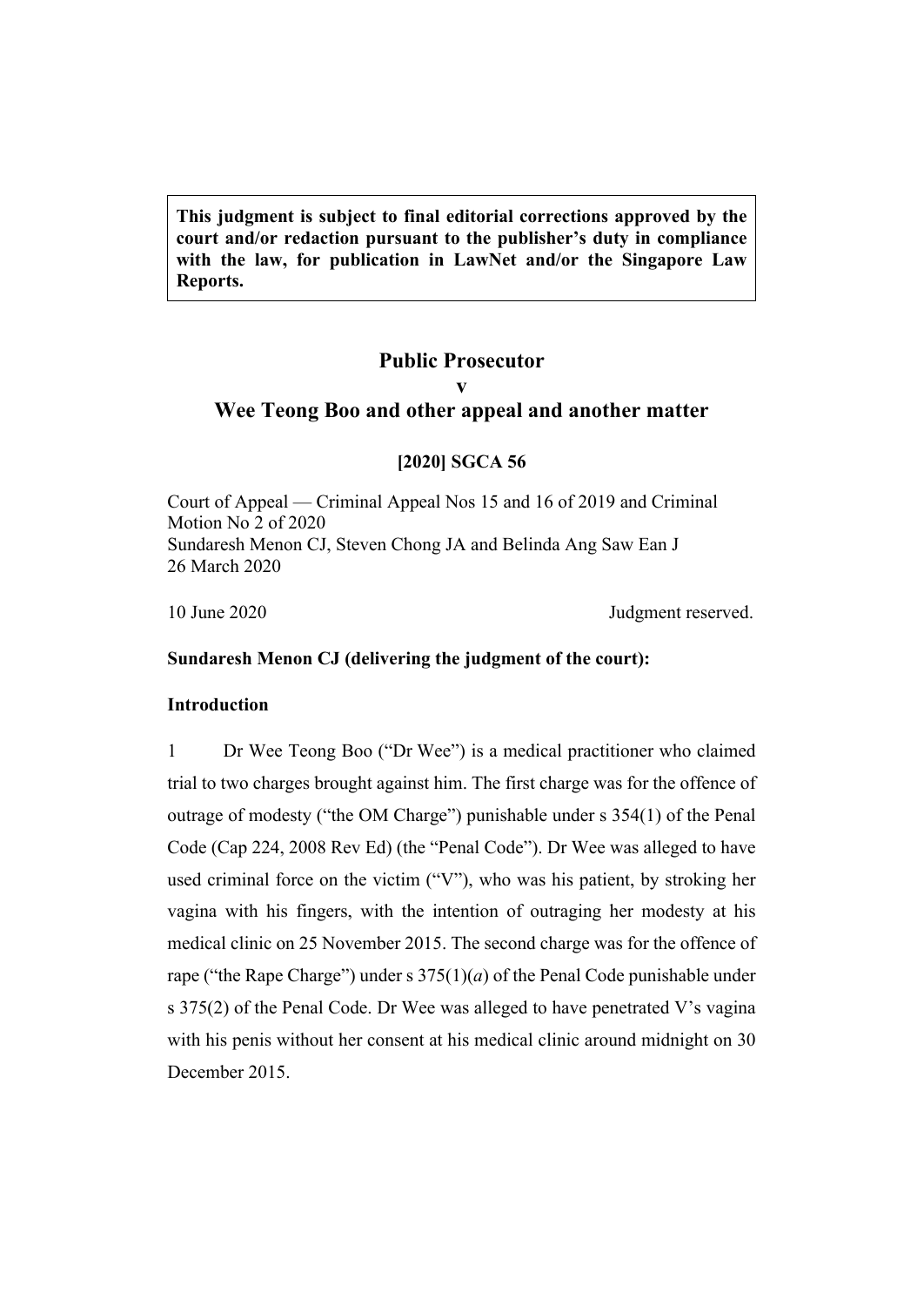**This judgment is subject to final editorial corrections approved by the court and/or redaction pursuant to the publisher's duty in compliance with the law, for publication in LawNet and/or the Singapore Law Reports.**

# Public Prosecutor
# v
# Wee Teong Boo and other appeal and another matter

**[2020] SGCA 56**

Court of Appeal — Criminal Appeal Nos 15 and 16 of 2019 and Criminal Motion No 2 of 2020
Sundaresh Menon CJ, Steven Chong JA and Belinda Ang Saw Ean J
26 March 2020

10 June 2020 Judgment reserved.

**Sundaresh Menon CJ (delivering the judgment of the court):**

## Introduction

1 Dr Wee Teong Boo ("Dr Wee") is a medical practitioner who claimed trial to two charges brought against him. The first charge was for the offence of outrage of modesty ("the OM Charge") punishable under s 354(1) of the Penal Code (Cap 224, 2008 Rev Ed) (the "Penal Code"). Dr Wee was alleged to have used criminal force on the victim ("V"), who was his patient, by stroking her vagina with his fingers, with the intention of outraging her modesty at his medical clinic on 25 November 2015. The second charge was for the offence of rape ("the Rape Charge") under s 375(1)(*a*) of the Penal Code punishable under s 375(2) of the Penal Code. Dr Wee was alleged to have penetrated V's vagina with his penis without her consent at his medical clinic around midnight on 30 December 2015.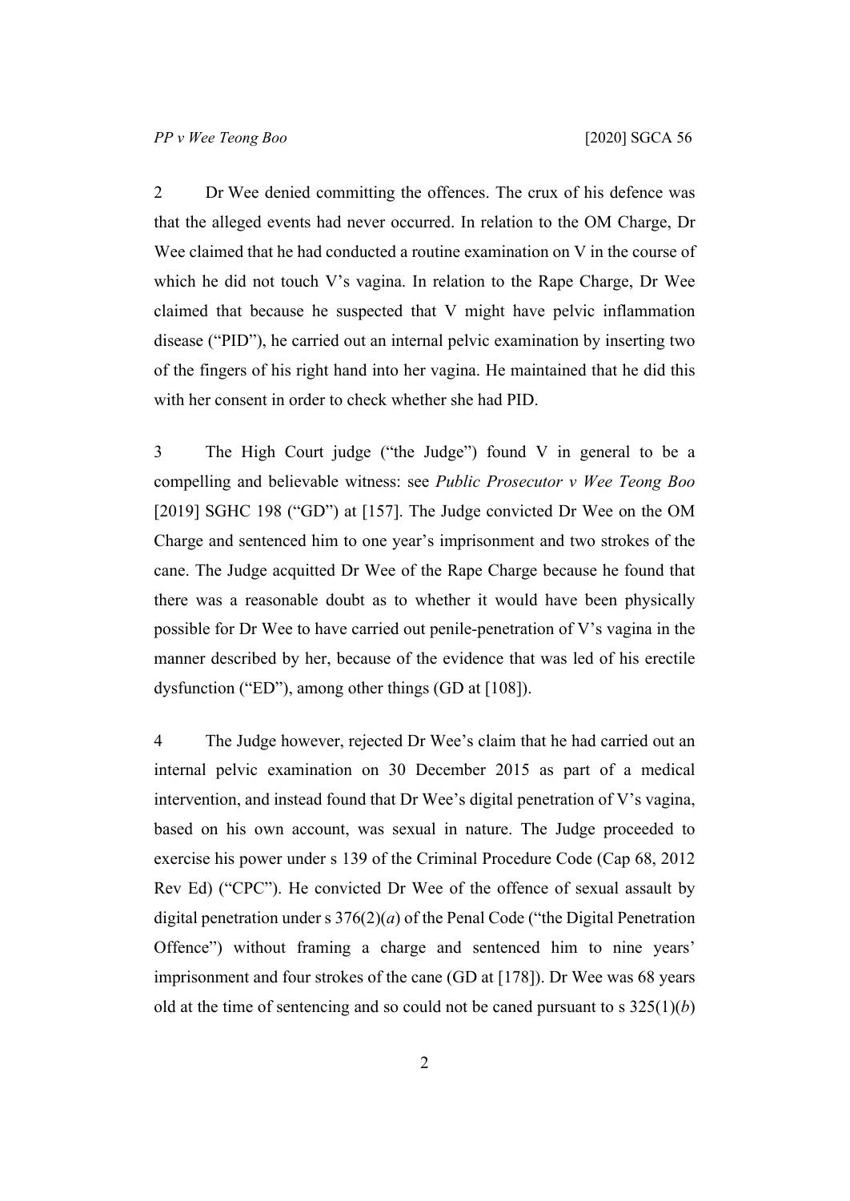2 Dr Wee denied committing the offences. The crux of his defence was that the alleged events had never occurred. In relation to the OM Charge, Dr Wee claimed that he had conducted a routine examination on V in the course of which he did not touch V's vagina. In relation to the Rape Charge, Dr Wee claimed that because he suspected that V might have pelvic inflammation disease ("PID"), he carried out an internal pelvic examination by inserting two of the fingers of his right hand into her vagina. He maintained that he did this with her consent in order to check whether she had PID.

3 The High Court judge ("the Judge") found V in general to be a compelling and believable witness: see *Public Prosecutor v Wee Teong Boo* [2019] SGHC 198 ("GD") at [157]. The Judge convicted Dr Wee on the OM Charge and sentenced him to one year's imprisonment and two strokes of the cane. The Judge acquitted Dr Wee of the Rape Charge because he found that there was a reasonable doubt as to whether it would have been physically possible for Dr Wee to have carried out penile-penetration of V's vagina in the manner described by her, because of the evidence that was led of his erectile dysfunction ("ED"), among other things (GD at [108]).

4 The Judge however, rejected Dr Wee's claim that he had carried out an internal pelvic examination on 30 December 2015 as part of a medical intervention, and instead found that Dr Wee's digital penetration of V's vagina, based on his own account, was sexual in nature. The Judge proceeded to exercise his power under s 139 of the Criminal Procedure Code (Cap 68, 2012 Rev Ed) ("CPC"). He convicted Dr Wee of the offence of sexual assault by digital penetration under s 376(2)(*a*) of the Penal Code ("the Digital Penetration Offence") without framing a charge and sentenced him to nine years' imprisonment and four strokes of the cane (GD at [178]). Dr Wee was 68 years old at the time of sentencing and so could not be caned pursuant to s 325(1)(*b*)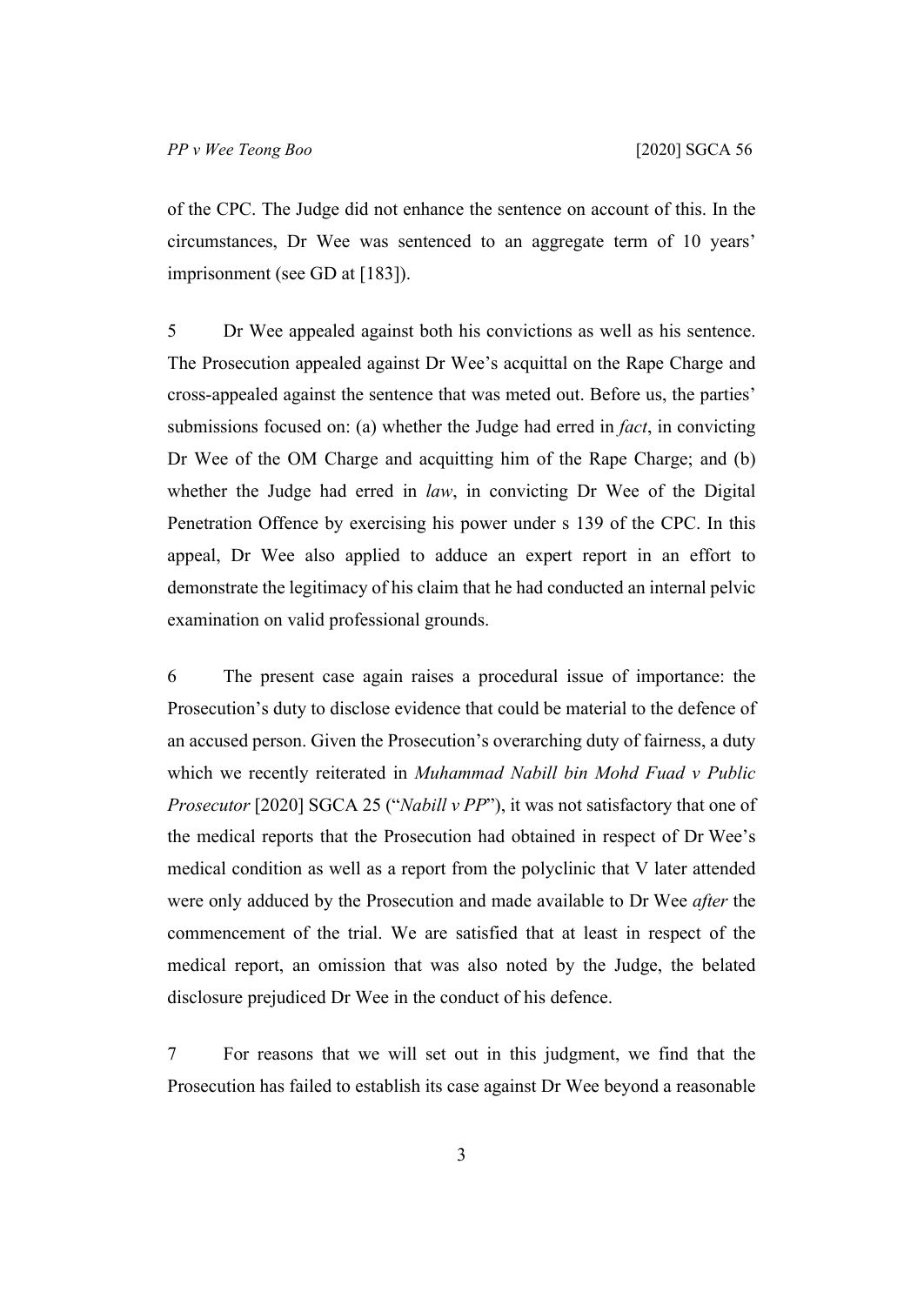of the CPC. The Judge did not enhance the sentence on account of this. In the circumstances, Dr Wee was sentenced to an aggregate term of 10 years' imprisonment (see GD at [183]).

5 Dr Wee appealed against both his convictions as well as his sentence. The Prosecution appealed against Dr Wee's acquittal on the Rape Charge and cross-appealed against the sentence that was meted out. Before us, the parties' submissions focused on: (a) whether the Judge had erred in *fact*, in convicting Dr Wee of the OM Charge and acquitting him of the Rape Charge; and (b) whether the Judge had erred in *law*, in convicting Dr Wee of the Digital Penetration Offence by exercising his power under s 139 of the CPC. In this appeal, Dr Wee also applied to adduce an expert report in an effort to demonstrate the legitimacy of his claim that he had conducted an internal pelvic examination on valid professional grounds.

6 The present case again raises a procedural issue of importance: the Prosecution's duty to disclose evidence that could be material to the defence of an accused person. Given the Prosecution's overarching duty of fairness, a duty which we recently reiterated in *Muhammad Nabill bin Mohd Fuad v Public Prosecutor* [2020] SGCA 25 ("*Nabill v PP*"), it was not satisfactory that one of the medical reports that the Prosecution had obtained in respect of Dr Wee's medical condition as well as a report from the polyclinic that V later attended were only adduced by the Prosecution and made available to Dr Wee *after* the commencement of the trial. We are satisfied that at least in respect of the medical report, an omission that was also noted by the Judge, the belated disclosure prejudiced Dr Wee in the conduct of his defence.

7 For reasons that we will set out in this judgment, we find that the Prosecution has failed to establish its case against Dr Wee beyond a reasonable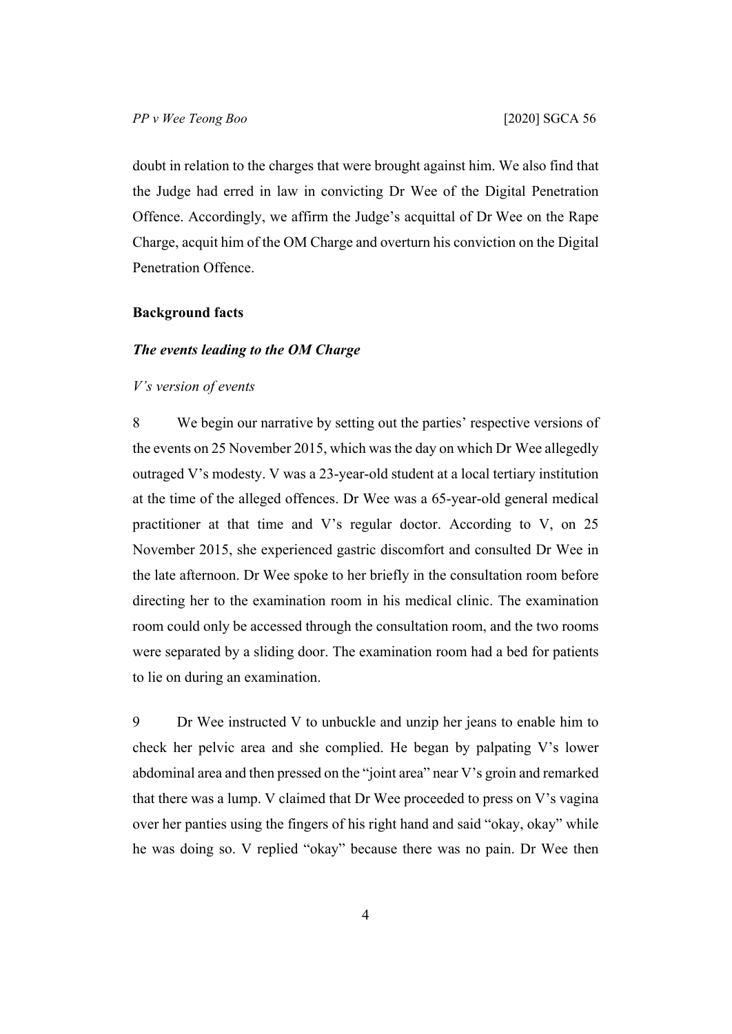doubt in relation to the charges that were brought against him. We also find that the Judge had erred in law in convicting Dr Wee of the Digital Penetration Offence. Accordingly, we affirm the Judge's acquittal of Dr Wee on the Rape Charge, acquit him of the OM Charge and overturn his conviction on the Digital Penetration Offence.

## Background facts

### *The events leading to the OM Charge*

#### *V's version of events*

8 We begin our narrative by setting out the parties' respective versions of the events on 25 November 2015, which was the day on which Dr Wee allegedly outraged V's modesty. V was a 23-year-old student at a local tertiary institution at the time of the alleged offences. Dr Wee was a 65-year-old general medical practitioner at that time and V's regular doctor. According to V, on 25 November 2015, she experienced gastric discomfort and consulted Dr Wee in the late afternoon. Dr Wee spoke to her briefly in the consultation room before directing her to the examination room in his medical clinic. The examination room could only be accessed through the consultation room, and the two rooms were separated by a sliding door. The examination room had a bed for patients to lie on during an examination.

9 Dr Wee instructed V to unbuckle and unzip her jeans to enable him to check her pelvic area and she complied. He began by palpating V's lower abdominal area and then pressed on the "joint area" near V's groin and remarked that there was a lump. V claimed that Dr Wee proceeded to press on V's vagina over her panties using the fingers of his right hand and said "okay, okay" while he was doing so. V replied "okay" because there was no pain. Dr Wee then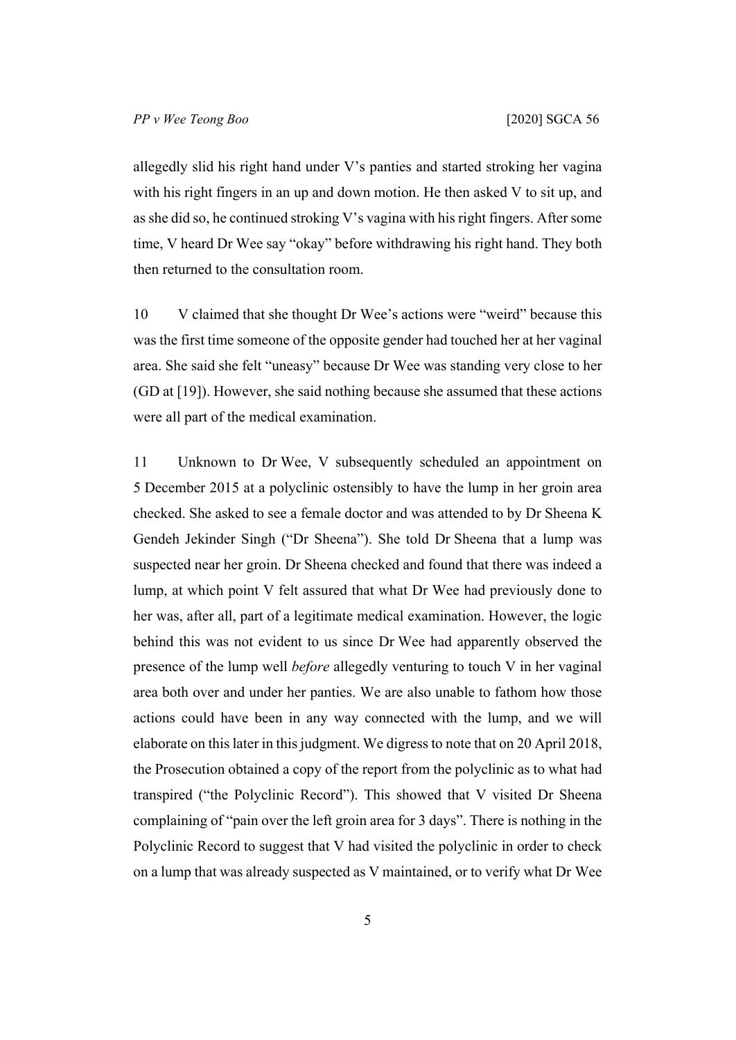allegedly slid his right hand under V's panties and started stroking her vagina with his right fingers in an up and down motion. He then asked V to sit up, and as she did so, he continued stroking V's vagina with his right fingers. After some time, V heard Dr Wee say "okay" before withdrawing his right hand. They both then returned to the consultation room.

10 V claimed that she thought Dr Wee's actions were "weird" because this was the first time someone of the opposite gender had touched her at her vaginal area. She said she felt "uneasy" because Dr Wee was standing very close to her (GD at [19]). However, she said nothing because she assumed that these actions were all part of the medical examination.

11 Unknown to Dr Wee, V subsequently scheduled an appointment on 5 December 2015 at a polyclinic ostensibly to have the lump in her groin area checked. She asked to see a female doctor and was attended to by Dr Sheena K Gendeh Jekinder Singh ("Dr Sheena"). She told Dr Sheena that a lump was suspected near her groin. Dr Sheena checked and found that there was indeed a lump, at which point V felt assured that what Dr Wee had previously done to her was, after all, part of a legitimate medical examination. However, the logic behind this was not evident to us since Dr Wee had apparently observed the presence of the lump well *before* allegedly venturing to touch V in her vaginal area both over and under her panties. We are also unable to fathom how those actions could have been in any way connected with the lump, and we will elaborate on this later in this judgment. We digress to note that on 20 April 2018, the Prosecution obtained a copy of the report from the polyclinic as to what had transpired ("the Polyclinic Record"). This showed that V visited Dr Sheena complaining of "pain over the left groin area for 3 days". There is nothing in the Polyclinic Record to suggest that V had visited the polyclinic in order to check on a lump that was already suspected as V maintained, or to verify what Dr Wee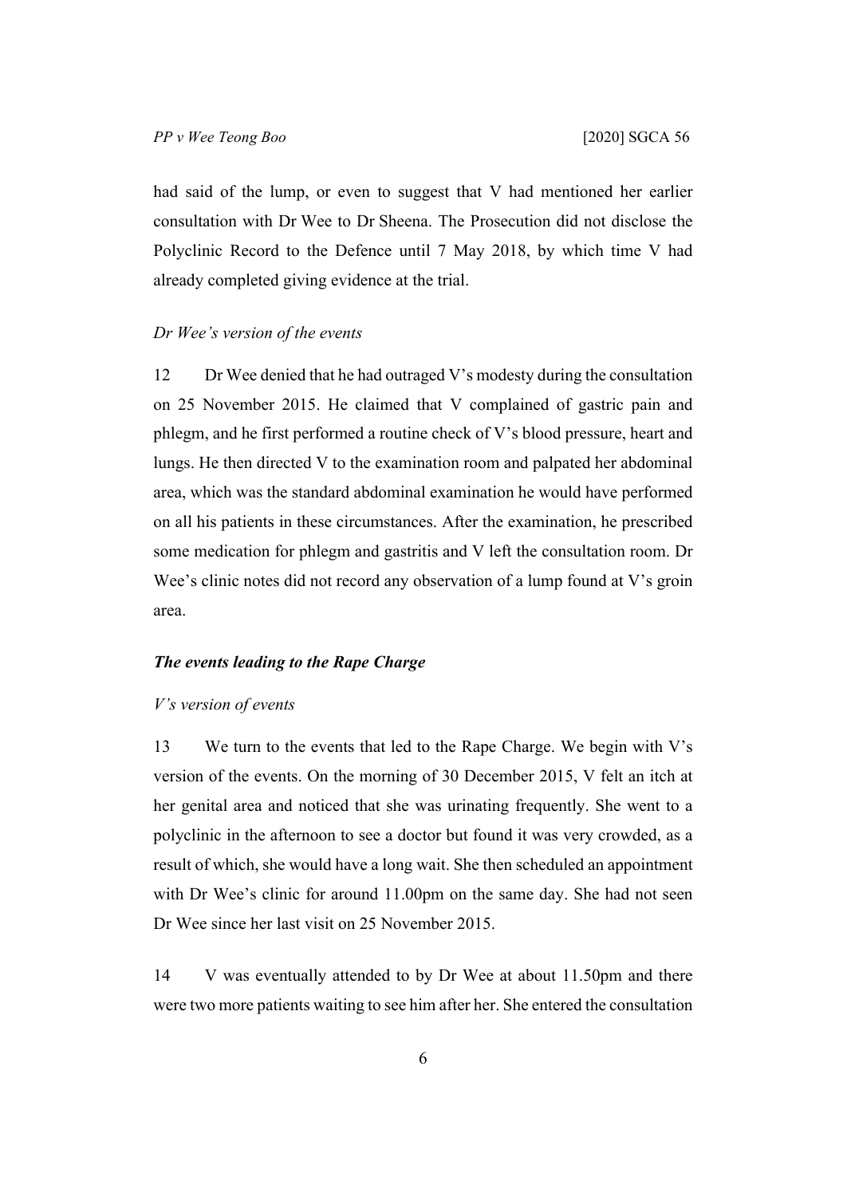had said of the lump, or even to suggest that V had mentioned her earlier consultation with Dr Wee to Dr Sheena. The Prosecution did not disclose the Polyclinic Record to the Defence until 7 May 2018, by which time V had already completed giving evidence at the trial.

*Dr Wee's version of the events*

12 Dr Wee denied that he had outraged V's modesty during the consultation on 25 November 2015. He claimed that V complained of gastric pain and phlegm, and he first performed a routine check of V's blood pressure, heart and lungs. He then directed V to the examination room and palpated her abdominal area, which was the standard abdominal examination he would have performed on all his patients in these circumstances. After the examination, he prescribed some medication for phlegm and gastritis and V left the consultation room. Dr Wee's clinic notes did not record any observation of a lump found at V's groin area.

***The events leading to the Rape Charge***

*V's version of events*

13 We turn to the events that led to the Rape Charge. We begin with V's version of the events. On the morning of 30 December 2015, V felt an itch at her genital area and noticed that she was urinating frequently. She went to a polyclinic in the afternoon to see a doctor but found it was very crowded, as a result of which, she would have a long wait. She then scheduled an appointment with Dr Wee's clinic for around 11.00pm on the same day. She had not seen Dr Wee since her last visit on 25 November 2015.

14 V was eventually attended to by Dr Wee at about 11.50pm and there were two more patients waiting to see him after her. She entered the consultation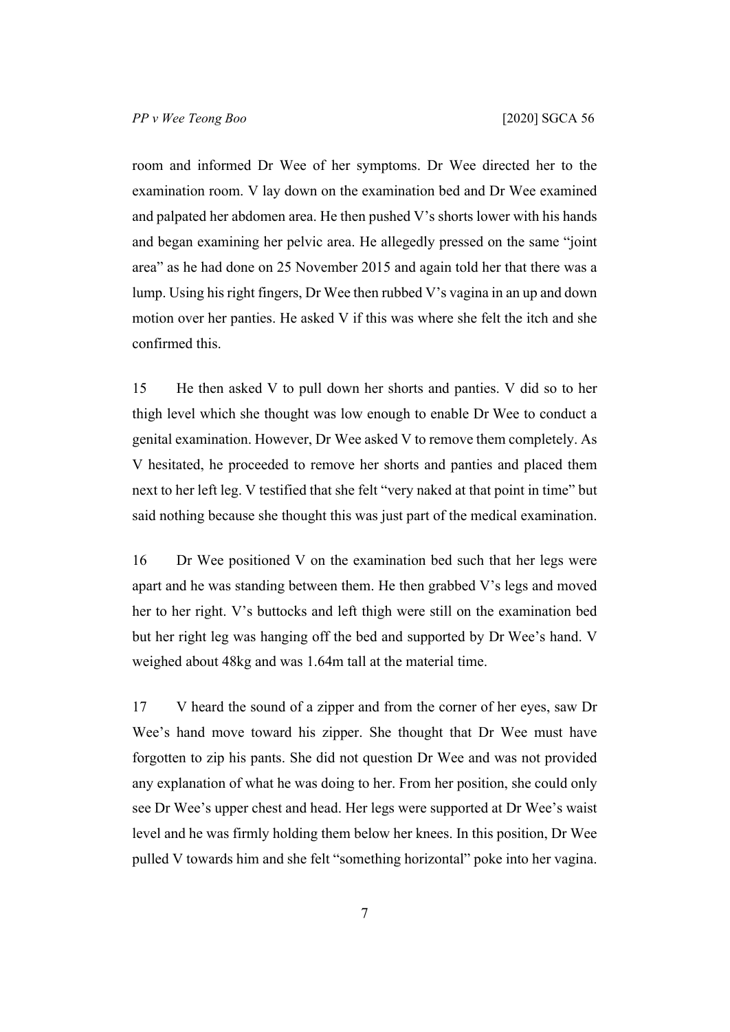room and informed Dr Wee of her symptoms. Dr Wee directed her to the examination room. V lay down on the examination bed and Dr Wee examined and palpated her abdomen area. He then pushed V's shorts lower with his hands and began examining her pelvic area. He allegedly pressed on the same "joint area" as he had done on 25 November 2015 and again told her that there was a lump. Using his right fingers, Dr Wee then rubbed V's vagina in an up and down motion over her panties. He asked V if this was where she felt the itch and she confirmed this.

15 He then asked V to pull down her shorts and panties. V did so to her thigh level which she thought was low enough to enable Dr Wee to conduct a genital examination. However, Dr Wee asked V to remove them completely. As V hesitated, he proceeded to remove her shorts and panties and placed them next to her left leg. V testified that she felt "very naked at that point in time" but said nothing because she thought this was just part of the medical examination.

16 Dr Wee positioned V on the examination bed such that her legs were apart and he was standing between them. He then grabbed V's legs and moved her to her right. V's buttocks and left thigh were still on the examination bed but her right leg was hanging off the bed and supported by Dr Wee's hand. V weighed about 48kg and was 1.64m tall at the material time.

17 V heard the sound of a zipper and from the corner of her eyes, saw Dr Wee's hand move toward his zipper. She thought that Dr Wee must have forgotten to zip his pants. She did not question Dr Wee and was not provided any explanation of what he was doing to her. From her position, she could only see Dr Wee's upper chest and head. Her legs were supported at Dr Wee's waist level and he was firmly holding them below her knees. In this position, Dr Wee pulled V towards him and she felt "something horizontal" poke into her vagina.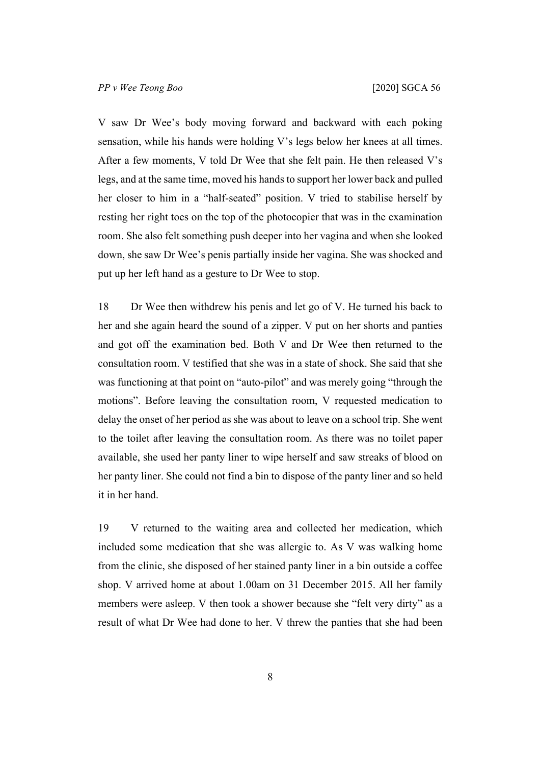V saw Dr Wee's body moving forward and backward with each poking sensation, while his hands were holding V's legs below her knees at all times. After a few moments, V told Dr Wee that she felt pain. He then released V's legs, and at the same time, moved his hands to support her lower back and pulled her closer to him in a "half-seated" position. V tried to stabilise herself by resting her right toes on the top of the photocopier that was in the examination room. She also felt something push deeper into her vagina and when she looked down, she saw Dr Wee's penis partially inside her vagina. She was shocked and put up her left hand as a gesture to Dr Wee to stop.

18 Dr Wee then withdrew his penis and let go of V. He turned his back to her and she again heard the sound of a zipper. V put on her shorts and panties and got off the examination bed. Both V and Dr Wee then returned to the consultation room. V testified that she was in a state of shock. She said that she was functioning at that point on "auto-pilot" and was merely going "through the motions". Before leaving the consultation room, V requested medication to delay the onset of her period as she was about to leave on a school trip. She went to the toilet after leaving the consultation room. As there was no toilet paper available, she used her panty liner to wipe herself and saw streaks of blood on her panty liner. She could not find a bin to dispose of the panty liner and so held it in her hand.

19 V returned to the waiting area and collected her medication, which included some medication that she was allergic to. As V was walking home from the clinic, she disposed of her stained panty liner in a bin outside a coffee shop. V arrived home at about 1.00am on 31 December 2015. All her family members were asleep. V then took a shower because she "felt very dirty" as a result of what Dr Wee had done to her. V threw the panties that she had been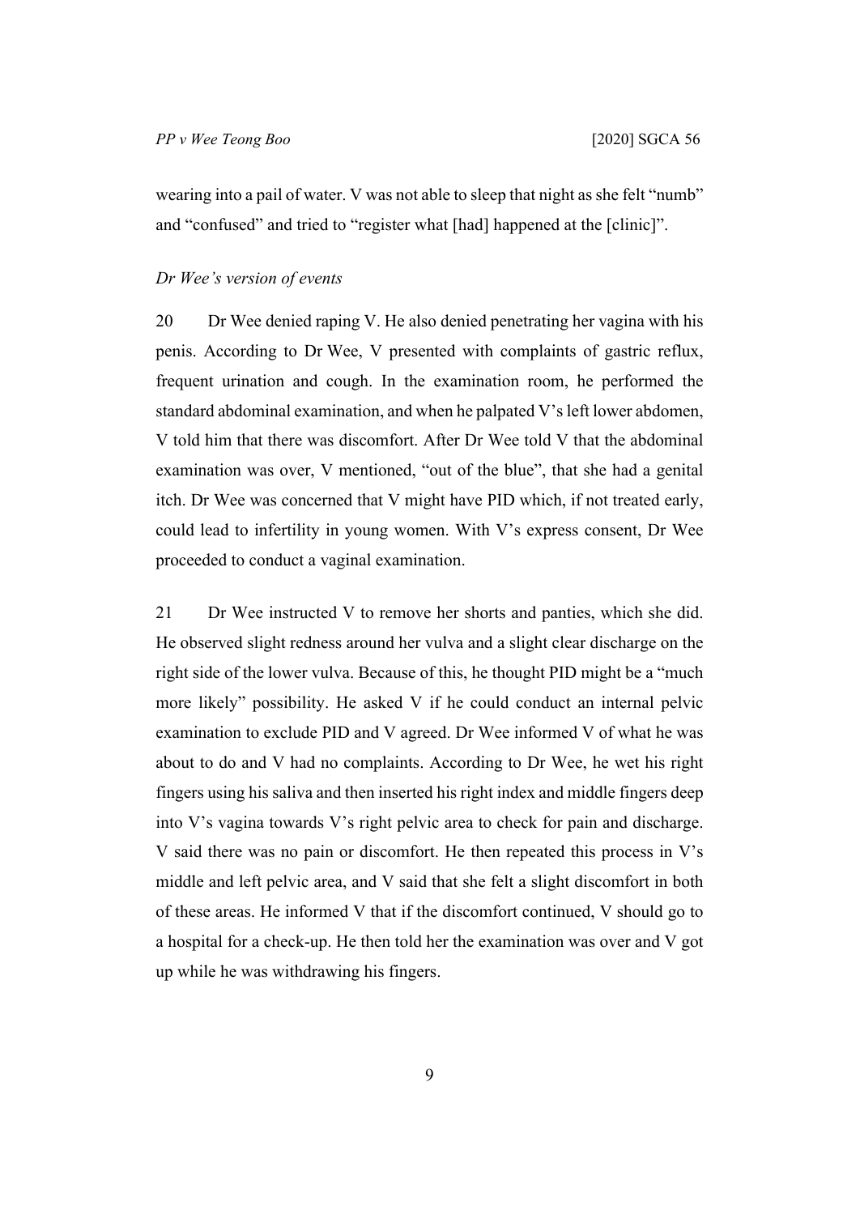wearing into a pail of water. V was not able to sleep that night as she felt "numb" and "confused" and tried to "register what [had] happened at the [clinic]".

### *Dr Wee's version of events*

20 Dr Wee denied raping V. He also denied penetrating her vagina with his penis. According to Dr Wee, V presented with complaints of gastric reflux, frequent urination and cough. In the examination room, he performed the standard abdominal examination, and when he palpated V's left lower abdomen, V told him that there was discomfort. After Dr Wee told V that the abdominal examination was over, V mentioned, "out of the blue", that she had a genital itch. Dr Wee was concerned that V might have PID which, if not treated early, could lead to infertility in young women. With V's express consent, Dr Wee proceeded to conduct a vaginal examination.

21 Dr Wee instructed V to remove her shorts and panties, which she did. He observed slight redness around her vulva and a slight clear discharge on the right side of the lower vulva. Because of this, he thought PID might be a "much more likely" possibility. He asked V if he could conduct an internal pelvic examination to exclude PID and V agreed. Dr Wee informed V of what he was about to do and V had no complaints. According to Dr Wee, he wet his right fingers using his saliva and then inserted his right index and middle fingers deep into V's vagina towards V's right pelvic area to check for pain and discharge. V said there was no pain or discomfort. He then repeated this process in V's middle and left pelvic area, and V said that she felt a slight discomfort in both of these areas. He informed V that if the discomfort continued, V should go to a hospital for a check-up. He then told her the examination was over and V got up while he was withdrawing his fingers.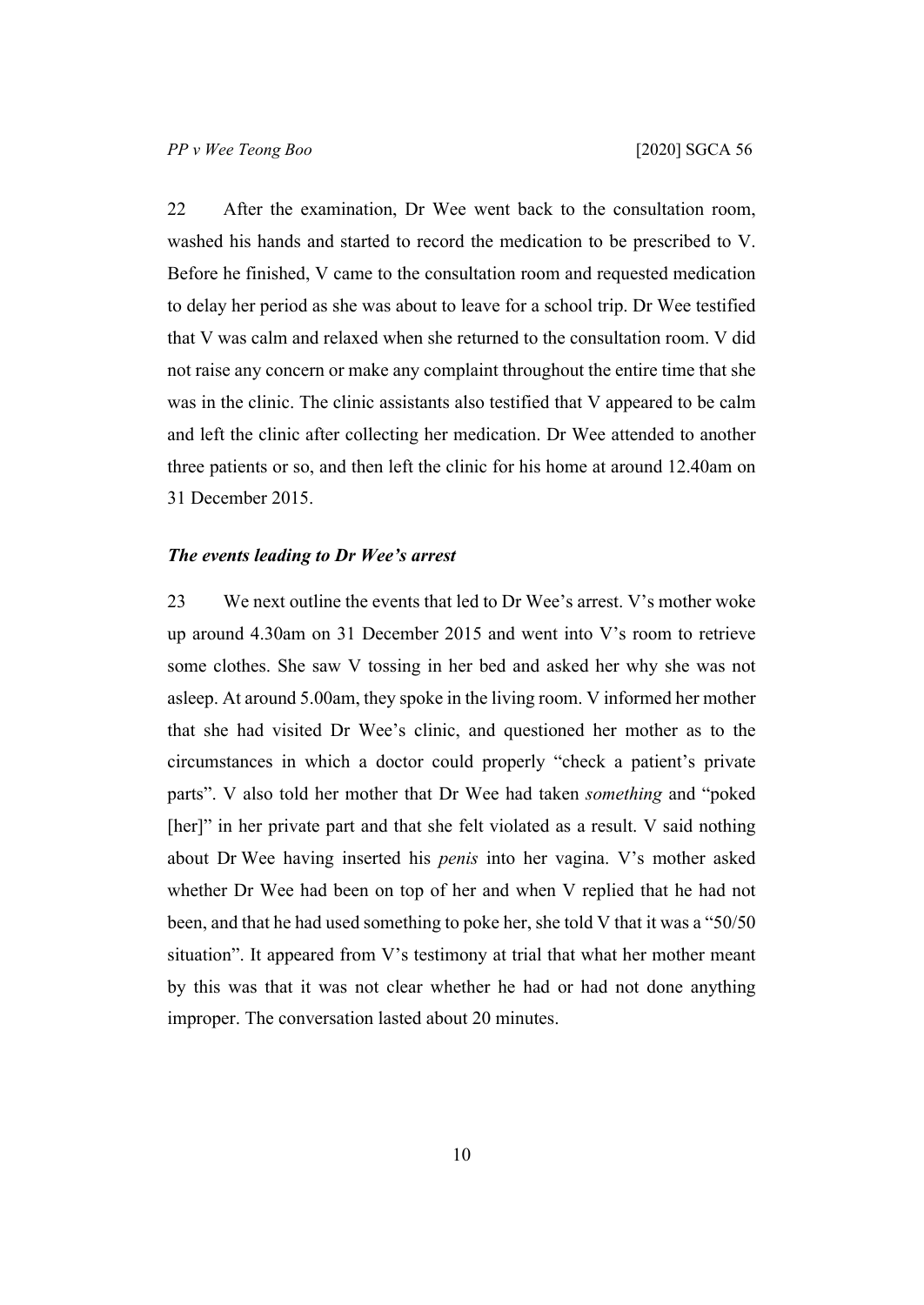22 After the examination, Dr Wee went back to the consultation room, washed his hands and started to record the medication to be prescribed to V. Before he finished, V came to the consultation room and requested medication to delay her period as she was about to leave for a school trip. Dr Wee testified that V was calm and relaxed when she returned to the consultation room. V did not raise any concern or make any complaint throughout the entire time that she was in the clinic. The clinic assistants also testified that V appeared to be calm and left the clinic after collecting her medication. Dr Wee attended to another three patients or so, and then left the clinic for his home at around 12.40am on 31 December 2015.

### *The events leading to Dr Wee's arrest*

23 We next outline the events that led to Dr Wee's arrest. V's mother woke up around 4.30am on 31 December 2015 and went into V's room to retrieve some clothes. She saw V tossing in her bed and asked her why she was not asleep. At around 5.00am, they spoke in the living room. V informed her mother that she had visited Dr Wee's clinic, and questioned her mother as to the circumstances in which a doctor could properly "check a patient's private parts". V also told her mother that Dr Wee had taken *something* and "poked [her]" in her private part and that she felt violated as a result. V said nothing about Dr Wee having inserted his *penis* into her vagina. V's mother asked whether Dr Wee had been on top of her and when V replied that he had not been, and that he had used something to poke her, she told V that it was a "50/50 situation". It appeared from V's testimony at trial that what her mother meant by this was that it was not clear whether he had or had not done anything improper. The conversation lasted about 20 minutes.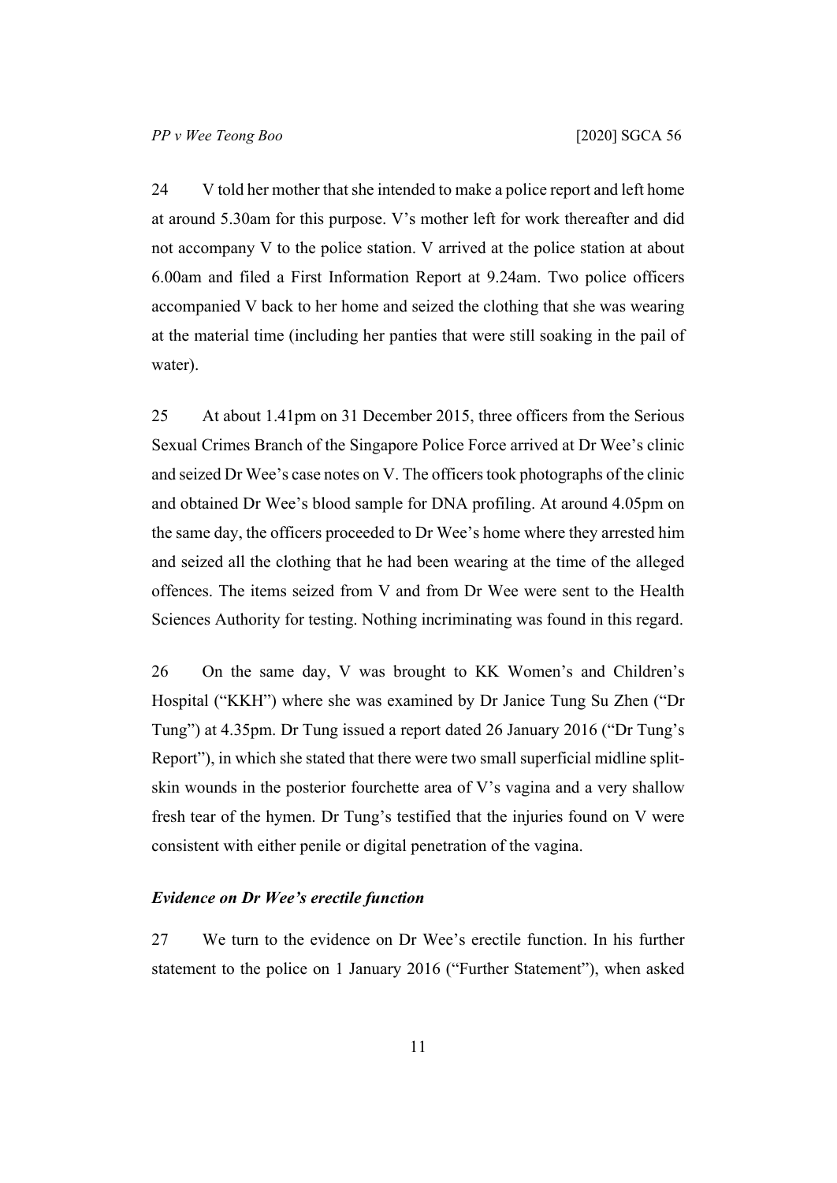24 V told her mother that she intended to make a police report and left home at around 5.30am for this purpose. V's mother left for work thereafter and did not accompany V to the police station. V arrived at the police station at about 6.00am and filed a First Information Report at 9.24am. Two police officers accompanied V back to her home and seized the clothing that she was wearing at the material time (including her panties that were still soaking in the pail of water).

25 At about 1.41pm on 31 December 2015, three officers from the Serious Sexual Crimes Branch of the Singapore Police Force arrived at Dr Wee's clinic and seized Dr Wee's case notes on V. The officers took photographs of the clinic and obtained Dr Wee's blood sample for DNA profiling. At around 4.05pm on the same day, the officers proceeded to Dr Wee's home where they arrested him and seized all the clothing that he had been wearing at the time of the alleged offences. The items seized from V and from Dr Wee were sent to the Health Sciences Authority for testing. Nothing incriminating was found in this regard.

26 On the same day, V was brought to KK Women's and Children's Hospital ("KKH") where she was examined by Dr Janice Tung Su Zhen ("Dr Tung") at 4.35pm. Dr Tung issued a report dated 26 January 2016 ("Dr Tung's Report"), in which she stated that there were two small superficial midline split-skin wounds in the posterior fourchette area of V's vagina and a very shallow fresh tear of the hymen. Dr Tung's testified that the injuries found on V were consistent with either penile or digital penetration of the vagina.

### *Evidence on Dr Wee's erectile function*

27 We turn to the evidence on Dr Wee's erectile function. In his further statement to the police on 1 January 2016 ("Further Statement"), when asked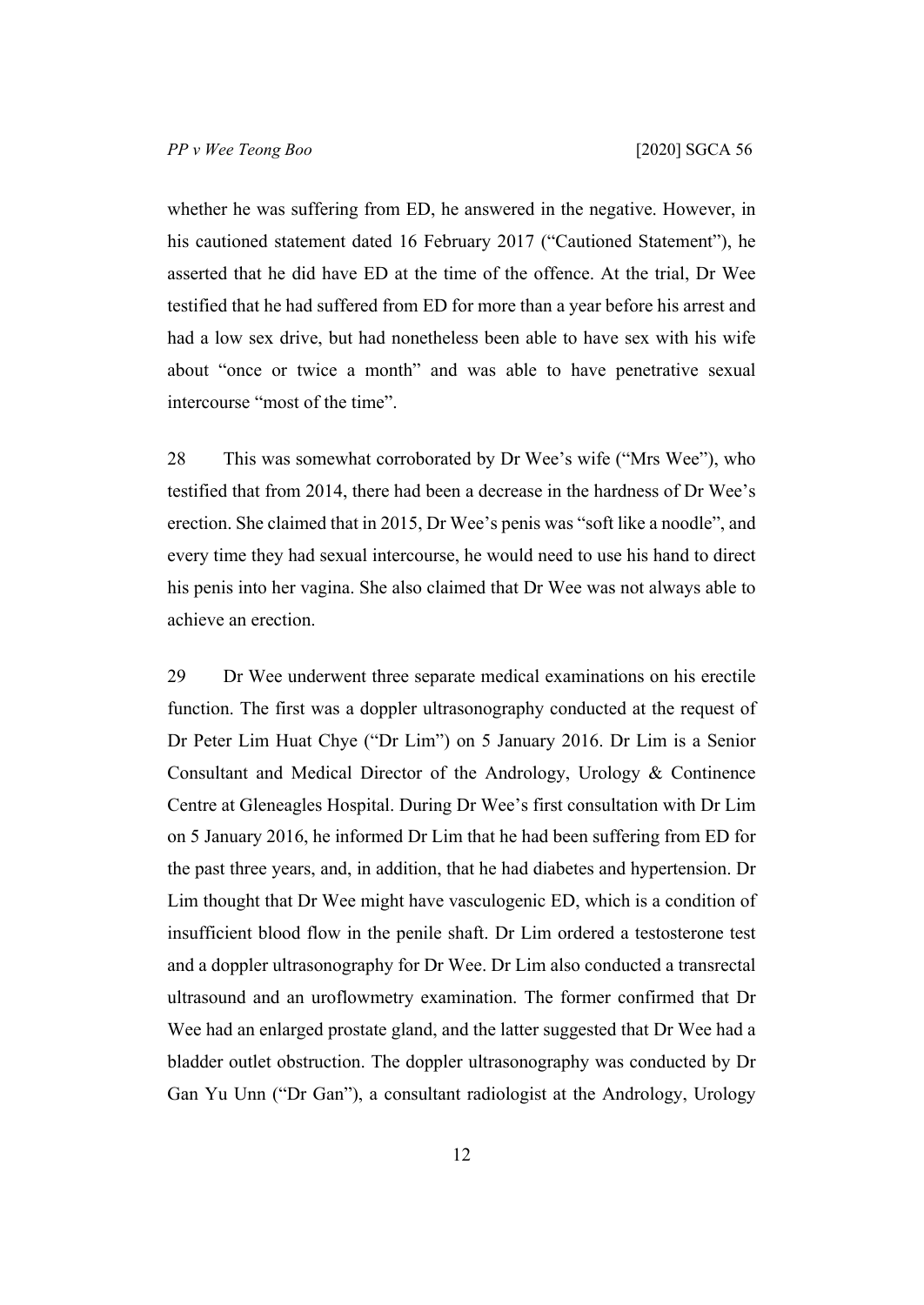whether he was suffering from ED, he answered in the negative. However, in his cautioned statement dated 16 February 2017 ("Cautioned Statement"), he asserted that he did have ED at the time of the offence. At the trial, Dr Wee testified that he had suffered from ED for more than a year before his arrest and had a low sex drive, but had nonetheless been able to have sex with his wife about "once or twice a month" and was able to have penetrative sexual intercourse "most of the time".

28 This was somewhat corroborated by Dr Wee's wife ("Mrs Wee"), who testified that from 2014, there had been a decrease in the hardness of Dr Wee's erection. She claimed that in 2015, Dr Wee's penis was "soft like a noodle", and every time they had sexual intercourse, he would need to use his hand to direct his penis into her vagina. She also claimed that Dr Wee was not always able to achieve an erection.

29 Dr Wee underwent three separate medical examinations on his erectile function. The first was a doppler ultrasonography conducted at the request of Dr Peter Lim Huat Chye ("Dr Lim") on 5 January 2016. Dr Lim is a Senior Consultant and Medical Director of the Andrology, Urology & Continence Centre at Gleneagles Hospital. During Dr Wee's first consultation with Dr Lim on 5 January 2016, he informed Dr Lim that he had been suffering from ED for the past three years, and, in addition, that he had diabetes and hypertension. Dr Lim thought that Dr Wee might have vasculogenic ED, which is a condition of insufficient blood flow in the penile shaft. Dr Lim ordered a testosterone test and a doppler ultrasonography for Dr Wee. Dr Lim also conducted a transrectal ultrasound and an uroflowmetry examination. The former confirmed that Dr Wee had an enlarged prostate gland, and the latter suggested that Dr Wee had a bladder outlet obstruction. The doppler ultrasonography was conducted by Dr Gan Yu Unn ("Dr Gan"), a consultant radiologist at the Andrology, Urology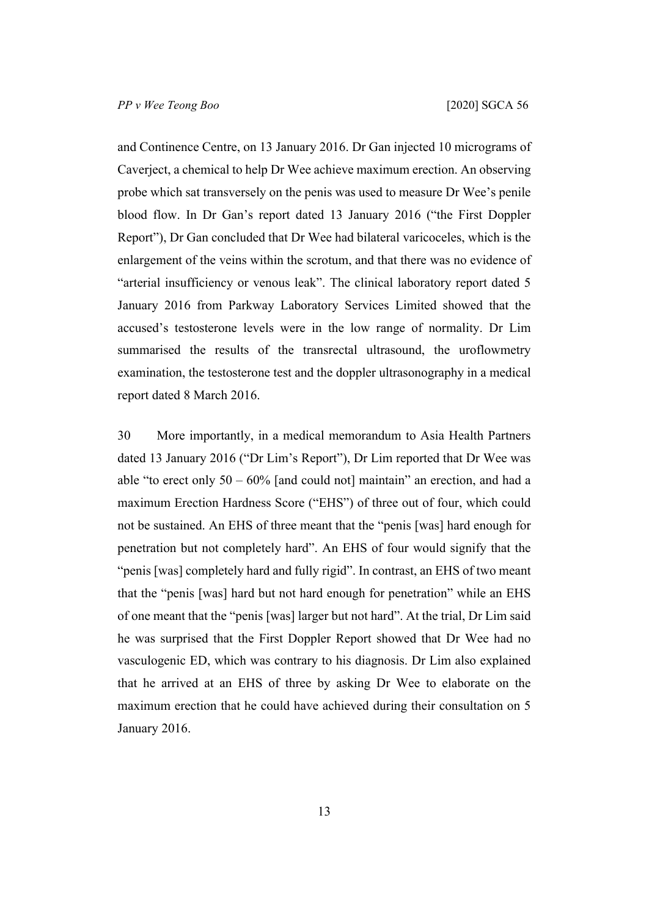and Continence Centre, on 13 January 2016. Dr Gan injected 10 micrograms of Caverject, a chemical to help Dr Wee achieve maximum erection. An observing probe which sat transversely on the penis was used to measure Dr Wee's penile blood flow. In Dr Gan's report dated 13 January 2016 ("the First Doppler Report"), Dr Gan concluded that Dr Wee had bilateral varicoceles, which is the enlargement of the veins within the scrotum, and that there was no evidence of "arterial insufficiency or venous leak". The clinical laboratory report dated 5 January 2016 from Parkway Laboratory Services Limited showed that the accused's testosterone levels were in the low range of normality. Dr Lim summarised the results of the transrectal ultrasound, the uroflowmetry examination, the testosterone test and the doppler ultrasonography in a medical report dated 8 March 2016.

30 More importantly, in a medical memorandum to Asia Health Partners dated 13 January 2016 ("Dr Lim's Report"), Dr Lim reported that Dr Wee was able "to erect only 50 – 60% [and could not] maintain" an erection, and had a maximum Erection Hardness Score ("EHS") of three out of four, which could not be sustained. An EHS of three meant that the "penis [was] hard enough for penetration but not completely hard". An EHS of four would signify that the "penis [was] completely hard and fully rigid". In contrast, an EHS of two meant that the "penis [was] hard but not hard enough for penetration" while an EHS of one meant that the "penis [was] larger but not hard". At the trial, Dr Lim said he was surprised that the First Doppler Report showed that Dr Wee had no vasculogenic ED, which was contrary to his diagnosis. Dr Lim also explained that he arrived at an EHS of three by asking Dr Wee to elaborate on the maximum erection that he could have achieved during their consultation on 5 January 2016.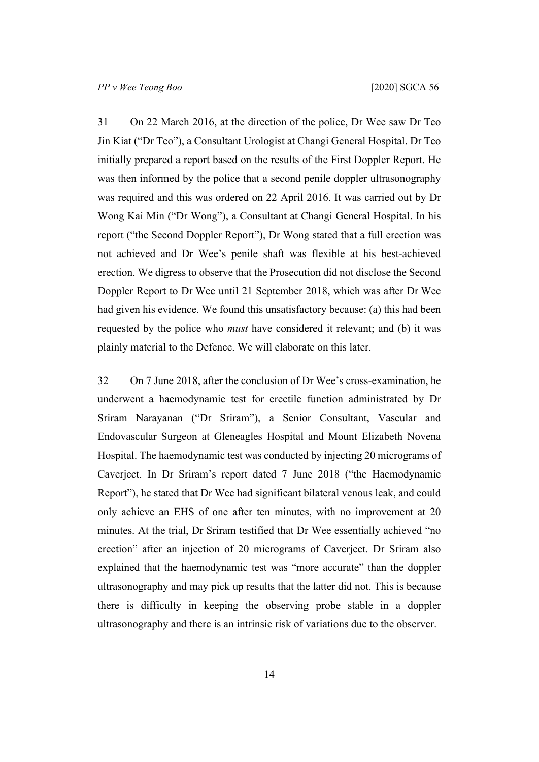31 On 22 March 2016, at the direction of the police, Dr Wee saw Dr Teo Jin Kiat ("Dr Teo"), a Consultant Urologist at Changi General Hospital. Dr Teo initially prepared a report based on the results of the First Doppler Report. He was then informed by the police that a second penile doppler ultrasonography was required and this was ordered on 22 April 2016. It was carried out by Dr Wong Kai Min ("Dr Wong"), a Consultant at Changi General Hospital. In his report ("the Second Doppler Report"), Dr Wong stated that a full erection was not achieved and Dr Wee's penile shaft was flexible at his best-achieved erection. We digress to observe that the Prosecution did not disclose the Second Doppler Report to Dr Wee until 21 September 2018, which was after Dr Wee had given his evidence. We found this unsatisfactory because: (a) this had been requested by the police who *must* have considered it relevant; and (b) it was plainly material to the Defence. We will elaborate on this later.

32 On 7 June 2018, after the conclusion of Dr Wee's cross-examination, he underwent a haemodynamic test for erectile function administrated by Dr Sriram Narayanan ("Dr Sriram"), a Senior Consultant, Vascular and Endovascular Surgeon at Gleneagles Hospital and Mount Elizabeth Novena Hospital. The haemodynamic test was conducted by injecting 20 micrograms of Caverject. In Dr Sriram's report dated 7 June 2018 ("the Haemodynamic Report"), he stated that Dr Wee had significant bilateral venous leak, and could only achieve an EHS of one after ten minutes, with no improvement at 20 minutes. At the trial, Dr Sriram testified that Dr Wee essentially achieved "no erection" after an injection of 20 micrograms of Caverject. Dr Sriram also explained that the haemodynamic test was "more accurate" than the doppler ultrasonography and may pick up results that the latter did not. This is because there is difficulty in keeping the observing probe stable in a doppler ultrasonography and there is an intrinsic risk of variations due to the observer.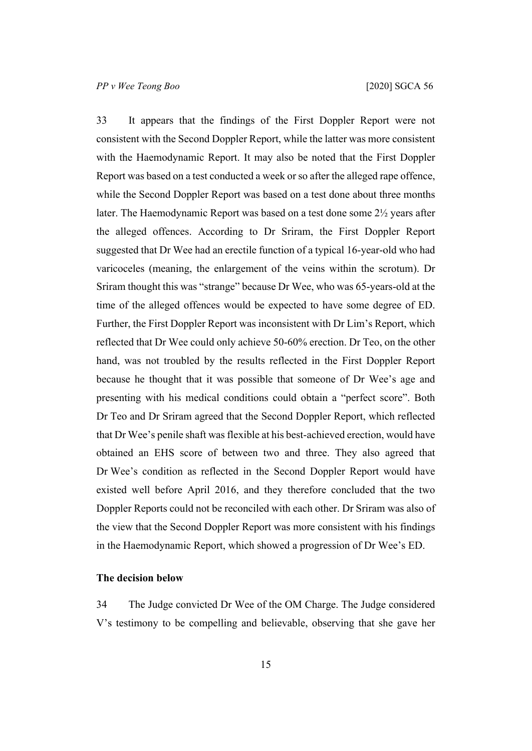33 It appears that the findings of the First Doppler Report were not consistent with the Second Doppler Report, while the latter was more consistent with the Haemodynamic Report. It may also be noted that the First Doppler Report was based on a test conducted a week or so after the alleged rape offence, while the Second Doppler Report was based on a test done about three months later. The Haemodynamic Report was based on a test done some 2½ years after the alleged offences. According to Dr Sriram, the First Doppler Report suggested that Dr Wee had an erectile function of a typical 16-year-old who had varicoceles (meaning, the enlargement of the veins within the scrotum). Dr Sriram thought this was "strange" because Dr Wee, who was 65-years-old at the time of the alleged offences would be expected to have some degree of ED. Further, the First Doppler Report was inconsistent with Dr Lim's Report, which reflected that Dr Wee could only achieve 50-60% erection. Dr Teo, on the other hand, was not troubled by the results reflected in the First Doppler Report because he thought that it was possible that someone of Dr Wee's age and presenting with his medical conditions could obtain a "perfect score". Both Dr Teo and Dr Sriram agreed that the Second Doppler Report, which reflected that Dr Wee's penile shaft was flexible at his best-achieved erection, would have obtained an EHS score of between two and three. They also agreed that Dr Wee's condition as reflected in the Second Doppler Report would have existed well before April 2016, and they therefore concluded that the two Doppler Reports could not be reconciled with each other. Dr Sriram was also of the view that the Second Doppler Report was more consistent with his findings in the Haemodynamic Report, which showed a progression of Dr Wee's ED.

**The decision below**

34 The Judge convicted Dr Wee of the OM Charge. The Judge considered V's testimony to be compelling and believable, observing that she gave her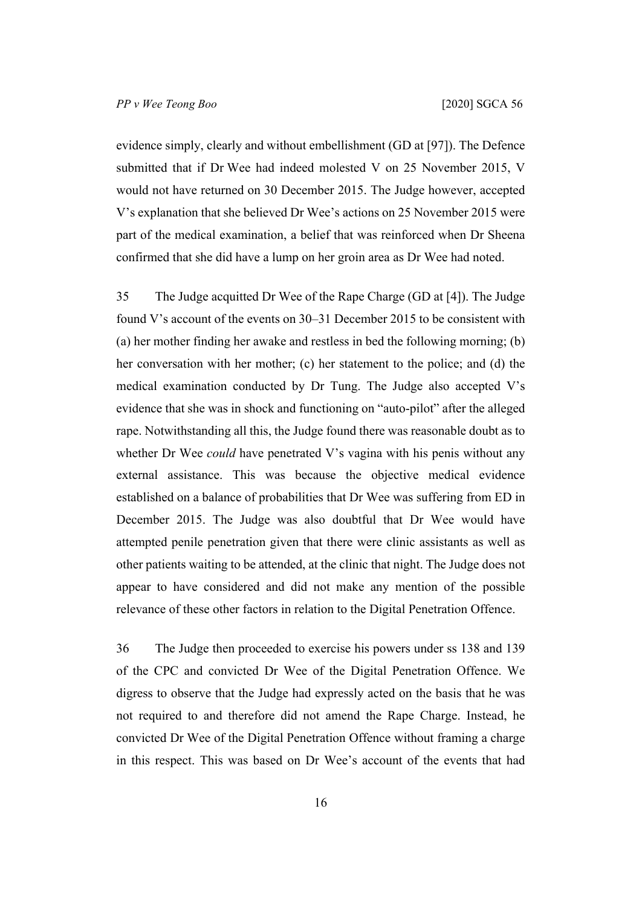evidence simply, clearly and without embellishment (GD at [97]). The Defence submitted that if Dr Wee had indeed molested V on 25 November 2015, V would not have returned on 30 December 2015. The Judge however, accepted V's explanation that she believed Dr Wee's actions on 25 November 2015 were part of the medical examination, a belief that was reinforced when Dr Sheena confirmed that she did have a lump on her groin area as Dr Wee had noted.

35 The Judge acquitted Dr Wee of the Rape Charge (GD at [4]). The Judge found V's account of the events on 30–31 December 2015 to be consistent with (a) her mother finding her awake and restless in bed the following morning; (b) her conversation with her mother; (c) her statement to the police; and (d) the medical examination conducted by Dr Tung. The Judge also accepted V's evidence that she was in shock and functioning on "auto-pilot" after the alleged rape. Notwithstanding all this, the Judge found there was reasonable doubt as to whether Dr Wee *could* have penetrated V's vagina with his penis without any external assistance. This was because the objective medical evidence established on a balance of probabilities that Dr Wee was suffering from ED in December 2015. The Judge was also doubtful that Dr Wee would have attempted penile penetration given that there were clinic assistants as well as other patients waiting to be attended, at the clinic that night. The Judge does not appear to have considered and did not make any mention of the possible relevance of these other factors in relation to the Digital Penetration Offence.

36 The Judge then proceeded to exercise his powers under ss 138 and 139 of the CPC and convicted Dr Wee of the Digital Penetration Offence. We digress to observe that the Judge had expressly acted on the basis that he was not required to and therefore did not amend the Rape Charge. Instead, he convicted Dr Wee of the Digital Penetration Offence without framing a charge in this respect. This was based on Dr Wee's account of the events that had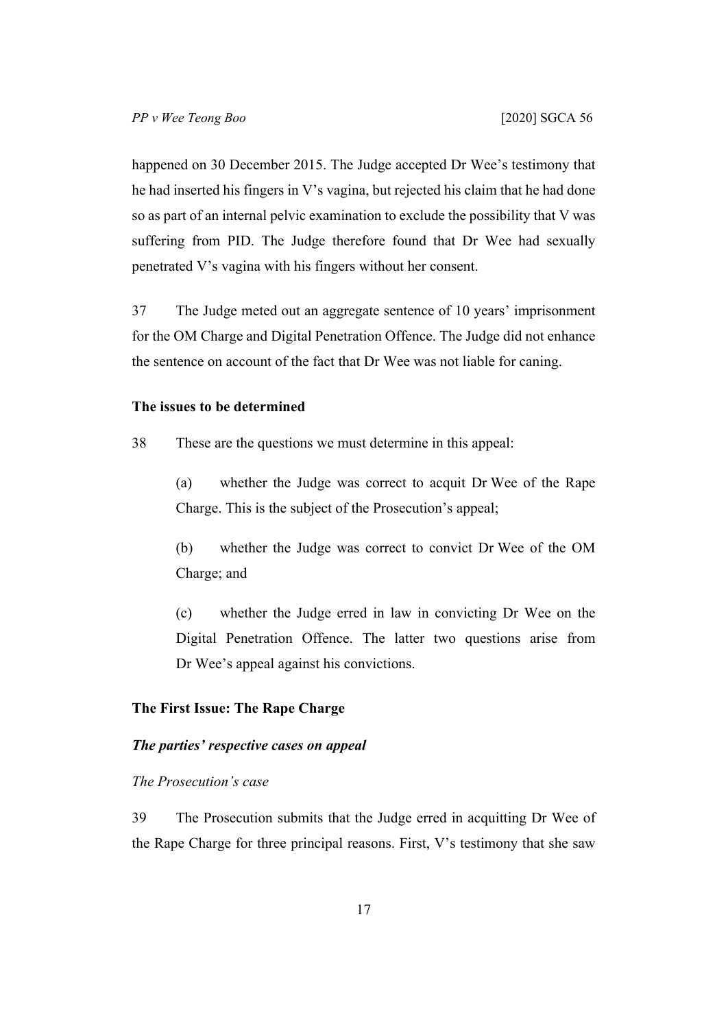happened on 30 December 2015. The Judge accepted Dr Wee's testimony that he had inserted his fingers in V's vagina, but rejected his claim that he had done so as part of an internal pelvic examination to exclude the possibility that V was suffering from PID. The Judge therefore found that Dr Wee had sexually penetrated V's vagina with his fingers without her consent.

37 The Judge meted out an aggregate sentence of 10 years' imprisonment for the OM Charge and Digital Penetration Offence. The Judge did not enhance the sentence on account of the fact that Dr Wee was not liable for caning.

**The issues to be determined**

38 These are the questions we must determine in this appeal:

> (a) whether the Judge was correct to acquit Dr Wee of the Rape Charge. This is the subject of the Prosecution's appeal;
>
> (b) whether the Judge was correct to convict Dr Wee of the OM Charge; and
>
> (c) whether the Judge erred in law in convicting Dr Wee on the Digital Penetration Offence. The latter two questions arise from Dr Wee's appeal against his convictions.

**The First Issue: The Rape Charge**

***The parties' respective cases on appeal***

*The Prosecution's case*

39 The Prosecution submits that the Judge erred in acquitting Dr Wee of the Rape Charge for three principal reasons. First, V's testimony that she saw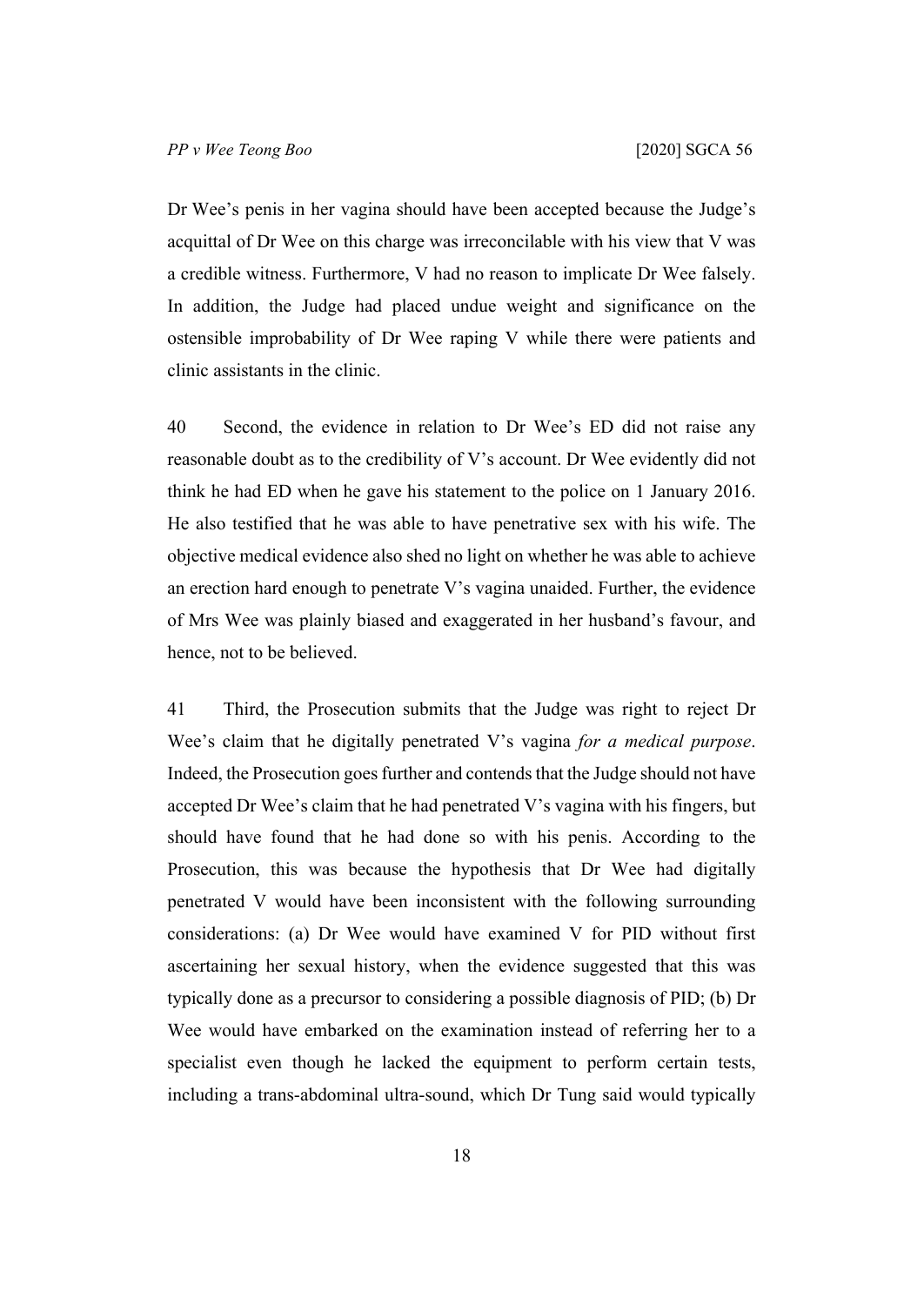Dr Wee's penis in her vagina should have been accepted because the Judge's acquittal of Dr Wee on this charge was irreconcilable with his view that V was a credible witness. Furthermore, V had no reason to implicate Dr Wee falsely. In addition, the Judge had placed undue weight and significance on the ostensible improbability of Dr Wee raping V while there were patients and clinic assistants in the clinic.

40 Second, the evidence in relation to Dr Wee's ED did not raise any reasonable doubt as to the credibility of V's account. Dr Wee evidently did not think he had ED when he gave his statement to the police on 1 January 2016. He also testified that he was able to have penetrative sex with his wife. The objective medical evidence also shed no light on whether he was able to achieve an erection hard enough to penetrate V's vagina unaided. Further, the evidence of Mrs Wee was plainly biased and exaggerated in her husband's favour, and hence, not to be believed.

41 Third, the Prosecution submits that the Judge was right to reject Dr Wee's claim that he digitally penetrated V's vagina *for a medical purpose*. Indeed, the Prosecution goes further and contends that the Judge should not have accepted Dr Wee's claim that he had penetrated V's vagina with his fingers, but should have found that he had done so with his penis. According to the Prosecution, this was because the hypothesis that Dr Wee had digitally penetrated V would have been inconsistent with the following surrounding considerations: (a) Dr Wee would have examined V for PID without first ascertaining her sexual history, when the evidence suggested that this was typically done as a precursor to considering a possible diagnosis of PID; (b) Dr Wee would have embarked on the examination instead of referring her to a specialist even though he lacked the equipment to perform certain tests, including a trans-abdominal ultra-sound, which Dr Tung said would typically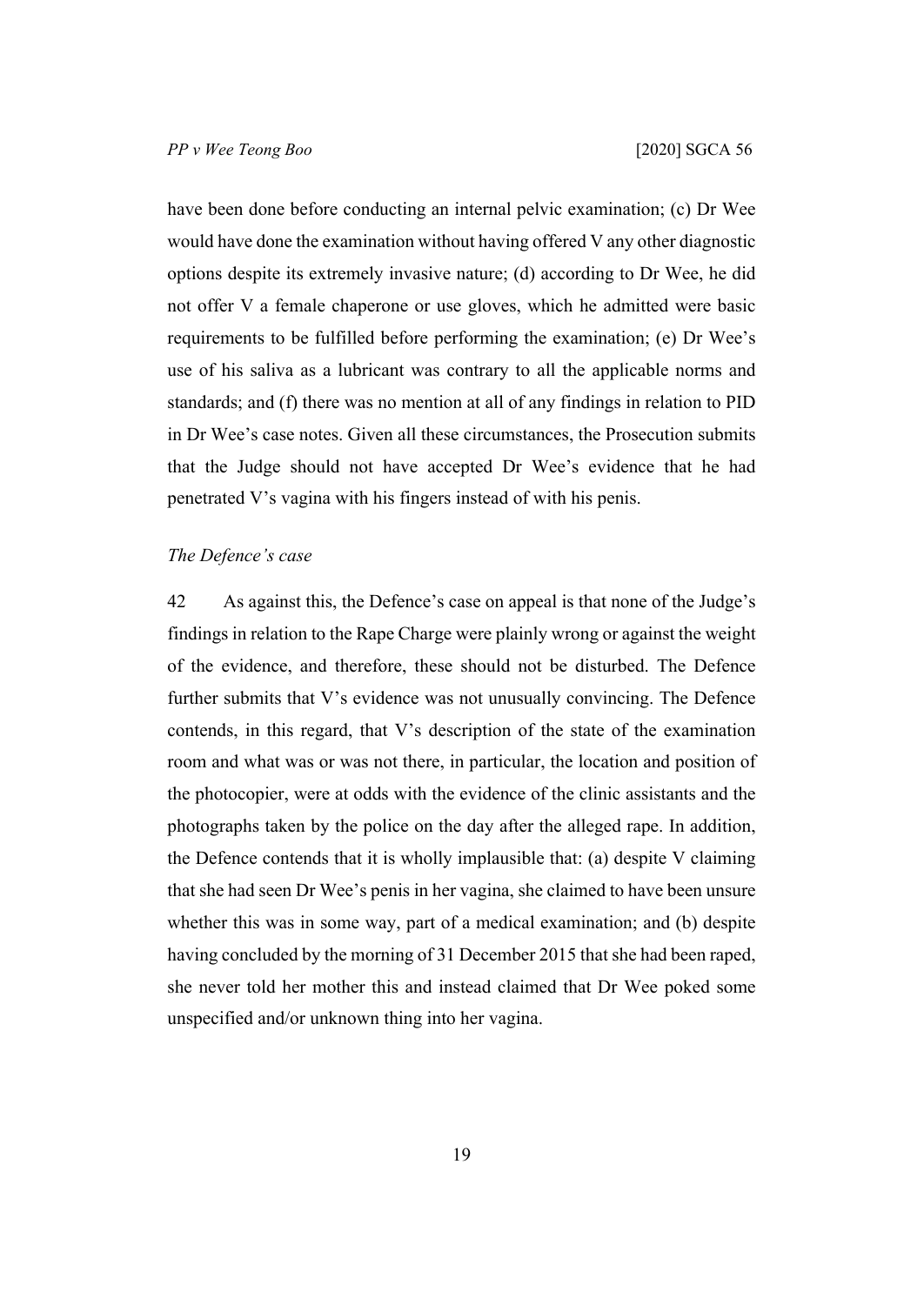have been done before conducting an internal pelvic examination; (c) Dr Wee would have done the examination without having offered V any other diagnostic options despite its extremely invasive nature; (d) according to Dr Wee, he did not offer V a female chaperone or use gloves, which he admitted were basic requirements to be fulfilled before performing the examination; (e) Dr Wee's use of his saliva as a lubricant was contrary to all the applicable norms and standards; and (f) there was no mention at all of any findings in relation to PID in Dr Wee's case notes. Given all these circumstances, the Prosecution submits that the Judge should not have accepted Dr Wee's evidence that he had penetrated V's vagina with his fingers instead of with his penis.

*The Defence's case*

42 As against this, the Defence's case on appeal is that none of the Judge's findings in relation to the Rape Charge were plainly wrong or against the weight of the evidence, and therefore, these should not be disturbed. The Defence further submits that V's evidence was not unusually convincing. The Defence contends, in this regard, that V's description of the state of the examination room and what was or was not there, in particular, the location and position of the photocopier, were at odds with the evidence of the clinic assistants and the photographs taken by the police on the day after the alleged rape. In addition, the Defence contends that it is wholly implausible that: (a) despite V claiming that she had seen Dr Wee's penis in her vagina, she claimed to have been unsure whether this was in some way, part of a medical examination; and (b) despite having concluded by the morning of 31 December 2015 that she had been raped, she never told her mother this and instead claimed that Dr Wee poked some unspecified and/or unknown thing into her vagina.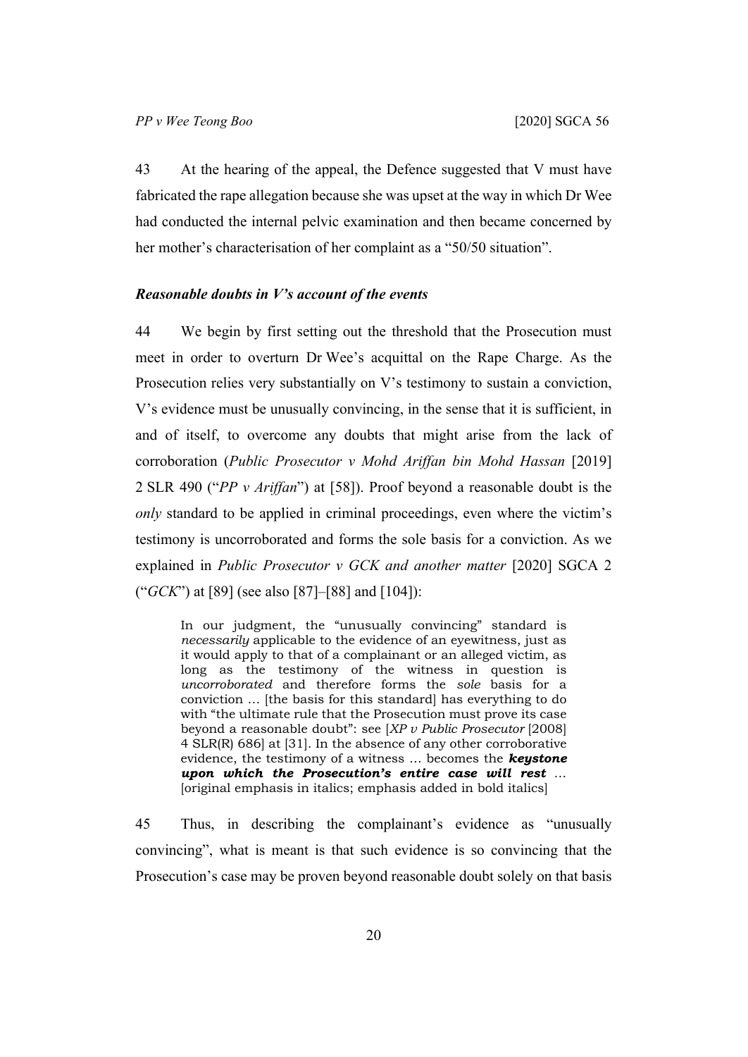43 At the hearing of the appeal, the Defence suggested that V must have fabricated the rape allegation because she was upset at the way in which Dr Wee had conducted the internal pelvic examination and then became concerned by her mother's characterisation of her complaint as a "50/50 situation".

### *Reasonable doubts in V's account of the events*

44 We begin by first setting out the threshold that the Prosecution must meet in order to overturn Dr Wee's acquittal on the Rape Charge. As the Prosecution relies very substantially on V's testimony to sustain a conviction, V's evidence must be unusually convincing, in the sense that it is sufficient, in and of itself, to overcome any doubts that might arise from the lack of corroboration (*Public Prosecutor v Mohd Ariffan bin Mohd Hassan* [2019] 2 SLR 490 ("*PP v Ariffan*") at [58]). Proof beyond a reasonable doubt is the *only* standard to be applied in criminal proceedings, even where the victim's testimony is uncorroborated and forms the sole basis for a conviction. As we explained in *Public Prosecutor v GCK and another matter* [2020] SGCA 2 ("*GCK*") at [89] (see also [87]–[88] and [104]):

> In our judgment, the "unusually convincing" standard is *necessarily* applicable to the evidence of an eyewitness, just as it would apply to that of a complainant or an alleged victim, as long as the testimony of the witness in question is *uncorroborated* and therefore forms the *sole* basis for a conviction … [the basis for this standard] has everything to do with "the ultimate rule that the Prosecution must prove its case beyond a reasonable doubt": see [*XP v Public Prosecutor* [2008] 4 SLR(R) 686] at [31]. In the absence of any other corroborative evidence, the testimony of a witness … becomes the ***keystone upon which the Prosecution's entire case will rest*** … [original emphasis in italics; emphasis added in bold italics]

45 Thus, in describing the complainant's evidence as "unusually convincing", what is meant is that such evidence is so convincing that the Prosecution's case may be proven beyond reasonable doubt solely on that basis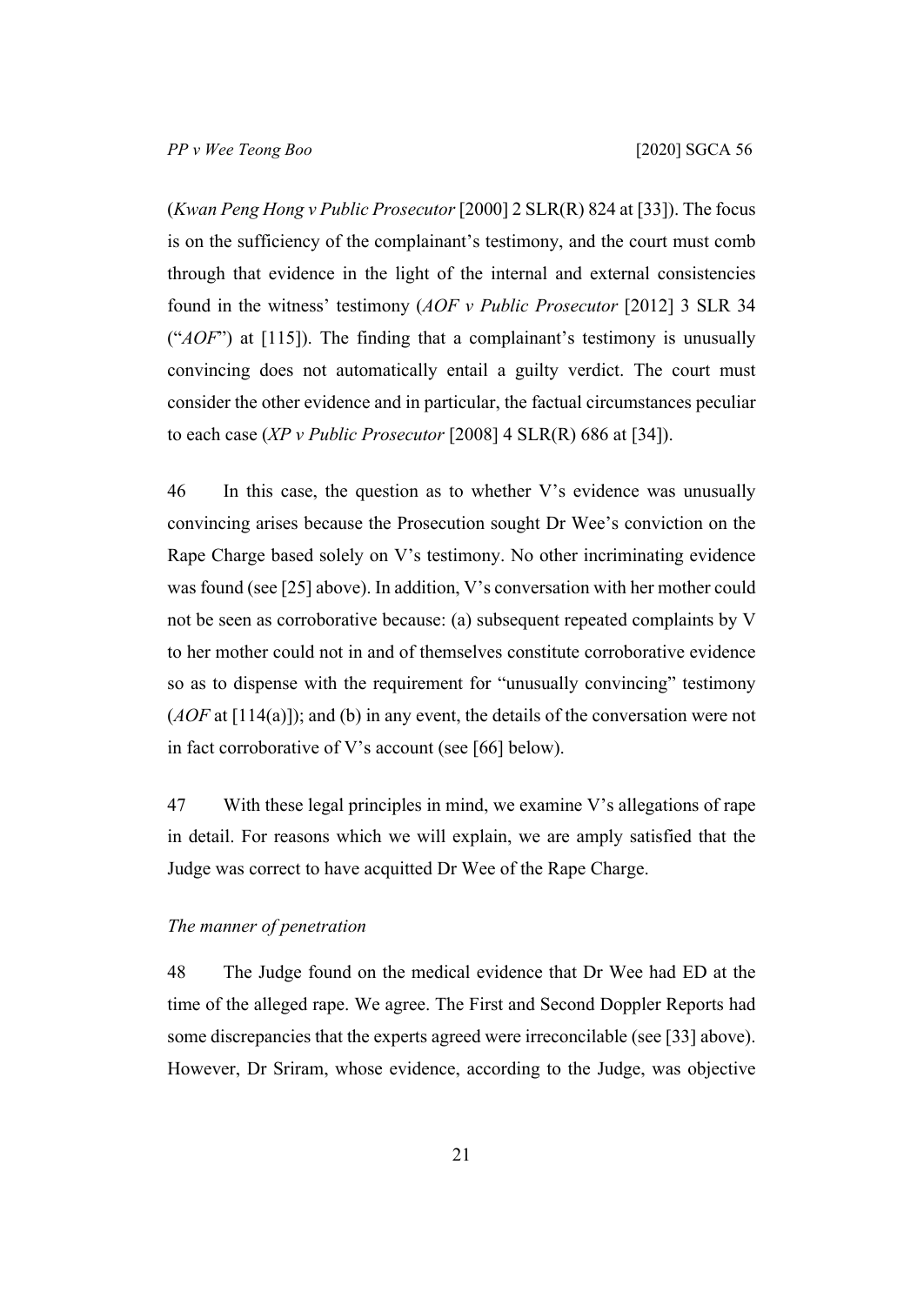(*Kwan Peng Hong v Public Prosecutor* [2000] 2 SLR(R) 824 at [33]). The focus is on the sufficiency of the complainant's testimony, and the court must comb through that evidence in the light of the internal and external consistencies found in the witness' testimony (*AOF v Public Prosecutor* [2012] 3 SLR 34 ("*AOF*") at [115]). The finding that a complainant's testimony is unusually convincing does not automatically entail a guilty verdict. The court must consider the other evidence and in particular, the factual circumstances peculiar to each case (*XP v Public Prosecutor* [2008] 4 SLR(R) 686 at [34]).

46 In this case, the question as to whether V's evidence was unusually convincing arises because the Prosecution sought Dr Wee's conviction on the Rape Charge based solely on V's testimony. No other incriminating evidence was found (see [25] above). In addition, V's conversation with her mother could not be seen as corroborative because: (a) subsequent repeated complaints by V to her mother could not in and of themselves constitute corroborative evidence so as to dispense with the requirement for "unusually convincing" testimony (*AOF* at [114(a)]); and (b) in any event, the details of the conversation were not in fact corroborative of V's account (see [66] below).

47 With these legal principles in mind, we examine V's allegations of rape in detail. For reasons which we will explain, we are amply satisfied that the Judge was correct to have acquitted Dr Wee of the Rape Charge.

### *The manner of penetration*

48 The Judge found on the medical evidence that Dr Wee had ED at the time of the alleged rape. We agree. The First and Second Doppler Reports had some discrepancies that the experts agreed were irreconcilable (see [33] above). However, Dr Sriram, whose evidence, according to the Judge, was objective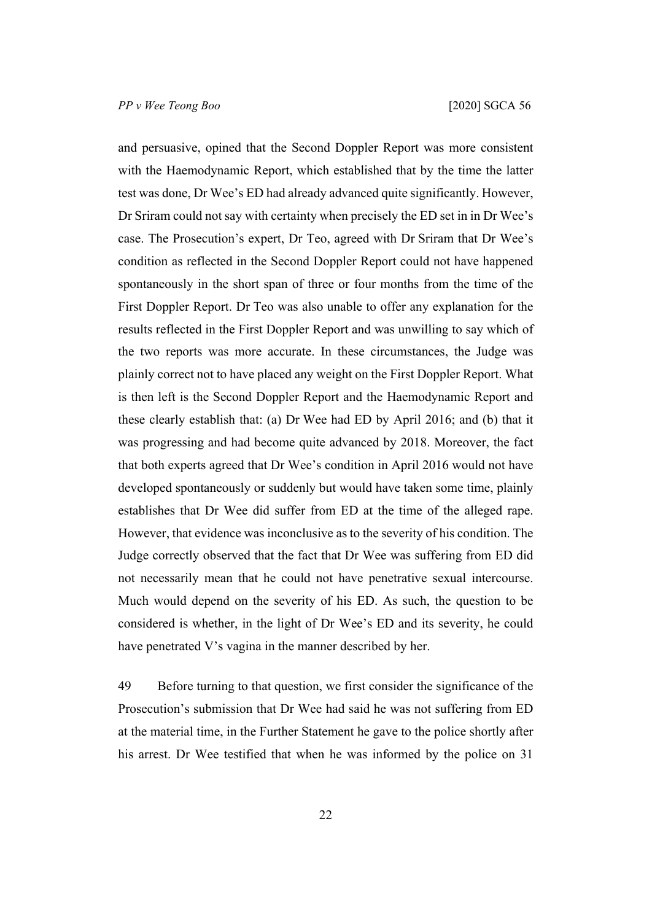and persuasive, opined that the Second Doppler Report was more consistent with the Haemodynamic Report, which established that by the time the latter test was done, Dr Wee's ED had already advanced quite significantly. However, Dr Sriram could not say with certainty when precisely the ED set in in Dr Wee's case. The Prosecution's expert, Dr Teo, agreed with Dr Sriram that Dr Wee's condition as reflected in the Second Doppler Report could not have happened spontaneously in the short span of three or four months from the time of the First Doppler Report. Dr Teo was also unable to offer any explanation for the results reflected in the First Doppler Report and was unwilling to say which of the two reports was more accurate. In these circumstances, the Judge was plainly correct not to have placed any weight on the First Doppler Report. What is then left is the Second Doppler Report and the Haemodynamic Report and these clearly establish that: (a) Dr Wee had ED by April 2016; and (b) that it was progressing and had become quite advanced by 2018. Moreover, the fact that both experts agreed that Dr Wee's condition in April 2016 would not have developed spontaneously or suddenly but would have taken some time, plainly establishes that Dr Wee did suffer from ED at the time of the alleged rape. However, that evidence was inconclusive as to the severity of his condition. The Judge correctly observed that the fact that Dr Wee was suffering from ED did not necessarily mean that he could not have penetrative sexual intercourse. Much would depend on the severity of his ED. As such, the question to be considered is whether, in the light of Dr Wee's ED and its severity, he could have penetrated V's vagina in the manner described by her.

49 Before turning to that question, we first consider the significance of the Prosecution's submission that Dr Wee had said he was not suffering from ED at the material time, in the Further Statement he gave to the police shortly after his arrest. Dr Wee testified that when he was informed by the police on 31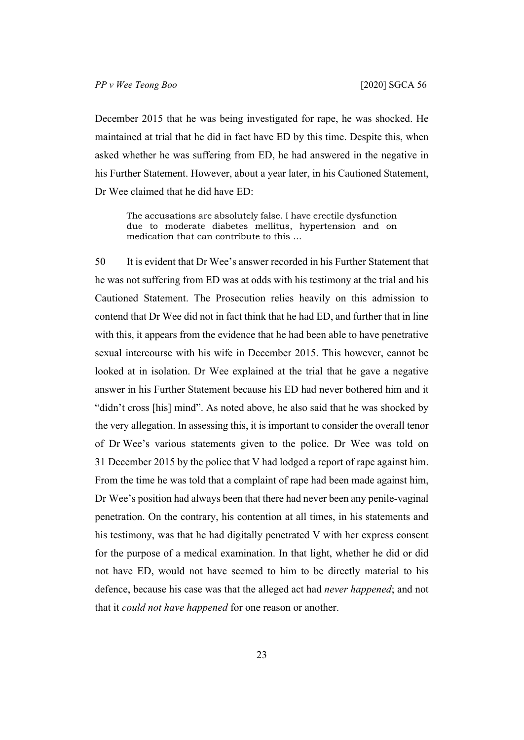December 2015 that he was being investigated for rape, he was shocked. He maintained at trial that he did in fact have ED by this time. Despite this, when asked whether he was suffering from ED, he had answered in the negative in his Further Statement. However, about a year later, in his Cautioned Statement, Dr Wee claimed that he did have ED:

> The accusations are absolutely false. I have erectile dysfunction due to moderate diabetes mellitus, hypertension and on medication that can contribute to this …

50 It is evident that Dr Wee's answer recorded in his Further Statement that he was not suffering from ED was at odds with his testimony at the trial and his Cautioned Statement. The Prosecution relies heavily on this admission to contend that Dr Wee did not in fact think that he had ED, and further that in line with this, it appears from the evidence that he had been able to have penetrative sexual intercourse with his wife in December 2015. This however, cannot be looked at in isolation. Dr Wee explained at the trial that he gave a negative answer in his Further Statement because his ED had never bothered him and it "didn't cross [his] mind". As noted above, he also said that he was shocked by the very allegation. In assessing this, it is important to consider the overall tenor of Dr Wee's various statements given to the police. Dr Wee was told on 31 December 2015 by the police that V had lodged a report of rape against him. From the time he was told that a complaint of rape had been made against him, Dr Wee's position had always been that there had never been any penile-vaginal penetration. On the contrary, his contention at all times, in his statements and his testimony, was that he had digitally penetrated V with her express consent for the purpose of a medical examination. In that light, whether he did or did not have ED, would not have seemed to him to be directly material to his defence, because his case was that the alleged act had *never happened*; and not that it *could not have happened* for one reason or another.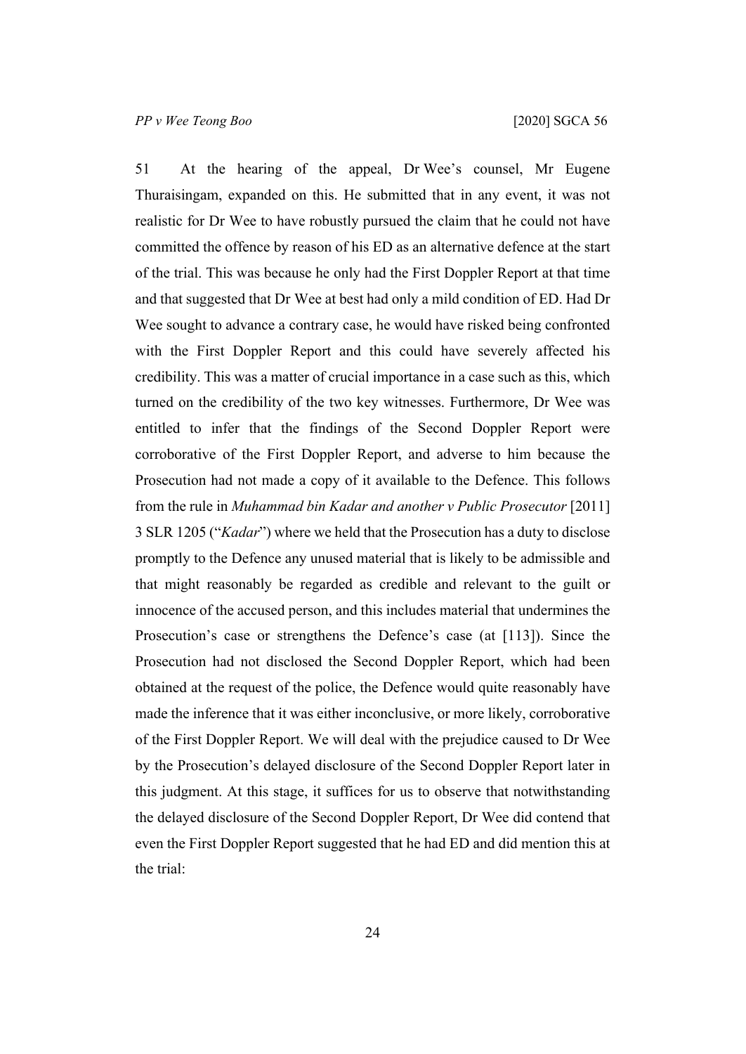51 At the hearing of the appeal, Dr Wee's counsel, Mr Eugene Thuraisingam, expanded on this. He submitted that in any event, it was not realistic for Dr Wee to have robustly pursued the claim that he could not have committed the offence by reason of his ED as an alternative defence at the start of the trial. This was because he only had the First Doppler Report at that time and that suggested that Dr Wee at best had only a mild condition of ED. Had Dr Wee sought to advance a contrary case, he would have risked being confronted with the First Doppler Report and this could have severely affected his credibility. This was a matter of crucial importance in a case such as this, which turned on the credibility of the two key witnesses. Furthermore, Dr Wee was entitled to infer that the findings of the Second Doppler Report were corroborative of the First Doppler Report, and adverse to him because the Prosecution had not made a copy of it available to the Defence. This follows from the rule in *Muhammad bin Kadar and another v Public Prosecutor* [2011] 3 SLR 1205 ("*Kadar*") where we held that the Prosecution has a duty to disclose promptly to the Defence any unused material that is likely to be admissible and that might reasonably be regarded as credible and relevant to the guilt or innocence of the accused person, and this includes material that undermines the Prosecution's case or strengthens the Defence's case (at [113]). Since the Prosecution had not disclosed the Second Doppler Report, which had been obtained at the request of the police, the Defence would quite reasonably have made the inference that it was either inconclusive, or more likely, corroborative of the First Doppler Report. We will deal with the prejudice caused to Dr Wee by the Prosecution's delayed disclosure of the Second Doppler Report later in this judgment. At this stage, it suffices for us to observe that notwithstanding the delayed disclosure of the Second Doppler Report, Dr Wee did contend that even the First Doppler Report suggested that he had ED and did mention this at the trial: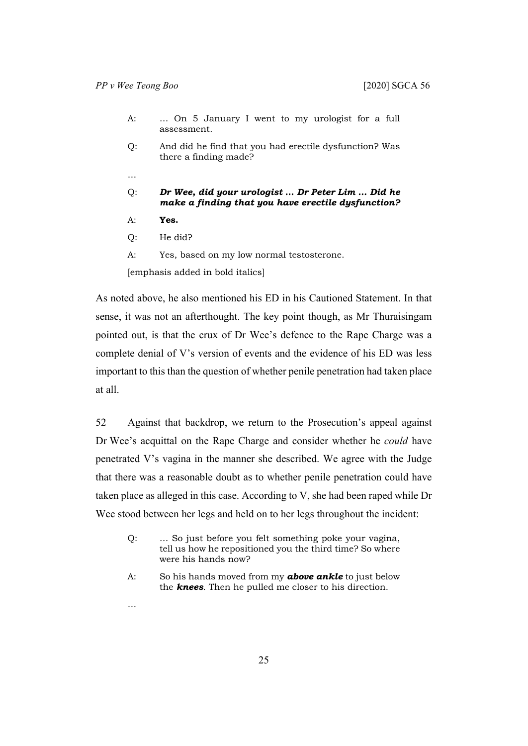> A: … On 5 January I went to my urologist for a full assessment.
>
> Q: And did he find that you had erectile dysfunction? Was there a finding made?
>
> …
>
> Q: ***Dr Wee, did your urologist … Dr Peter Lim … Did he make a finding that you have erectile dysfunction?***
>
> A: **Yes.**
>
> Q: He did?
>
> A: Yes, based on my low normal testosterone.
>
> [emphasis added in bold italics]

As noted above, he also mentioned his ED in his Cautioned Statement. In that sense, it was not an afterthought. The key point though, as Mr Thuraisingam pointed out, is that the crux of Dr Wee's defence to the Rape Charge was a complete denial of V's version of events and the evidence of his ED was less important to this than the question of whether penile penetration had taken place at all.

52 Against that backdrop, we return to the Prosecution's appeal against Dr Wee's acquittal on the Rape Charge and consider whether he *could* have penetrated V's vagina in the manner she described. We agree with the Judge that there was a reasonable doubt as to whether penile penetration could have taken place as alleged in this case. According to V, she had been raped while Dr Wee stood between her legs and held on to her legs throughout the incident:

> Q: … So just before you felt something poke your vagina, tell us how he repositioned you the third time? So where were his hands now?
>
> A: So his hands moved from my ***above ankle*** to just below the ***knees***. Then he pulled me closer to his direction.
>
> …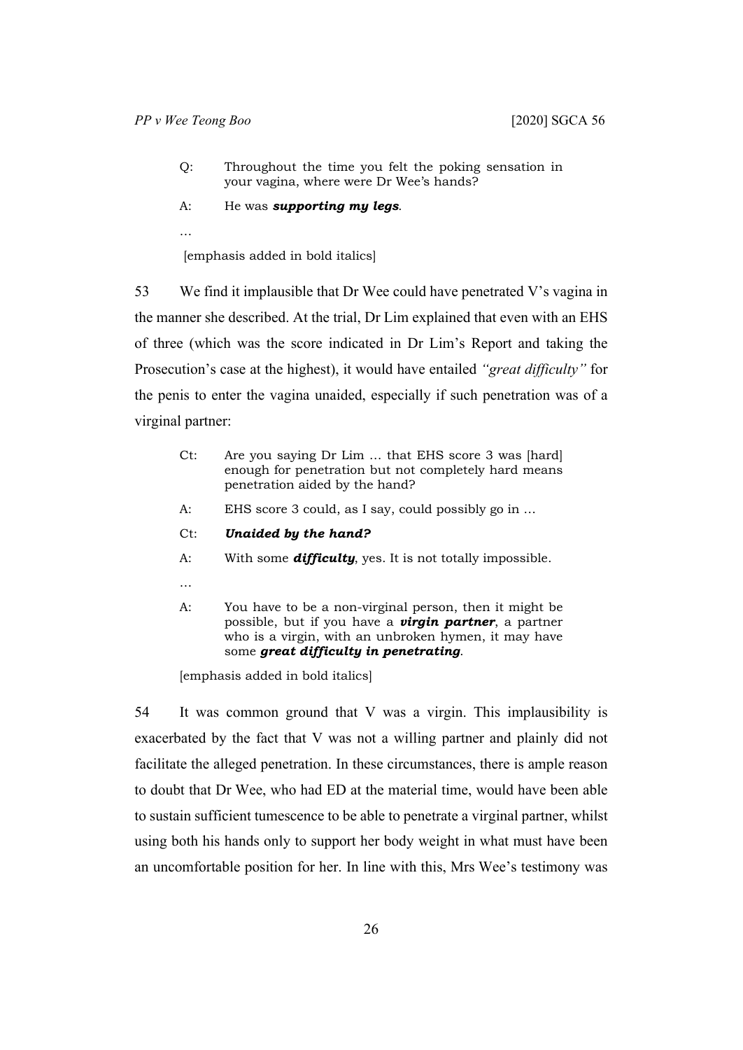Q: Throughout the time you felt the poking sensation in your vagina, where were Dr Wee's hands?

A: He was ***supporting my legs***.

…

[emphasis added in bold italics]

53 We find it implausible that Dr Wee could have penetrated V's vagina in the manner she described. At the trial, Dr Lim explained that even with an EHS of three (which was the score indicated in Dr Lim's Report and taking the Prosecution's case at the highest), it would have entailed *"great difficulty"* for the penis to enter the vagina unaided, especially if such penetration was of a virginal partner:

Ct: Are you saying Dr Lim … that EHS score 3 was [hard] enough for penetration but not completely hard means penetration aided by the hand?

A: EHS score 3 could, as I say, could possibly go in …

Ct: ***Unaided by the hand?***

A: With some ***difficulty***, yes. It is not totally impossible.

…

A: You have to be a non-virginal person, then it might be possible, but if you have a ***virgin partner***, a partner who is a virgin, with an unbroken hymen, it may have some ***great difficulty in penetrating***.

[emphasis added in bold italics]

54 It was common ground that V was a virgin. This implausibility is exacerbated by the fact that V was not a willing partner and plainly did not facilitate the alleged penetration. In these circumstances, there is ample reason to doubt that Dr Wee, who had ED at the material time, would have been able to sustain sufficient tumescence to be able to penetrate a virginal partner, whilst using both his hands only to support her body weight in what must have been an uncomfortable position for her. In line with this, Mrs Wee's testimony was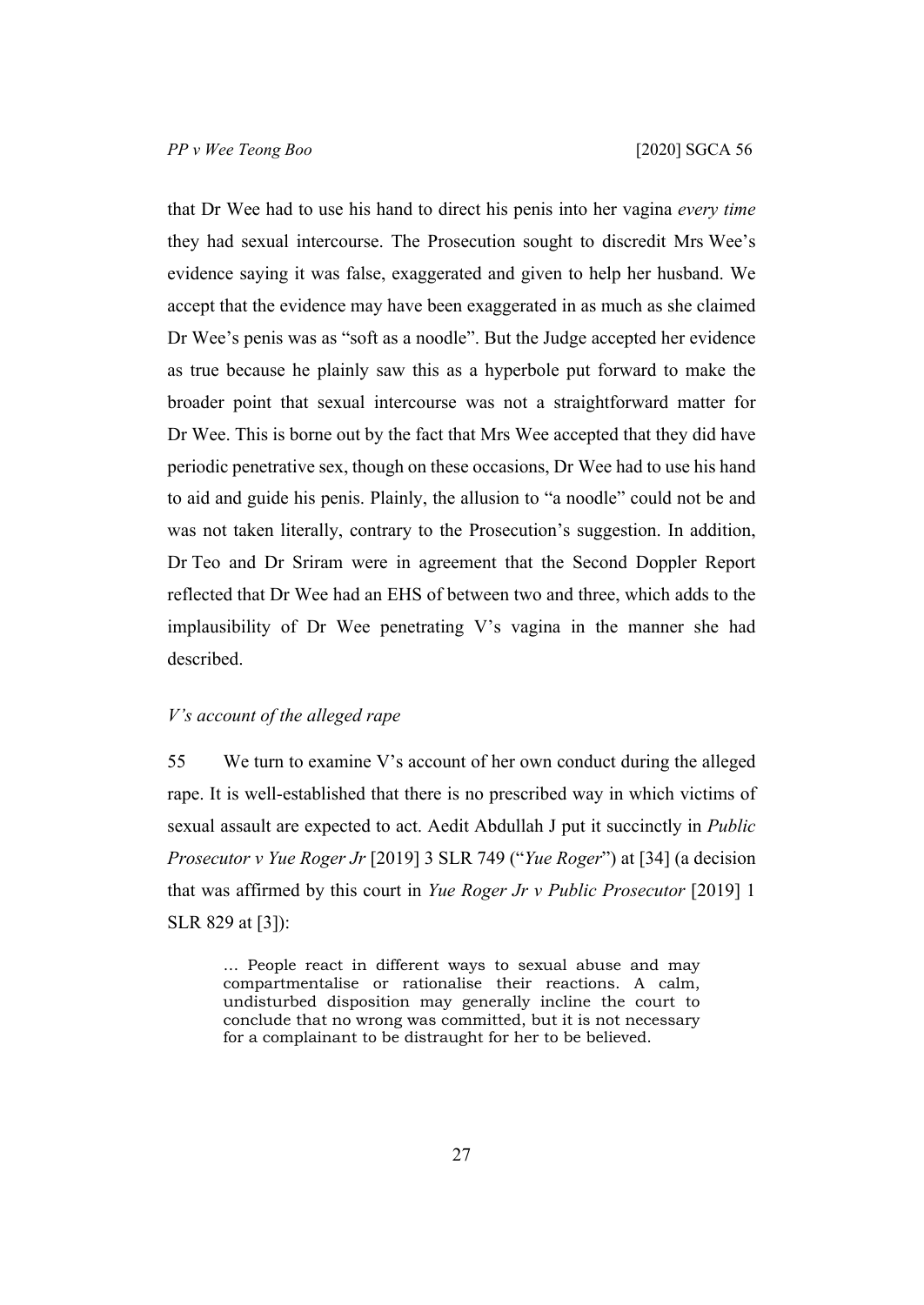that Dr Wee had to use his hand to direct his penis into her vagina *every time* they had sexual intercourse. The Prosecution sought to discredit Mrs Wee's evidence saying it was false, exaggerated and given to help her husband. We accept that the evidence may have been exaggerated in as much as she claimed Dr Wee's penis was as "soft as a noodle". But the Judge accepted her evidence as true because he plainly saw this as a hyperbole put forward to make the broader point that sexual intercourse was not a straightforward matter for Dr Wee. This is borne out by the fact that Mrs Wee accepted that they did have periodic penetrative sex, though on these occasions, Dr Wee had to use his hand to aid and guide his penis. Plainly, the allusion to "a noodle" could not be and was not taken literally, contrary to the Prosecution's suggestion. In addition, Dr Teo and Dr Sriram were in agreement that the Second Doppler Report reflected that Dr Wee had an EHS of between two and three, which adds to the implausibility of Dr Wee penetrating V's vagina in the manner she had described.

### *V's account of the alleged rape*

55 We turn to examine V's account of her own conduct during the alleged rape. It is well-established that there is no prescribed way in which victims of sexual assault are expected to act. Aedit Abdullah J put it succinctly in *Public Prosecutor v Yue Roger Jr* [2019] 3 SLR 749 ("*Yue Roger*") at [34] (a decision that was affirmed by this court in *Yue Roger Jr v Public Prosecutor* [2019] 1 SLR 829 at [3]):

> … People react in different ways to sexual abuse and may compartmentalise or rationalise their reactions. A calm, undisturbed disposition may generally incline the court to conclude that no wrong was committed, but it is not necessary for a complainant to be distraught for her to be believed.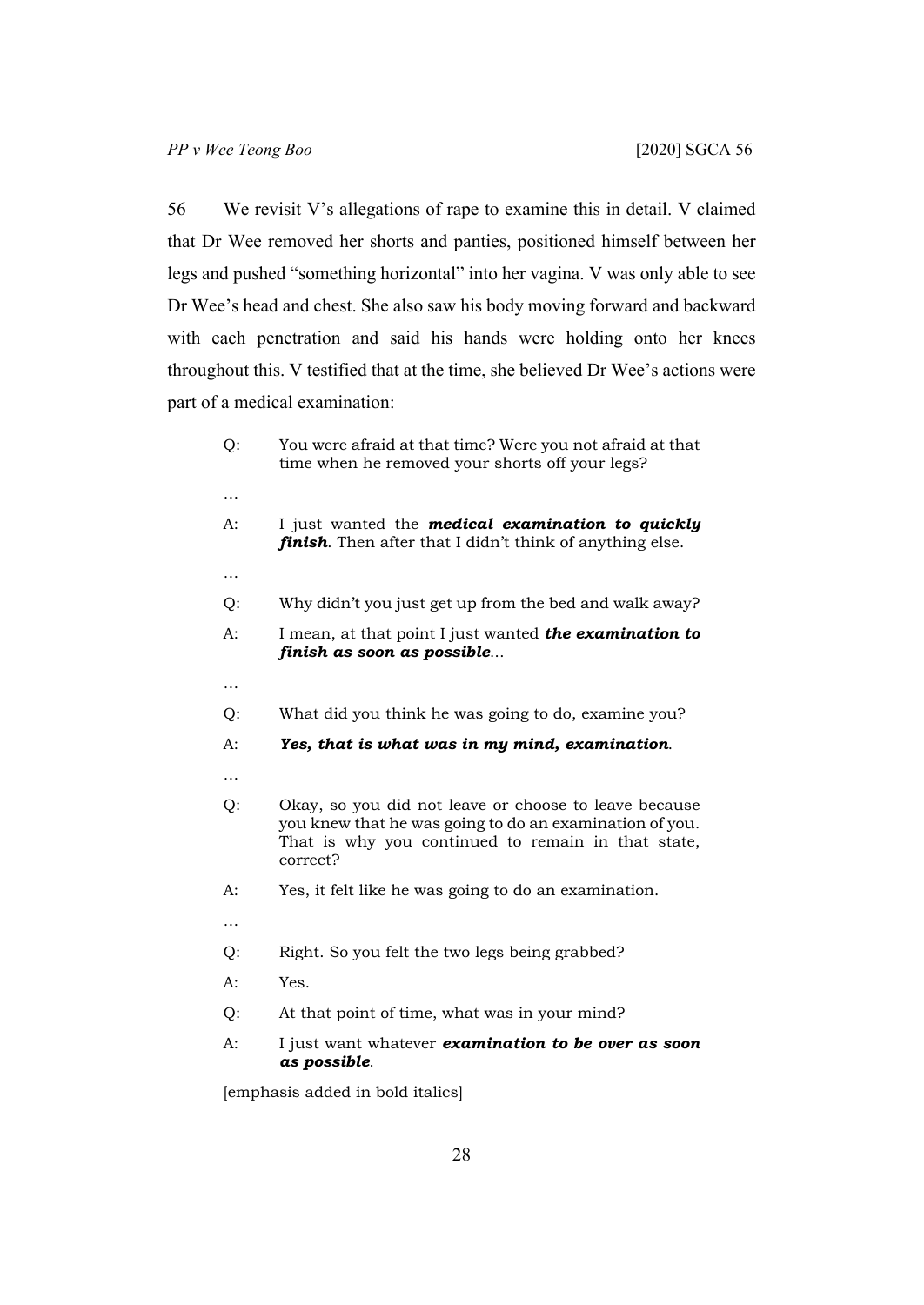56 We revisit V's allegations of rape to examine this in detail. V claimed that Dr Wee removed her shorts and panties, positioned himself between her legs and pushed "something horizontal" into her vagina. V was only able to see Dr Wee's head and chest. She also saw his body moving forward and backward with each penetration and said his hands were holding onto her knees throughout this. V testified that at the time, she believed Dr Wee's actions were part of a medical examination:

> Q: You were afraid at that time? Were you not afraid at that time when he removed your shorts off your legs?
>
> …
>
> A: I just wanted the ***medical examination to quickly finish***. Then after that I didn't think of anything else.
>
> …
>
> Q: Why didn't you just get up from the bed and walk away?
>
> A: I mean, at that point I just wanted ***the examination to finish as soon as possible***…
>
> …
>
> Q: What did you think he was going to do, examine you?
>
> A: ***Yes, that is what was in my mind, examination***.
>
> …
>
> Q: Okay, so you did not leave or choose to leave because you knew that he was going to do an examination of you. That is why you continued to remain in that state, correct?
>
> A: Yes, it felt like he was going to do an examination.
>
> …
>
> Q: Right. So you felt the two legs being grabbed?
>
> A: Yes.
>
> Q: At that point of time, what was in your mind?
>
> A: I just want whatever ***examination to be over as soon as possible***.
>
> [emphasis added in bold italics]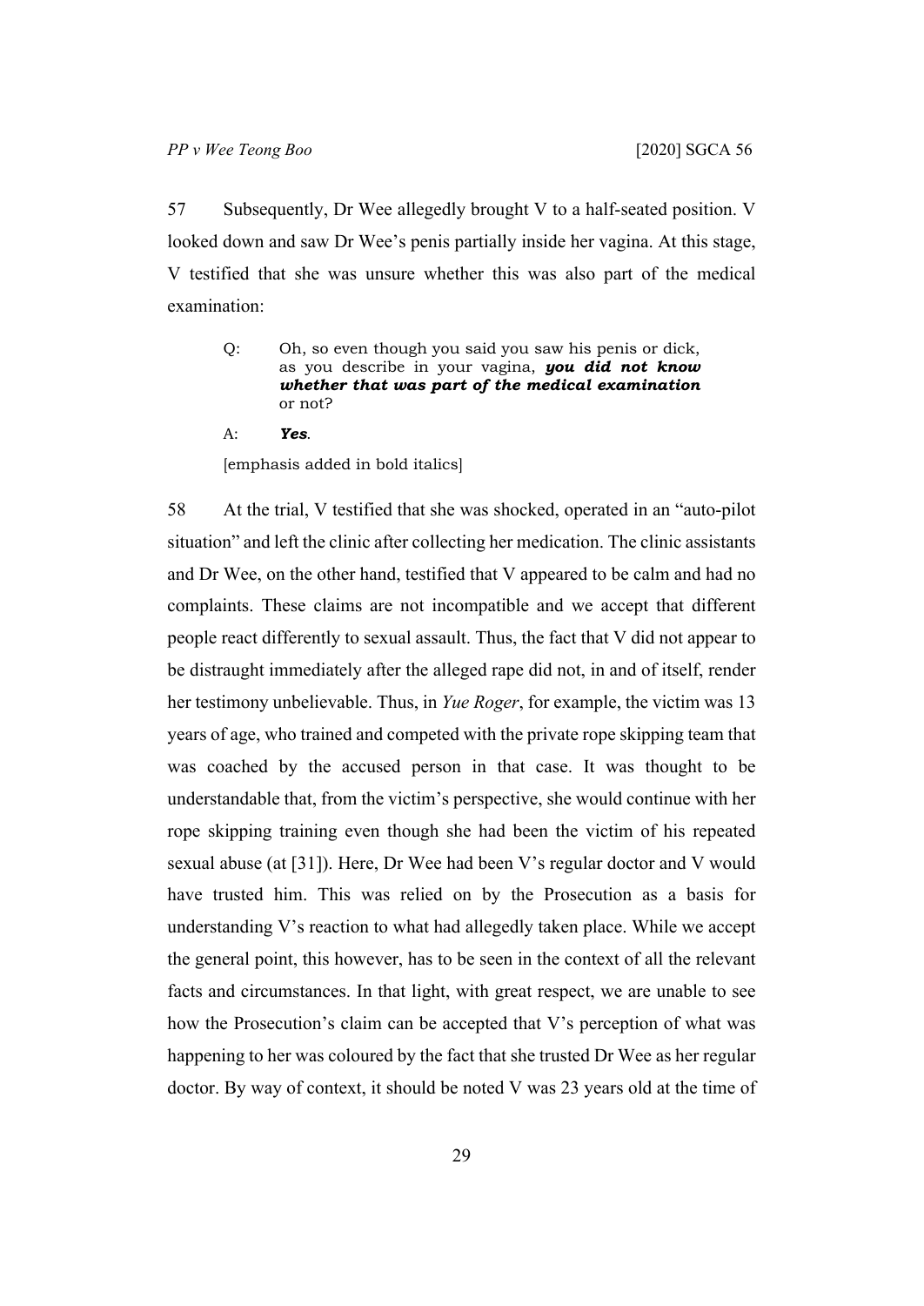57 Subsequently, Dr Wee allegedly brought V to a half-seated position. V looked down and saw Dr Wee's penis partially inside her vagina. At this stage, V testified that she was unsure whether this was also part of the medical examination:

> Q: Oh, so even though you said you saw his penis or dick, as you describe in your vagina, ***you did not know whether that was part of the medical examination*** or not?
>
> A: ***Yes***.
>
> [emphasis added in bold italics]

58 At the trial, V testified that she was shocked, operated in an "auto-pilot situation" and left the clinic after collecting her medication. The clinic assistants and Dr Wee, on the other hand, testified that V appeared to be calm and had no complaints. These claims are not incompatible and we accept that different people react differently to sexual assault. Thus, the fact that V did not appear to be distraught immediately after the alleged rape did not, in and of itself, render her testimony unbelievable. Thus, in *Yue Roger*, for example, the victim was 13 years of age, who trained and competed with the private rope skipping team that was coached by the accused person in that case. It was thought to be understandable that, from the victim's perspective, she would continue with her rope skipping training even though she had been the victim of his repeated sexual abuse (at [31]). Here, Dr Wee had been V's regular doctor and V would have trusted him. This was relied on by the Prosecution as a basis for understanding V's reaction to what had allegedly taken place. While we accept the general point, this however, has to be seen in the context of all the relevant facts and circumstances. In that light, with great respect, we are unable to see how the Prosecution's claim can be accepted that V's perception of what was happening to her was coloured by the fact that she trusted Dr Wee as her regular doctor. By way of context, it should be noted V was 23 years old at the time of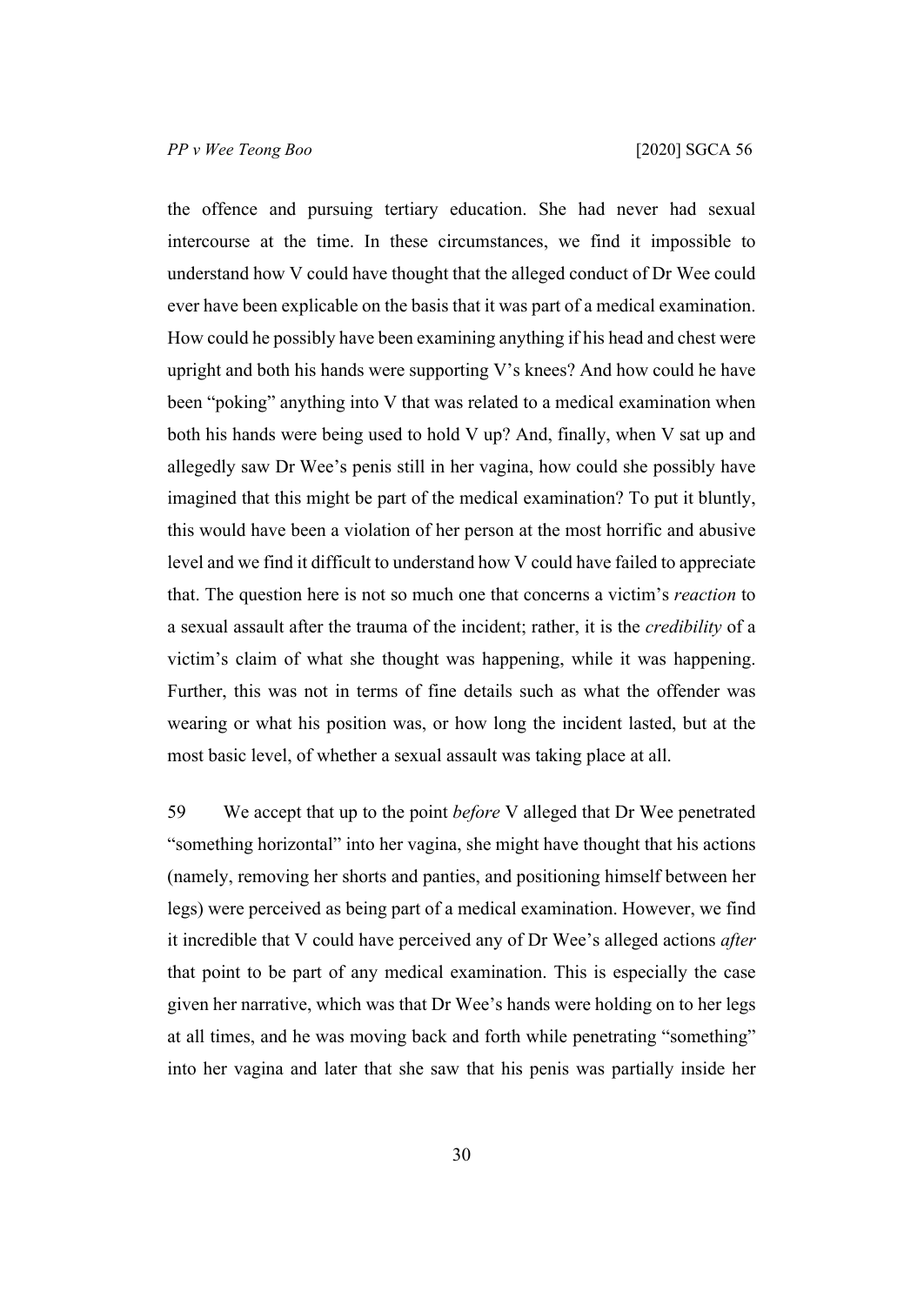the offence and pursuing tertiary education. She had never had sexual intercourse at the time. In these circumstances, we find it impossible to understand how V could have thought that the alleged conduct of Dr Wee could ever have been explicable on the basis that it was part of a medical examination. How could he possibly have been examining anything if his head and chest were upright and both his hands were supporting V's knees? And how could he have been "poking" anything into V that was related to a medical examination when both his hands were being used to hold V up? And, finally, when V sat up and allegedly saw Dr Wee's penis still in her vagina, how could she possibly have imagined that this might be part of the medical examination? To put it bluntly, this would have been a violation of her person at the most horrific and abusive level and we find it difficult to understand how V could have failed to appreciate that. The question here is not so much one that concerns a victim's *reaction* to a sexual assault after the trauma of the incident; rather, it is the *credibility* of a victim's claim of what she thought was happening, while it was happening. Further, this was not in terms of fine details such as what the offender was wearing or what his position was, or how long the incident lasted, but at the most basic level, of whether a sexual assault was taking place at all.

59 We accept that up to the point *before* V alleged that Dr Wee penetrated "something horizontal" into her vagina, she might have thought that his actions (namely, removing her shorts and panties, and positioning himself between her legs) were perceived as being part of a medical examination. However, we find it incredible that V could have perceived any of Dr Wee's alleged actions *after* that point to be part of any medical examination. This is especially the case given her narrative, which was that Dr Wee's hands were holding on to her legs at all times, and he was moving back and forth while penetrating "something" into her vagina and later that she saw that his penis was partially inside her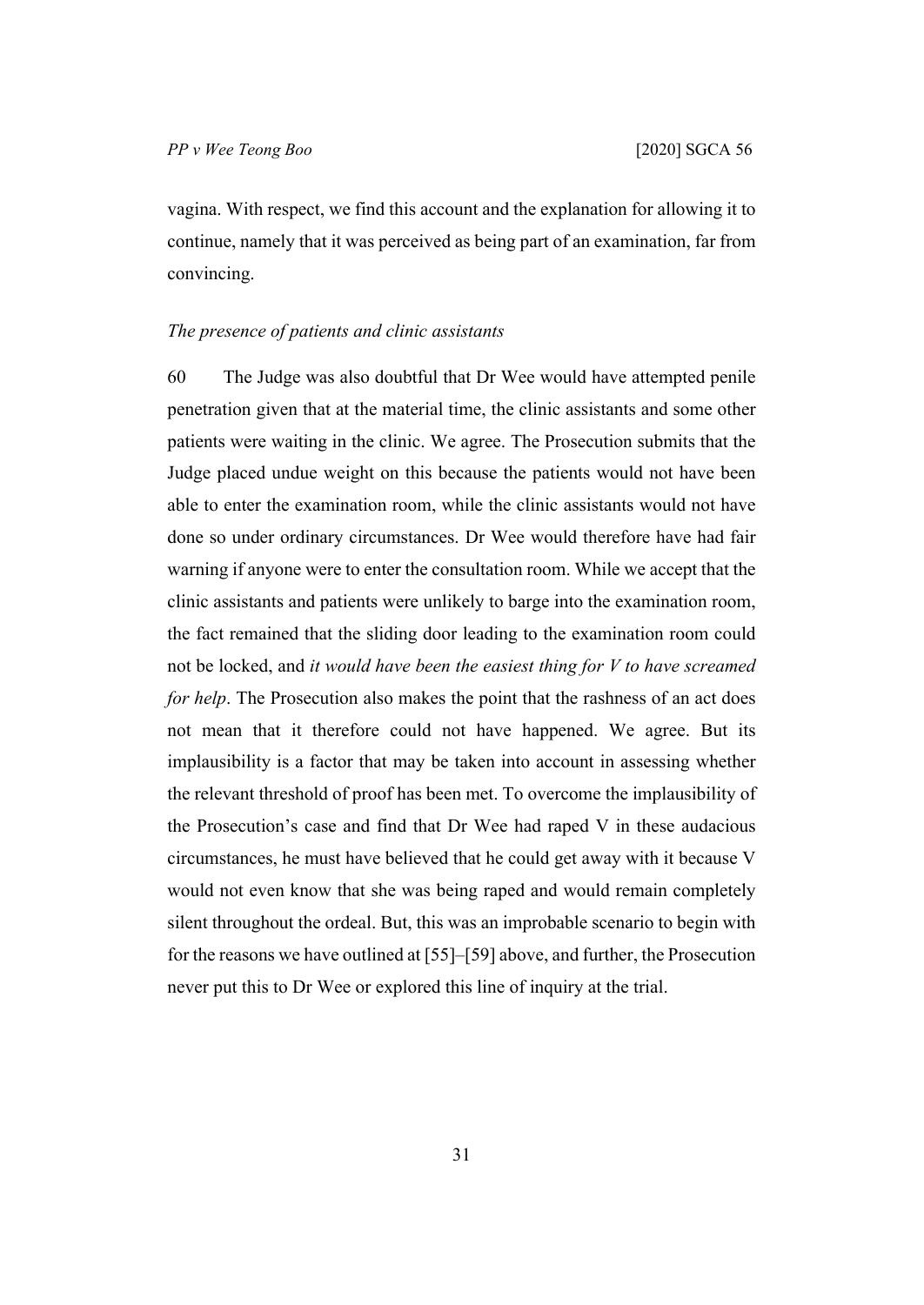vagina. With respect, we find this account and the explanation for allowing it to continue, namely that it was perceived as being part of an examination, far from convincing.

*The presence of patients and clinic assistants*

60 The Judge was also doubtful that Dr Wee would have attempted penile penetration given that at the material time, the clinic assistants and some other patients were waiting in the clinic. We agree. The Prosecution submits that the Judge placed undue weight on this because the patients would not have been able to enter the examination room, while the clinic assistants would not have done so under ordinary circumstances. Dr Wee would therefore have had fair warning if anyone were to enter the consultation room. While we accept that the clinic assistants and patients were unlikely to barge into the examination room, the fact remained that the sliding door leading to the examination room could not be locked, and *it would have been the easiest thing for V to have screamed for help*. The Prosecution also makes the point that the rashness of an act does not mean that it therefore could not have happened. We agree. But its implausibility is a factor that may be taken into account in assessing whether the relevant threshold of proof has been met. To overcome the implausibility of the Prosecution's case and find that Dr Wee had raped V in these audacious circumstances, he must have believed that he could get away with it because V would not even know that she was being raped and would remain completely silent throughout the ordeal. But, this was an improbable scenario to begin with for the reasons we have outlined at [55]–[59] above, and further, the Prosecution never put this to Dr Wee or explored this line of inquiry at the trial.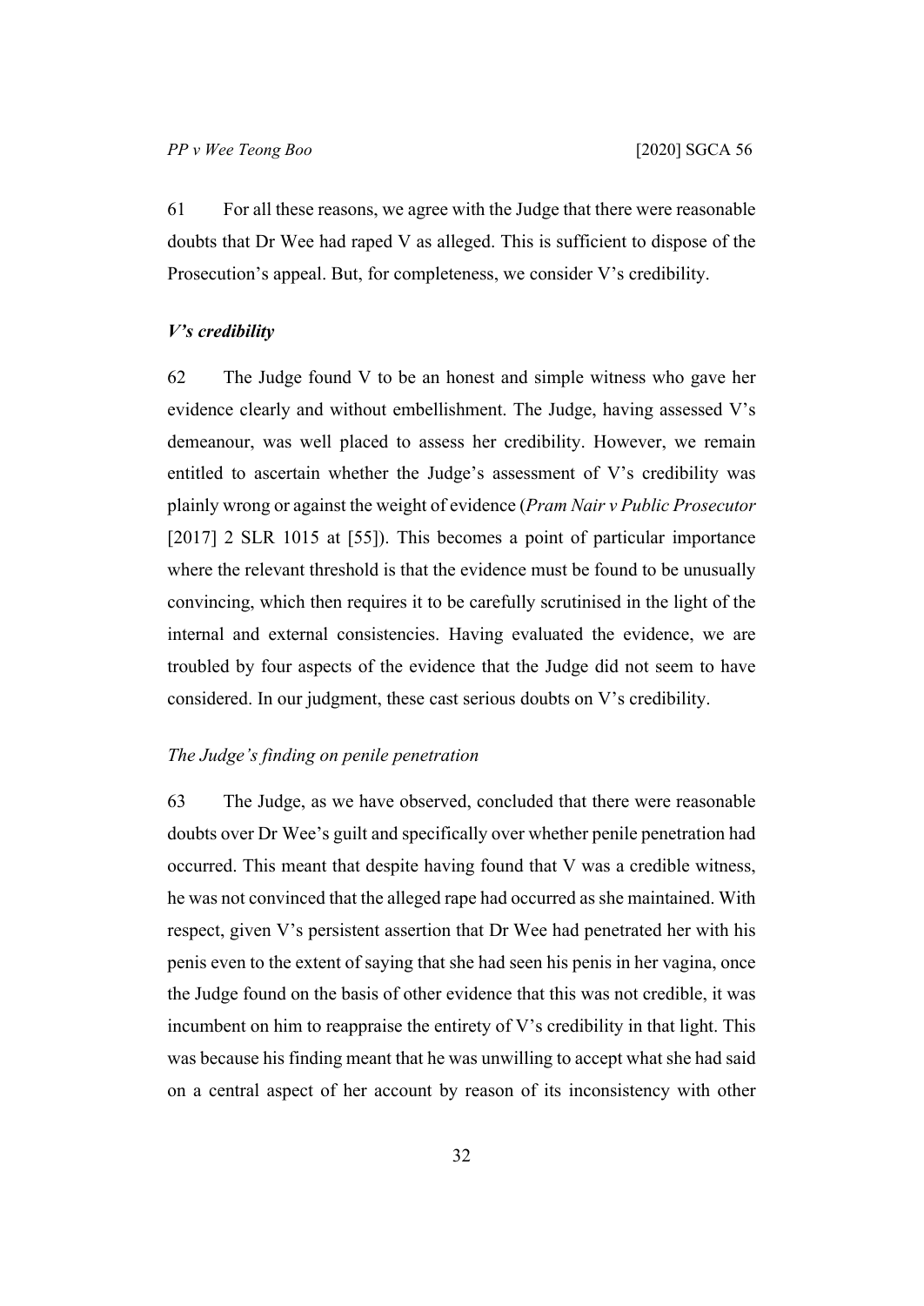61 For all these reasons, we agree with the Judge that there were reasonable doubts that Dr Wee had raped V as alleged. This is sufficient to dispose of the Prosecution's appeal. But, for completeness, we consider V's credibility.

### *V's credibility*

62 The Judge found V to be an honest and simple witness who gave her evidence clearly and without embellishment. The Judge, having assessed V's demeanour, was well placed to assess her credibility. However, we remain entitled to ascertain whether the Judge's assessment of V's credibility was plainly wrong or against the weight of evidence (*Pram Nair v Public Prosecutor* [2017] 2 SLR 1015 at [55]). This becomes a point of particular importance where the relevant threshold is that the evidence must be found to be unusually convincing, which then requires it to be carefully scrutinised in the light of the internal and external consistencies. Having evaluated the evidence, we are troubled by four aspects of the evidence that the Judge did not seem to have considered. In our judgment, these cast serious doubts on V's credibility.

#### *The Judge's finding on penile penetration*

63 The Judge, as we have observed, concluded that there were reasonable doubts over Dr Wee's guilt and specifically over whether penile penetration had occurred. This meant that despite having found that V was a credible witness, he was not convinced that the alleged rape had occurred as she maintained. With respect, given V's persistent assertion that Dr Wee had penetrated her with his penis even to the extent of saying that she had seen his penis in her vagina, once the Judge found on the basis of other evidence that this was not credible, it was incumbent on him to reappraise the entirety of V's credibility in that light. This was because his finding meant that he was unwilling to accept what she had said on a central aspect of her account by reason of its inconsistency with other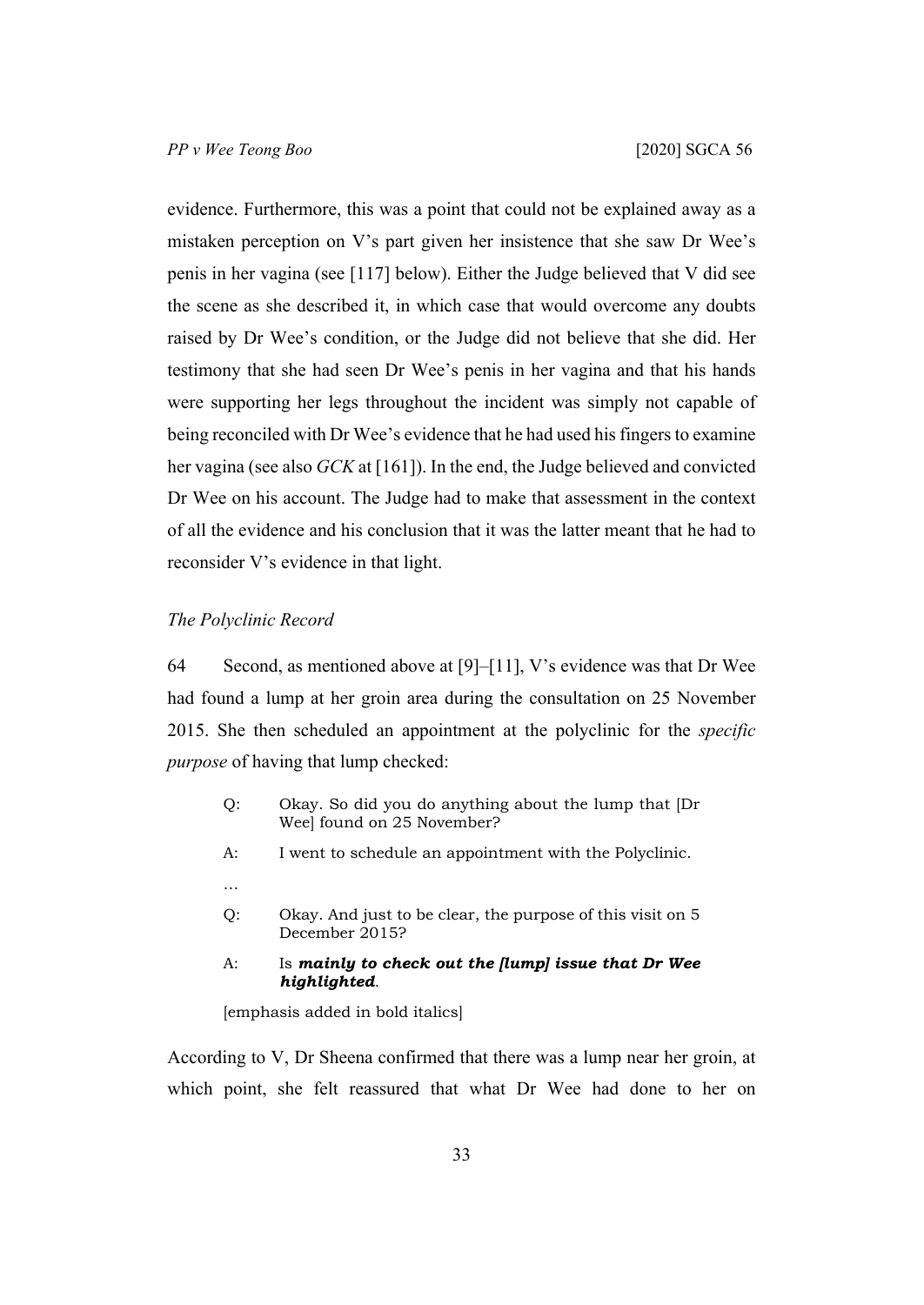evidence. Furthermore, this was a point that could not be explained away as a mistaken perception on V's part given her insistence that she saw Dr Wee's penis in her vagina (see [117] below). Either the Judge believed that V did see the scene as she described it, in which case that would overcome any doubts raised by Dr Wee's condition, or the Judge did not believe that she did. Her testimony that she had seen Dr Wee's penis in her vagina and that his hands were supporting her legs throughout the incident was simply not capable of being reconciled with Dr Wee's evidence that he had used his fingers to examine her vagina (see also *GCK* at [161]). In the end, the Judge believed and convicted Dr Wee on his account. The Judge had to make that assessment in the context of all the evidence and his conclusion that it was the latter meant that he had to reconsider V's evidence in that light.

### *The Polyclinic Record*

64 Second, as mentioned above at [9]–[11], V's evidence was that Dr Wee had found a lump at her groin area during the consultation on 25 November 2015. She then scheduled an appointment at the polyclinic for the *specific purpose* of having that lump checked:

> Q: Okay. So did you do anything about the lump that [Dr Wee] found on 25 November?
>
> A: I went to schedule an appointment with the Polyclinic.
>
> …
>
> Q: Okay. And just to be clear, the purpose of this visit on 5 December 2015?
>
> A: Is ***mainly to check out the [lump] issue that Dr Wee highlighted***.
>
> [emphasis added in bold italics]

According to V, Dr Sheena confirmed that there was a lump near her groin, at which point, she felt reassured that what Dr Wee had done to her on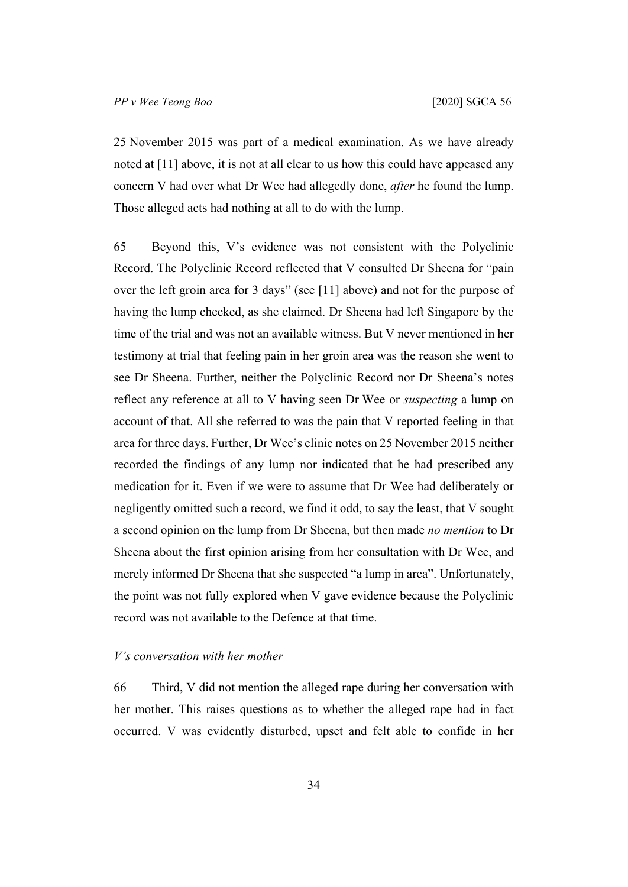25 November 2015 was part of a medical examination. As we have already noted at [11] above, it is not at all clear to us how this could have appeased any concern V had over what Dr Wee had allegedly done, *after* he found the lump. Those alleged acts had nothing at all to do with the lump.

65 Beyond this, V's evidence was not consistent with the Polyclinic Record. The Polyclinic Record reflected that V consulted Dr Sheena for "pain over the left groin area for 3 days" (see [11] above) and not for the purpose of having the lump checked, as she claimed. Dr Sheena had left Singapore by the time of the trial and was not an available witness. But V never mentioned in her testimony at trial that feeling pain in her groin area was the reason she went to see Dr Sheena. Further, neither the Polyclinic Record nor Dr Sheena's notes reflect any reference at all to V having seen Dr Wee or *suspecting* a lump on account of that. All she referred to was the pain that V reported feeling in that area for three days. Further, Dr Wee's clinic notes on 25 November 2015 neither recorded the findings of any lump nor indicated that he had prescribed any medication for it. Even if we were to assume that Dr Wee had deliberately or negligently omitted such a record, we find it odd, to say the least, that V sought a second opinion on the lump from Dr Sheena, but then made *no mention* to Dr Sheena about the first opinion arising from her consultation with Dr Wee, and merely informed Dr Sheena that she suspected "a lump in area". Unfortunately, the point was not fully explored when V gave evidence because the Polyclinic record was not available to the Defence at that time.

*V's conversation with her mother*

66 Third, V did not mention the alleged rape during her conversation with her mother. This raises questions as to whether the alleged rape had in fact occurred. V was evidently disturbed, upset and felt able to confide in her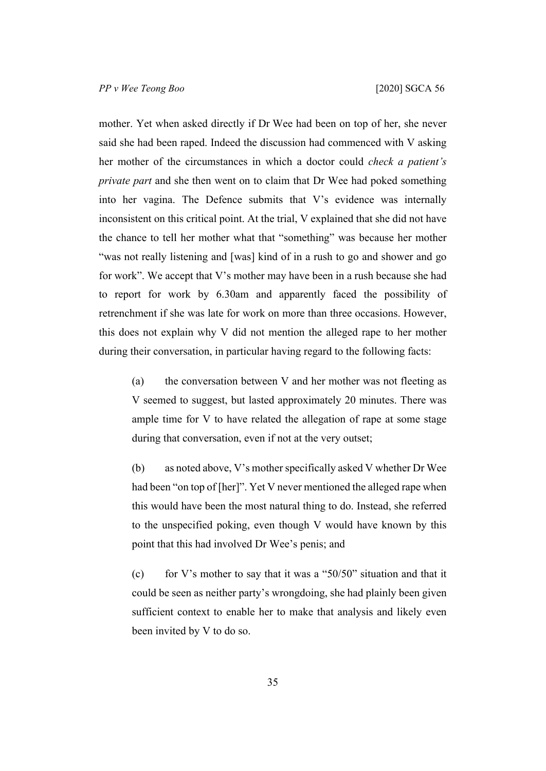mother. Yet when asked directly if Dr Wee had been on top of her, she never said she had been raped. Indeed the discussion had commenced with V asking her mother of the circumstances in which a doctor could *check a patient's private part* and she then went on to claim that Dr Wee had poked something into her vagina. The Defence submits that V's evidence was internally inconsistent on this critical point. At the trial, V explained that she did not have the chance to tell her mother what that "something" was because her mother "was not really listening and [was] kind of in a rush to go and shower and go for work". We accept that V's mother may have been in a rush because she had to report for work by 6.30am and apparently faced the possibility of retrenchment if she was late for work on more than three occasions. However, this does not explain why V did not mention the alleged rape to her mother during their conversation, in particular having regard to the following facts:

(a) the conversation between V and her mother was not fleeting as V seemed to suggest, but lasted approximately 20 minutes. There was ample time for V to have related the allegation of rape at some stage during that conversation, even if not at the very outset;

(b) as noted above, V's mother specifically asked V whether Dr Wee had been "on top of [her]". Yet V never mentioned the alleged rape when this would have been the most natural thing to do. Instead, she referred to the unspecified poking, even though V would have known by this point that this had involved Dr Wee's penis; and

(c) for V's mother to say that it was a "50/50" situation and that it could be seen as neither party's wrongdoing, she had plainly been given sufficient context to enable her to make that analysis and likely even been invited by V to do so.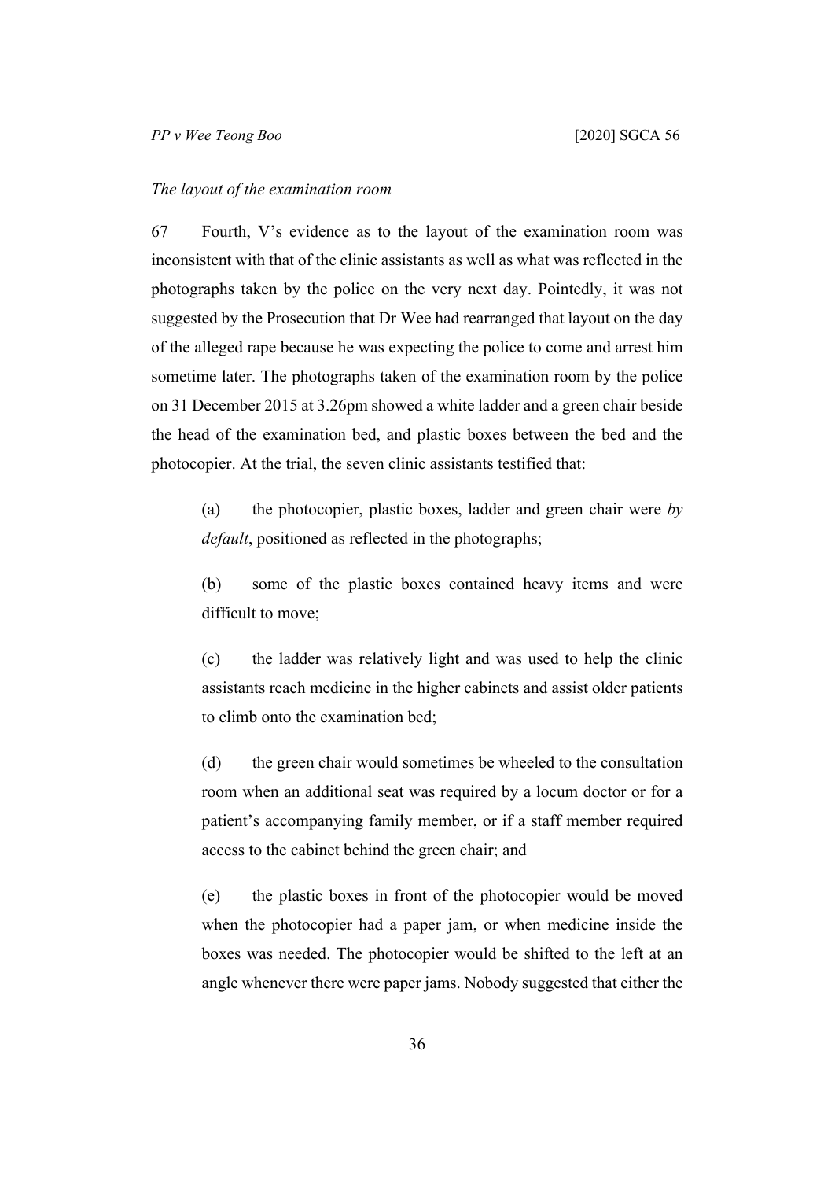*The layout of the examination room*

67 Fourth, V's evidence as to the layout of the examination room was inconsistent with that of the clinic assistants as well as what was reflected in the photographs taken by the police on the very next day. Pointedly, it was not suggested by the Prosecution that Dr Wee had rearranged that layout on the day of the alleged rape because he was expecting the police to come and arrest him sometime later. The photographs taken of the examination room by the police on 31 December 2015 at 3.26pm showed a white ladder and a green chair beside the head of the examination bed, and plastic boxes between the bed and the photocopier. At the trial, the seven clinic assistants testified that:

> (a) the photocopier, plastic boxes, ladder and green chair were *by default*, positioned as reflected in the photographs;
>
> (b) some of the plastic boxes contained heavy items and were difficult to move;
>
> (c) the ladder was relatively light and was used to help the clinic assistants reach medicine in the higher cabinets and assist older patients to climb onto the examination bed;
>
> (d) the green chair would sometimes be wheeled to the consultation room when an additional seat was required by a locum doctor or for a patient's accompanying family member, or if a staff member required access to the cabinet behind the green chair; and
>
> (e) the plastic boxes in front of the photocopier would be moved when the photocopier had a paper jam, or when medicine inside the boxes was needed. The photocopier would be shifted to the left at an angle whenever there were paper jams. Nobody suggested that either the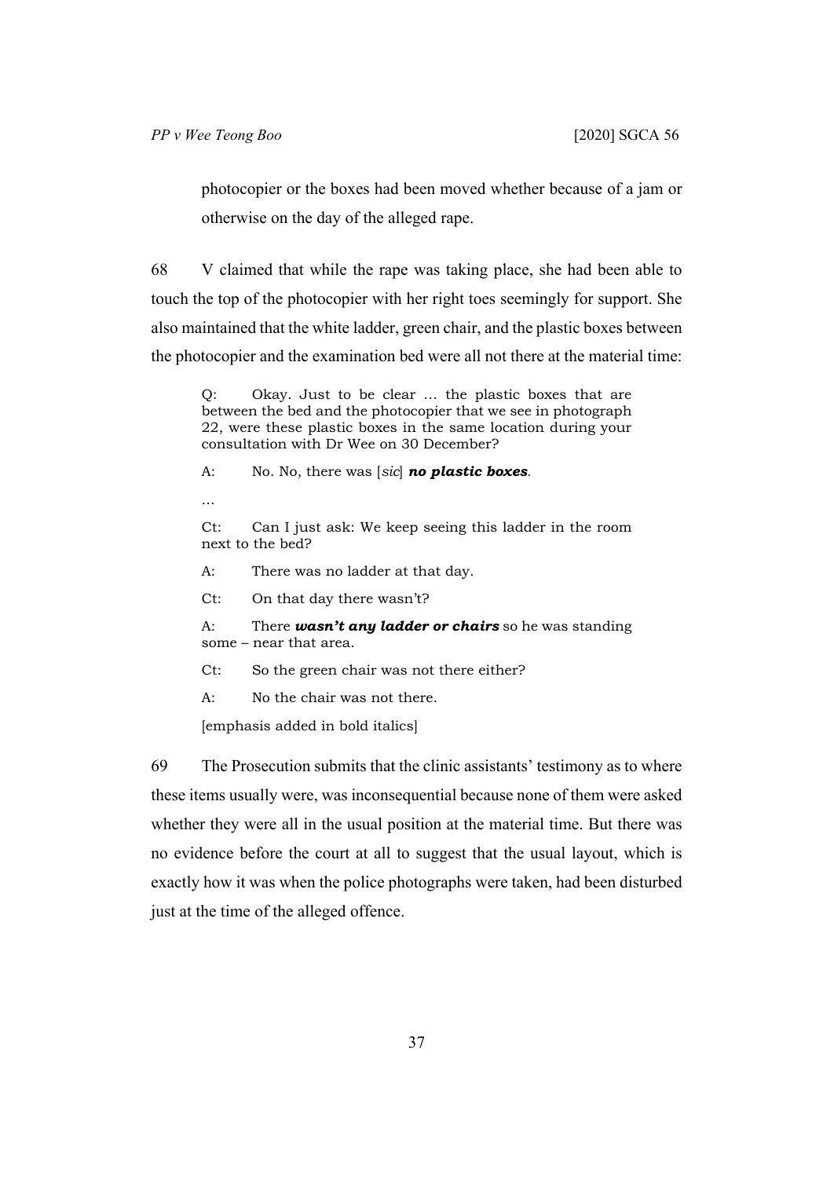photocopier or the boxes had been moved whether because of a jam or otherwise on the day of the alleged rape.

68 V claimed that while the rape was taking place, she had been able to touch the top of the photocopier with her right toes seemingly for support. She also maintained that the white ladder, green chair, and the plastic boxes between the photocopier and the examination bed were all not there at the material time:

> Q: Okay. Just to be clear … the plastic boxes that are between the bed and the photocopier that we see in photograph 22, were these plastic boxes in the same location during your consultation with Dr Wee on 30 December?
>
> A: No. No, there was [*sic*] ***no plastic boxes***.
>
> …
>
> Ct: Can I just ask: We keep seeing this ladder in the room next to the bed?
>
> A: There was no ladder at that day.
>
> Ct: On that day there wasn't?
>
> A: There ***wasn't any ladder or chairs*** so he was standing some – near that area.
>
> Ct: So the green chair was not there either?
>
> A: No the chair was not there.
>
> [emphasis added in bold italics]

69 The Prosecution submits that the clinic assistants' testimony as to where these items usually were, was inconsequential because none of them were asked whether they were all in the usual position at the material time. But there was no evidence before the court at all to suggest that the usual layout, which is exactly how it was when the police photographs were taken, had been disturbed just at the time of the alleged offence.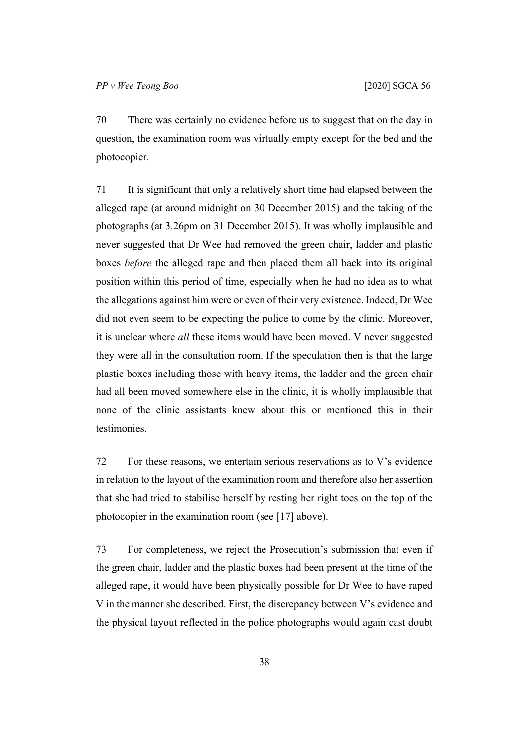70 There was certainly no evidence before us to suggest that on the day in question, the examination room was virtually empty except for the bed and the photocopier.

71 It is significant that only a relatively short time had elapsed between the alleged rape (at around midnight on 30 December 2015) and the taking of the photographs (at 3.26pm on 31 December 2015). It was wholly implausible and never suggested that Dr Wee had removed the green chair, ladder and plastic boxes *before* the alleged rape and then placed them all back into its original position within this period of time, especially when he had no idea as to what the allegations against him were or even of their very existence. Indeed, Dr Wee did not even seem to be expecting the police to come by the clinic. Moreover, it is unclear where *all* these items would have been moved. V never suggested they were all in the consultation room. If the speculation then is that the large plastic boxes including those with heavy items, the ladder and the green chair had all been moved somewhere else in the clinic, it is wholly implausible that none of the clinic assistants knew about this or mentioned this in their testimonies.

72 For these reasons, we entertain serious reservations as to V's evidence in relation to the layout of the examination room and therefore also her assertion that she had tried to stabilise herself by resting her right toes on the top of the photocopier in the examination room (see [17] above).

73 For completeness, we reject the Prosecution's submission that even if the green chair, ladder and the plastic boxes had been present at the time of the alleged rape, it would have been physically possible for Dr Wee to have raped V in the manner she described. First, the discrepancy between V's evidence and the physical layout reflected in the police photographs would again cast doubt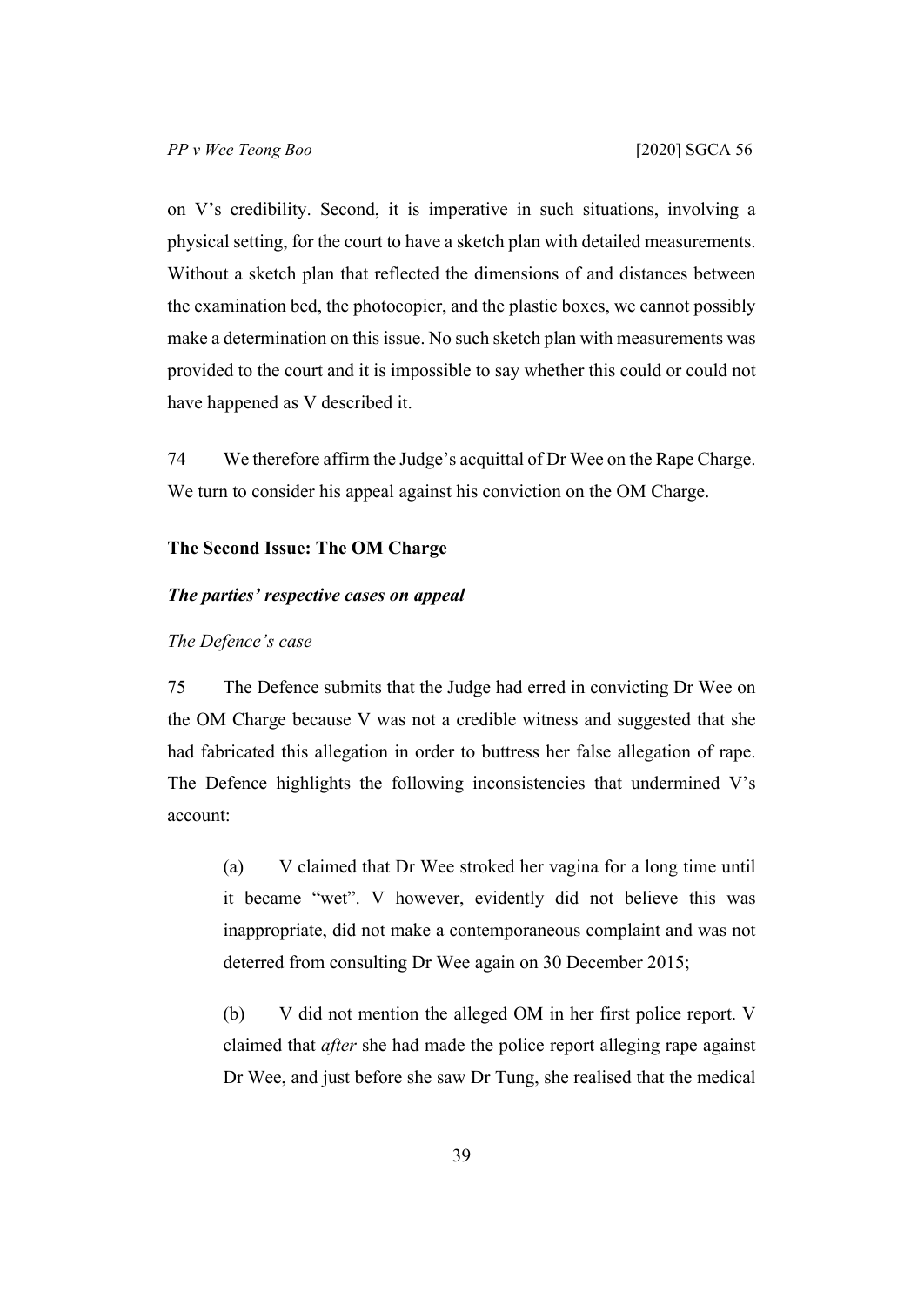on V's credibility. Second, it is imperative in such situations, involving a physical setting, for the court to have a sketch plan with detailed measurements. Without a sketch plan that reflected the dimensions of and distances between the examination bed, the photocopier, and the plastic boxes, we cannot possibly make a determination on this issue. No such sketch plan with measurements was provided to the court and it is impossible to say whether this could or could not have happened as V described it.

74 We therefore affirm the Judge's acquittal of Dr Wee on the Rape Charge. We turn to consider his appeal against his conviction on the OM Charge.

## The Second Issue: The OM Charge

### *The parties' respective cases on appeal*

#### *The Defence's case*

75 The Defence submits that the Judge had erred in convicting Dr Wee on the OM Charge because V was not a credible witness and suggested that she had fabricated this allegation in order to buttress her false allegation of rape. The Defence highlights the following inconsistencies that undermined V's account:

> (a) V claimed that Dr Wee stroked her vagina for a long time until it became "wet". V however, evidently did not believe this was inappropriate, did not make a contemporaneous complaint and was not deterred from consulting Dr Wee again on 30 December 2015;
>
> (b) V did not mention the alleged OM in her first police report. V claimed that *after* she had made the police report alleging rape against Dr Wee, and just before she saw Dr Tung, she realised that the medical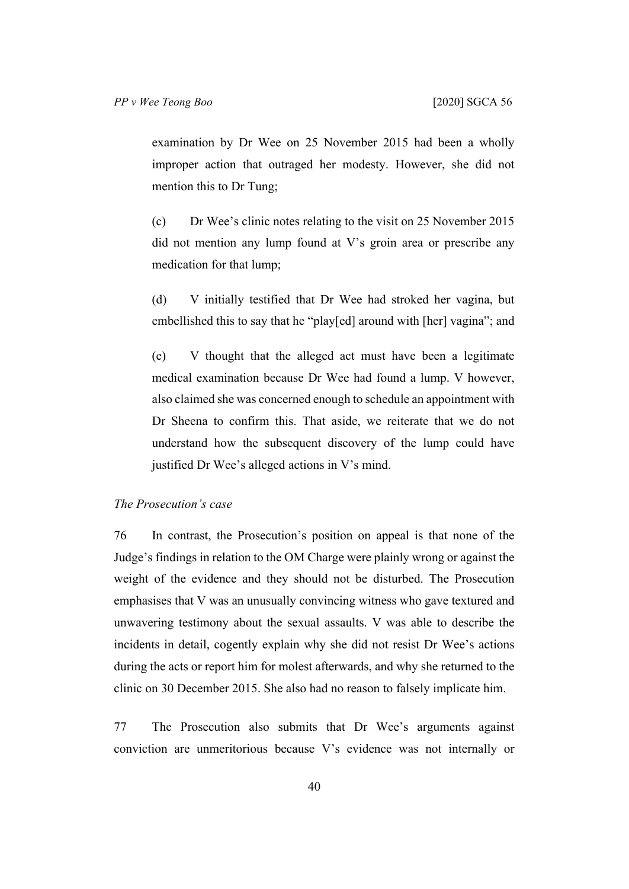examination by Dr Wee on 25 November 2015 had been a wholly improper action that outraged her modesty. However, she did not mention this to Dr Tung;

(c) Dr Wee's clinic notes relating to the visit on 25 November 2015 did not mention any lump found at V's groin area or prescribe any medication for that lump;

(d) V initially testified that Dr Wee had stroked her vagina, but embellished this to say that he "play[ed] around with [her] vagina"; and

(e) V thought that the alleged act must have been a legitimate medical examination because Dr Wee had found a lump. V however, also claimed she was concerned enough to schedule an appointment with Dr Sheena to confirm this. That aside, we reiterate that we do not understand how the subsequent discovery of the lump could have justified Dr Wee's alleged actions in V's mind.

*The Prosecution's case*

76 In contrast, the Prosecution's position on appeal is that none of the Judge's findings in relation to the OM Charge were plainly wrong or against the weight of the evidence and they should not be disturbed. The Prosecution emphasises that V was an unusually convincing witness who gave textured and unwavering testimony about the sexual assaults. V was able to describe the incidents in detail, cogently explain why she did not resist Dr Wee's actions during the acts or report him for molest afterwards, and why she returned to the clinic on 30 December 2015. She also had no reason to falsely implicate him.

77 The Prosecution also submits that Dr Wee's arguments against conviction are unmeritorious because V's evidence was not internally or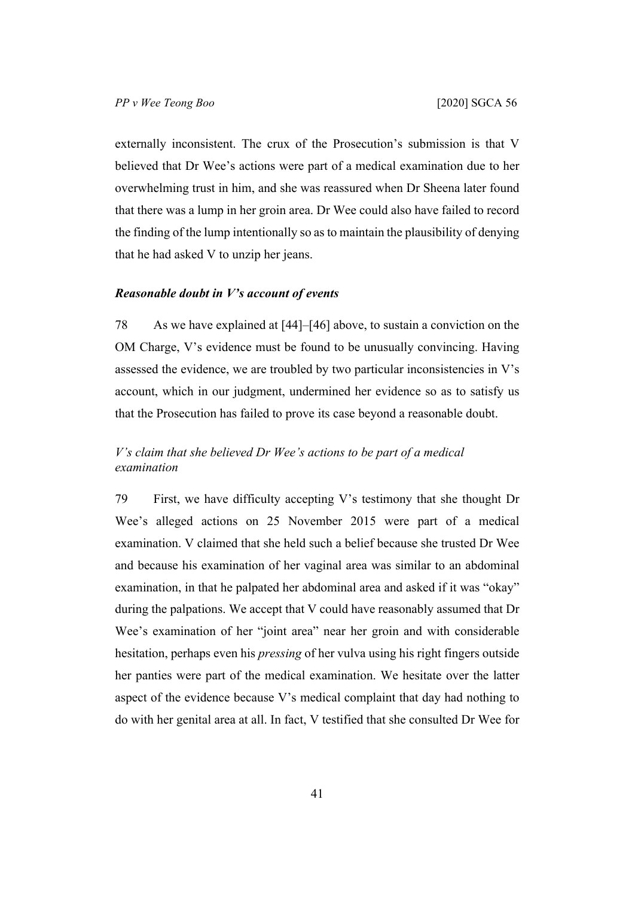externally inconsistent. The crux of the Prosecution's submission is that V believed that Dr Wee's actions were part of a medical examination due to her overwhelming trust in him, and she was reassured when Dr Sheena later found that there was a lump in her groin area. Dr Wee could also have failed to record the finding of the lump intentionally so as to maintain the plausibility of denying that he had asked V to unzip her jeans.

### *Reasonable doubt in V's account of events*

78 As we have explained at [44]–[46] above, to sustain a conviction on the OM Charge, V's evidence must be found to be unusually convincing. Having assessed the evidence, we are troubled by two particular inconsistencies in V's account, which in our judgment, undermined her evidence so as to satisfy us that the Prosecution has failed to prove its case beyond a reasonable doubt.

#### *V's claim that she believed Dr Wee's actions to be part of a medical examination*

79 First, we have difficulty accepting V's testimony that she thought Dr Wee's alleged actions on 25 November 2015 were part of a medical examination. V claimed that she held such a belief because she trusted Dr Wee and because his examination of her vaginal area was similar to an abdominal examination, in that he palpated her abdominal area and asked if it was "okay" during the palpations. We accept that V could have reasonably assumed that Dr Wee's examination of her "joint area" near her groin and with considerable hesitation, perhaps even his *pressing* of her vulva using his right fingers outside her panties were part of the medical examination. We hesitate over the latter aspect of the evidence because V's medical complaint that day had nothing to do with her genital area at all. In fact, V testified that she consulted Dr Wee for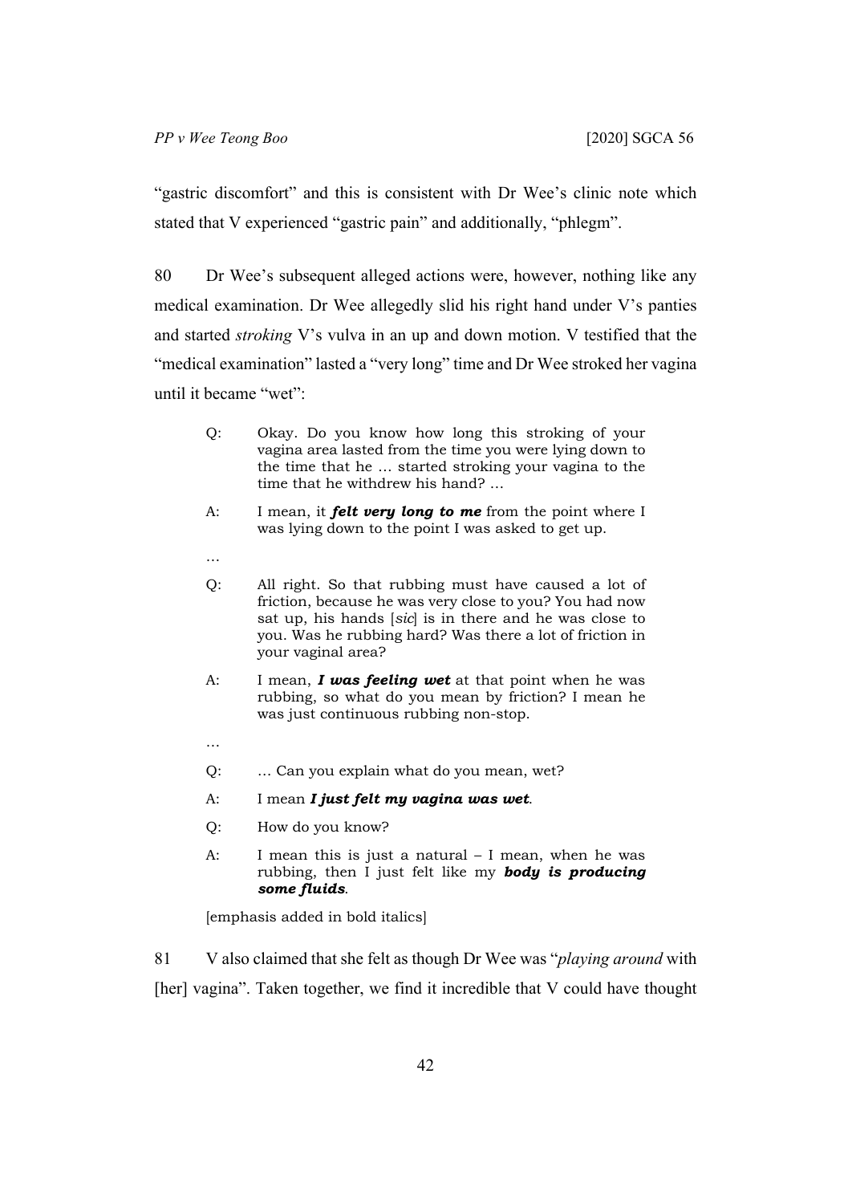"gastric discomfort" and this is consistent with Dr Wee's clinic note which stated that V experienced "gastric pain" and additionally, "phlegm".

80 Dr Wee's subsequent alleged actions were, however, nothing like any medical examination. Dr Wee allegedly slid his right hand under V's panties and started *stroking* V's vulva in an up and down motion. V testified that the "medical examination" lasted a "very long" time and Dr Wee stroked her vagina until it became "wet":

> Q: Okay. Do you know how long this stroking of your vagina area lasted from the time you were lying down to the time that he … started stroking your vagina to the time that he withdrew his hand? …
>
> A: I mean, it ***felt very long to me*** from the point where I was lying down to the point I was asked to get up.
>
> …
>
> Q: All right. So that rubbing must have caused a lot of friction, because he was very close to you? You had now sat up, his hands [*sic*] is in there and he was close to you. Was he rubbing hard? Was there a lot of friction in your vaginal area?
>
> A: I mean, ***I was feeling wet*** at that point when he was rubbing, so what do you mean by friction? I mean he was just continuous rubbing non-stop.
>
> …
>
> Q: … Can you explain what do you mean, wet?
>
> A: I mean ***I just felt my vagina was wet***.
>
> Q: How do you know?
>
> A: I mean this is just a natural – I mean, when he was rubbing, then I just felt like my ***body is producing some fluids***.
>
> [emphasis added in bold italics]

81 V also claimed that she felt as though Dr Wee was "*playing around* with [her] vagina". Taken together, we find it incredible that V could have thought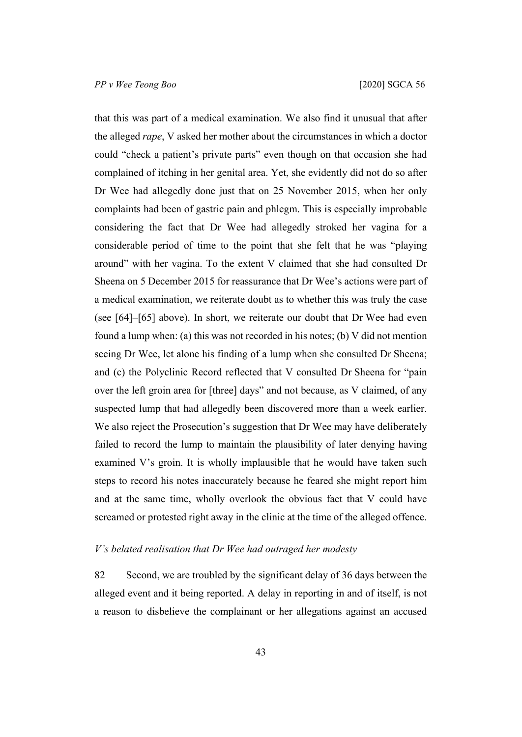that this was part of a medical examination. We also find it unusual that after the alleged *rape*, V asked her mother about the circumstances in which a doctor could "check a patient's private parts" even though on that occasion she had complained of itching in her genital area. Yet, she evidently did not do so after Dr Wee had allegedly done just that on 25 November 2015, when her only complaints had been of gastric pain and phlegm. This is especially improbable considering the fact that Dr Wee had allegedly stroked her vagina for a considerable period of time to the point that she felt that he was "playing around" with her vagina. To the extent V claimed that she had consulted Dr Sheena on 5 December 2015 for reassurance that Dr Wee's actions were part of a medical examination, we reiterate doubt as to whether this was truly the case (see [64]–[65] above). In short, we reiterate our doubt that Dr Wee had even found a lump when: (a) this was not recorded in his notes; (b) V did not mention seeing Dr Wee, let alone his finding of a lump when she consulted Dr Sheena; and (c) the Polyclinic Record reflected that V consulted Dr Sheena for "pain over the left groin area for [three] days" and not because, as V claimed, of any suspected lump that had allegedly been discovered more than a week earlier. We also reject the Prosecution's suggestion that Dr Wee may have deliberately failed to record the lump to maintain the plausibility of later denying having examined V's groin. It is wholly implausible that he would have taken such steps to record his notes inaccurately because he feared she might report him and at the same time, wholly overlook the obvious fact that V could have screamed or protested right away in the clinic at the time of the alleged offence.

*V's belated realisation that Dr Wee had outraged her modesty*

82 Second, we are troubled by the significant delay of 36 days between the alleged event and it being reported. A delay in reporting in and of itself, is not a reason to disbelieve the complainant or her allegations against an accused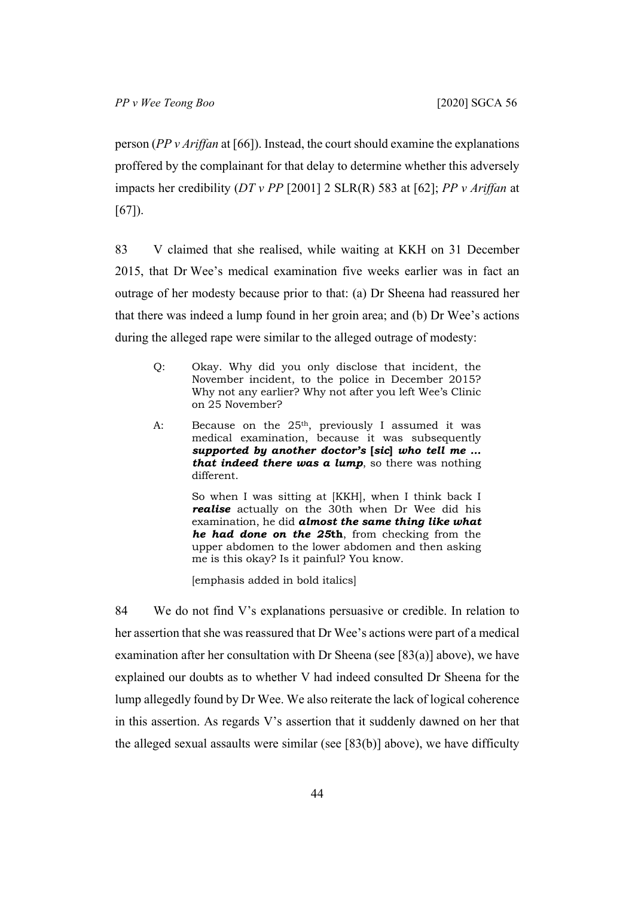person (*PP v Ariffan* at [66]). Instead, the court should examine the explanations proffered by the complainant for that delay to determine whether this adversely impacts her credibility (*DT v PP* [2001] 2 SLR(R) 583 at [62]; *PP v Ariffan* at [67]).

83 V claimed that she realised, while waiting at KKH on 31 December 2015, that Dr Wee's medical examination five weeks earlier was in fact an outrage of her modesty because prior to that: (a) Dr Sheena had reassured her that there was indeed a lump found in her groin area; and (b) Dr Wee's actions during the alleged rape were similar to the alleged outrage of modesty:

> Q: Okay. Why did you only disclose that incident, the November incident, to the police in December 2015? Why not any earlier? Why not after you left Wee's Clinic on 25 November?
>
> A: Because on the 25th, previously I assumed it was medical examination, because it was subsequently ***supported by another doctor's [sic] who tell me … that indeed there was a lump***, so there was nothing different.
>
> So when I was sitting at [KKH], when I think back I ***realise*** actually on the 30th when Dr Wee did his examination, he did ***almost the same thing like what he had done on the 25th***, from checking from the upper abdomen to the lower abdomen and then asking me is this okay? Is it painful? You know.
>
> [emphasis added in bold italics]

84 We do not find V's explanations persuasive or credible. In relation to her assertion that she was reassured that Dr Wee's actions were part of a medical examination after her consultation with Dr Sheena (see [83(a)] above), we have explained our doubts as to whether V had indeed consulted Dr Sheena for the lump allegedly found by Dr Wee. We also reiterate the lack of logical coherence in this assertion. As regards V's assertion that it suddenly dawned on her that the alleged sexual assaults were similar (see [83(b)] above), we have difficulty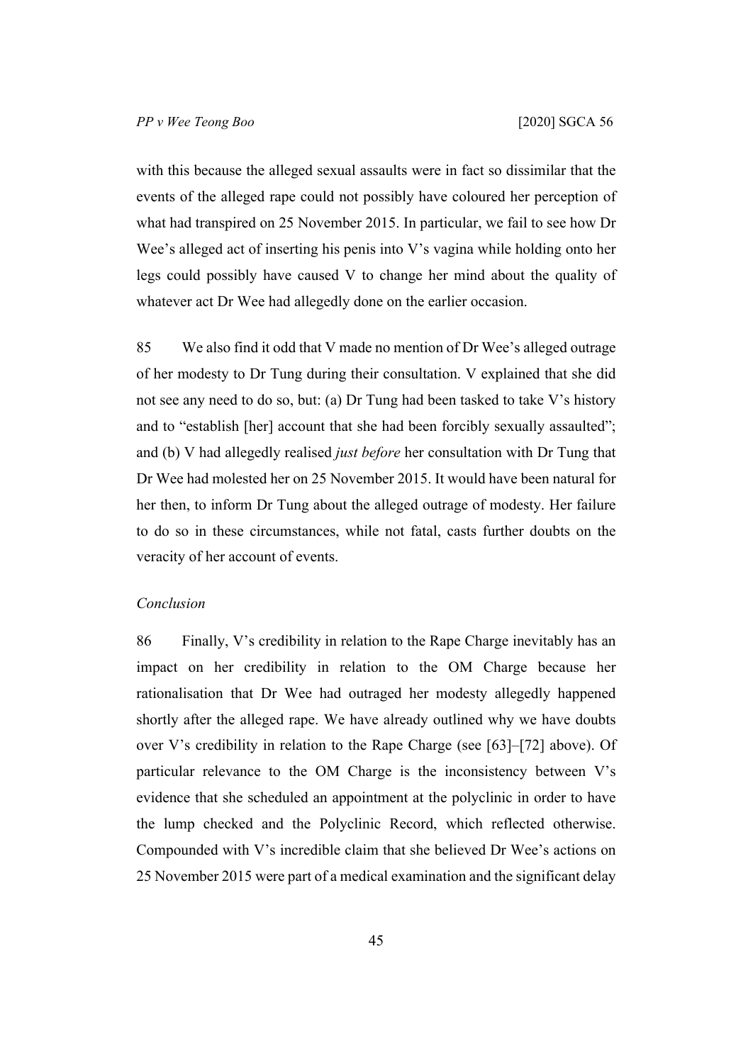with this because the alleged sexual assaults were in fact so dissimilar that the events of the alleged rape could not possibly have coloured her perception of what had transpired on 25 November 2015. In particular, we fail to see how Dr Wee's alleged act of inserting his penis into V's vagina while holding onto her legs could possibly have caused V to change her mind about the quality of whatever act Dr Wee had allegedly done on the earlier occasion.

85 We also find it odd that V made no mention of Dr Wee's alleged outrage of her modesty to Dr Tung during their consultation. V explained that she did not see any need to do so, but: (a) Dr Tung had been tasked to take V's history and to "establish [her] account that she had been forcibly sexually assaulted"; and (b) V had allegedly realised *just before* her consultation with Dr Tung that Dr Wee had molested her on 25 November 2015. It would have been natural for her then, to inform Dr Tung about the alleged outrage of modesty. Her failure to do so in these circumstances, while not fatal, casts further doubts on the veracity of her account of events.

*Conclusion*

86 Finally, V's credibility in relation to the Rape Charge inevitably has an impact on her credibility in relation to the OM Charge because her rationalisation that Dr Wee had outraged her modesty allegedly happened shortly after the alleged rape. We have already outlined why we have doubts over V's credibility in relation to the Rape Charge (see [63]–[72] above). Of particular relevance to the OM Charge is the inconsistency between V's evidence that she scheduled an appointment at the polyclinic in order to have the lump checked and the Polyclinic Record, which reflected otherwise. Compounded with V's incredible claim that she believed Dr Wee's actions on 25 November 2015 were part of a medical examination and the significant delay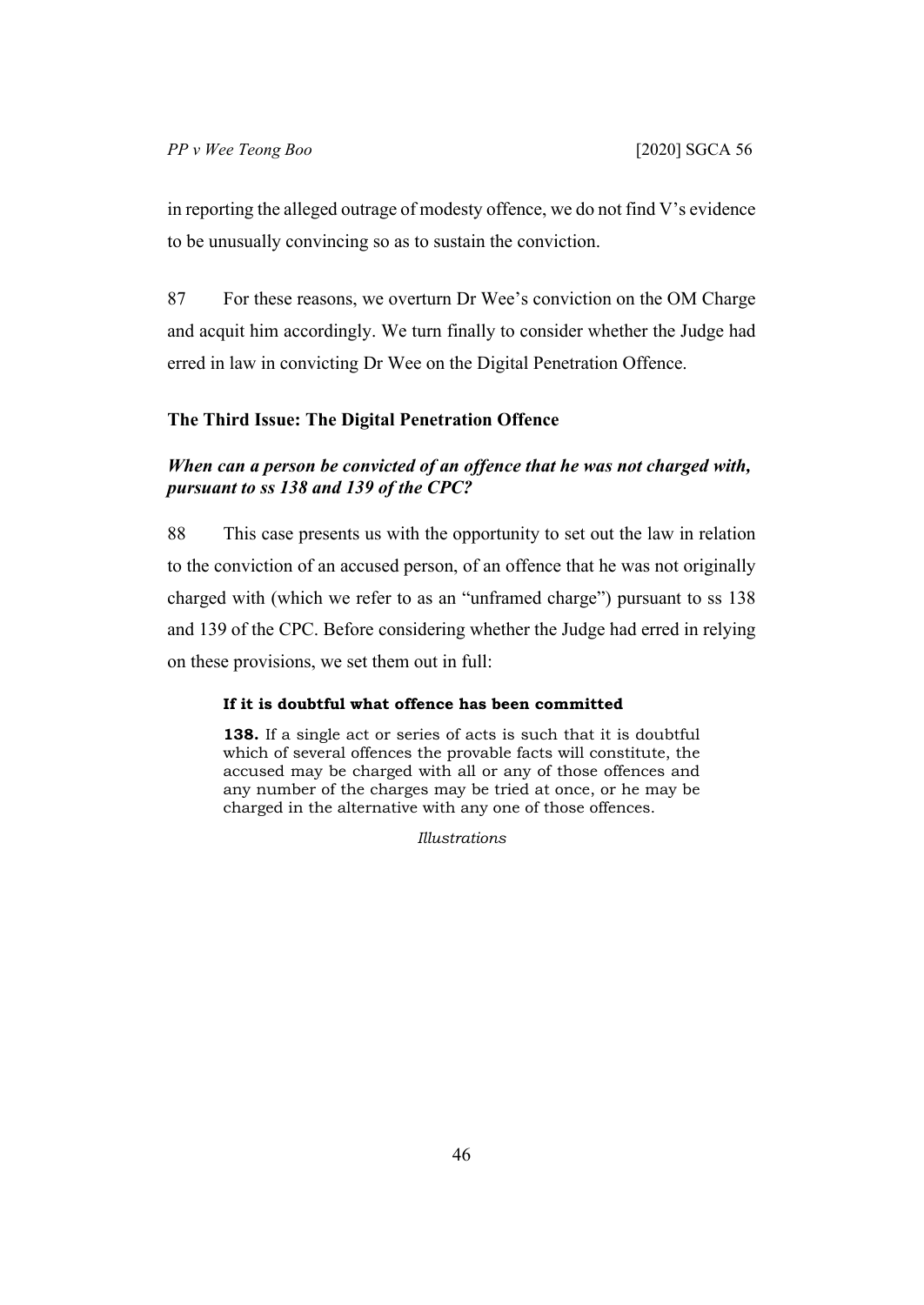in reporting the alleged outrage of modesty offence, we do not find V's evidence to be unusually convincing so as to sustain the conviction.

87 For these reasons, we overturn Dr Wee's conviction on the OM Charge and acquit him accordingly. We turn finally to consider whether the Judge had erred in law in convicting Dr Wee on the Digital Penetration Offence.

### The Third Issue: The Digital Penetration Offence

#### *When can a person be convicted of an offence that he was not charged with, pursuant to ss 138 and 139 of the CPC?*

88 This case presents us with the opportunity to set out the law in relation to the conviction of an accused person, of an offence that he was not originally charged with (which we refer to as an "unframed charge") pursuant to ss 138 and 139 of the CPC. Before considering whether the Judge had erred in relying on these provisions, we set them out in full:

> **If it is doubtful what offence has been committed**
>
> **138.** If a single act or series of acts is such that it is doubtful which of several offences the provable facts will constitute, the accused may be charged with all or any of those offences and any number of the charges may be tried at once, or he may be charged in the alternative with any one of those offences.
>
> *Illustrations*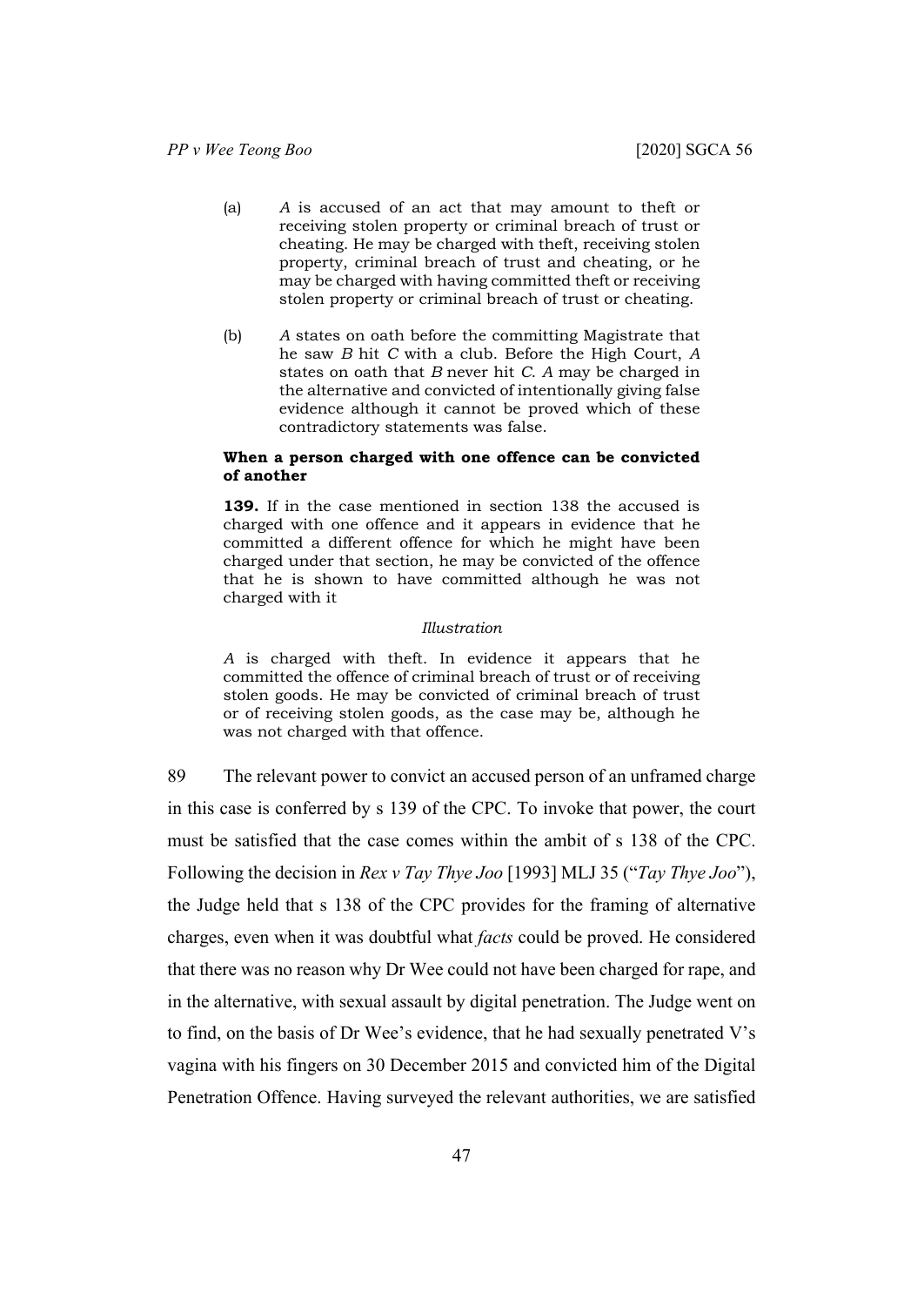(a) *A* is accused of an act that may amount to theft or receiving stolen property or criminal breach of trust or cheating. He may be charged with theft, receiving stolen property, criminal breach of trust and cheating, or he may be charged with having committed theft or receiving stolen property or criminal breach of trust or cheating.

(b) *A* states on oath before the committing Magistrate that he saw *B* hit *C* with a club. Before the High Court, *A* states on oath that *B* never hit *C*. *A* may be charged in the alternative and convicted of intentionally giving false evidence although it cannot be proved which of these contradictory statements was false.

**When a person charged with one offence can be convicted of another**

**139.** If in the case mentioned in section 138 the accused is charged with one offence and it appears in evidence that he committed a different offence for which he might have been charged under that section, he may be convicted of the offence that he is shown to have committed although he was not charged with it

*Illustration*

*A* is charged with theft. In evidence it appears that he committed the offence of criminal breach of trust or of receiving stolen goods. He may be convicted of criminal breach of trust or of receiving stolen goods, as the case may be, although he was not charged with that offence.

89 The relevant power to convict an accused person of an unframed charge in this case is conferred by s 139 of the CPC. To invoke that power, the court must be satisfied that the case comes within the ambit of s 138 of the CPC. Following the decision in *Rex v Tay Thye Joo* [1993] MLJ 35 ("*Tay Thye Joo*"), the Judge held that s 138 of the CPC provides for the framing of alternative charges, even when it was doubtful what *facts* could be proved. He considered that there was no reason why Dr Wee could not have been charged for rape, and in the alternative, with sexual assault by digital penetration. The Judge went on to find, on the basis of Dr Wee's evidence, that he had sexually penetrated V's vagina with his fingers on 30 December 2015 and convicted him of the Digital Penetration Offence. Having surveyed the relevant authorities, we are satisfied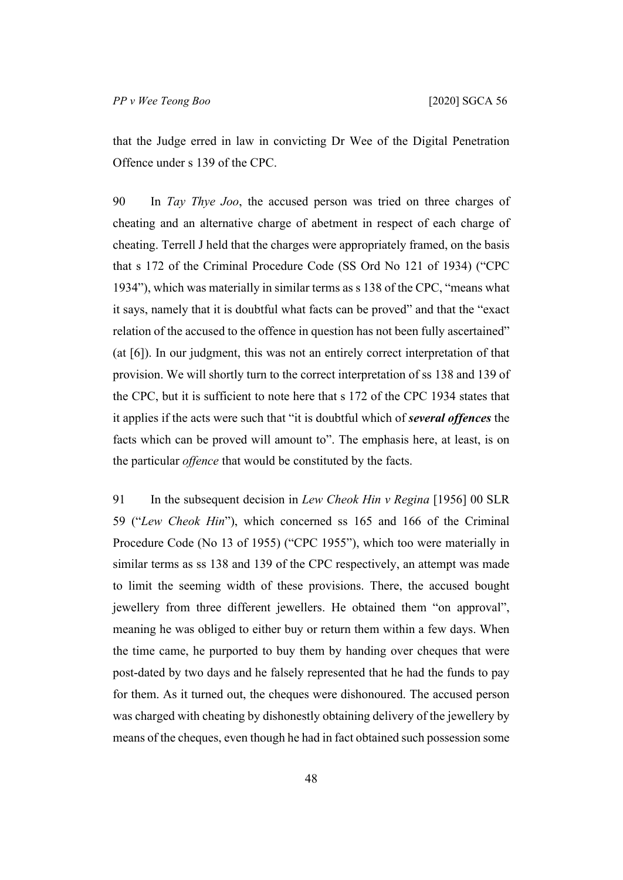that the Judge erred in law in convicting Dr Wee of the Digital Penetration Offence under s 139 of the CPC.

90 In *Tay Thye Joo*, the accused person was tried on three charges of cheating and an alternative charge of abetment in respect of each charge of cheating. Terrell J held that the charges were appropriately framed, on the basis that s 172 of the Criminal Procedure Code (SS Ord No 121 of 1934) ("CPC 1934"), which was materially in similar terms as s 138 of the CPC, "means what it says, namely that it is doubtful what facts can be proved" and that the "exact relation of the accused to the offence in question has not been fully ascertained" (at [6]). In our judgment, this was not an entirely correct interpretation of that provision. We will shortly turn to the correct interpretation of ss 138 and 139 of the CPC, but it is sufficient to note here that s 172 of the CPC 1934 states that it applies if the acts were such that "it is doubtful which of ***several offences*** the facts which can be proved will amount to". The emphasis here, at least, is on the particular *offence* that would be constituted by the facts.

91 In the subsequent decision in *Lew Cheok Hin v Regina* [1956] 00 SLR 59 ("*Lew Cheok Hin*"), which concerned ss 165 and 166 of the Criminal Procedure Code (No 13 of 1955) ("CPC 1955"), which too were materially in similar terms as ss 138 and 139 of the CPC respectively, an attempt was made to limit the seeming width of these provisions. There, the accused bought jewellery from three different jewellers. He obtained them "on approval", meaning he was obliged to either buy or return them within a few days. When the time came, he purported to buy them by handing over cheques that were post-dated by two days and he falsely represented that he had the funds to pay for them. As it turned out, the cheques were dishonoured. The accused person was charged with cheating by dishonestly obtaining delivery of the jewellery by means of the cheques, even though he had in fact obtained such possession some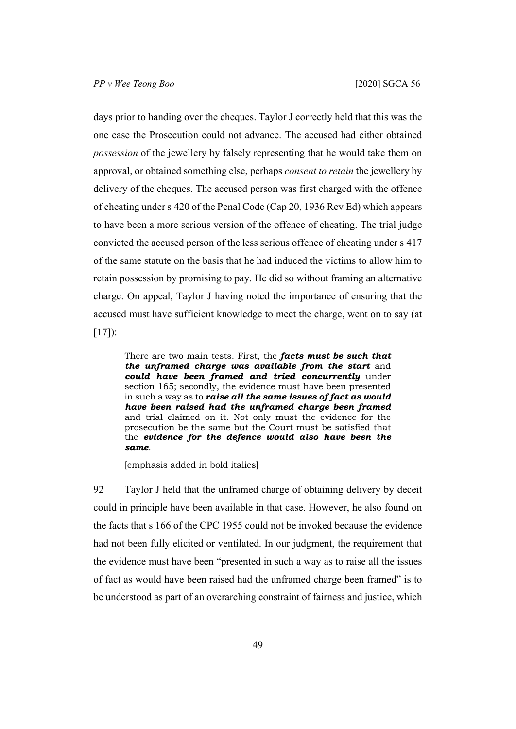days prior to handing over the cheques. Taylor J correctly held that this was the one case the Prosecution could not advance. The accused had either obtained *possession* of the jewellery by falsely representing that he would take them on approval, or obtained something else, perhaps *consent to retain* the jewellery by delivery of the cheques. The accused person was first charged with the offence of cheating under s 420 of the Penal Code (Cap 20, 1936 Rev Ed) which appears to have been a more serious version of the offence of cheating. The trial judge convicted the accused person of the less serious offence of cheating under s 417 of the same statute on the basis that he had induced the victims to allow him to retain possession by promising to pay. He did so without framing an alternative charge. On appeal, Taylor J having noted the importance of ensuring that the accused must have sufficient knowledge to meet the charge, went on to say (at [17]):

> There are two main tests. First, the ***facts must be such that the unframed charge was available from the start*** and ***could have been framed and tried concurrently*** under section 165; secondly, the evidence must have been presented in such a way as to ***raise all the same issues of fact as would have been raised had the unframed charge been framed*** and trial claimed on it. Not only must the evidence for the prosecution be the same but the Court must be satisfied that the ***evidence for the defence would also have been the same***.
>
> [emphasis added in bold italics]

92 Taylor J held that the unframed charge of obtaining delivery by deceit could in principle have been available in that case. However, he also found on the facts that s 166 of the CPC 1955 could not be invoked because the evidence had not been fully elicited or ventilated. In our judgment, the requirement that the evidence must have been "presented in such a way as to raise all the issues of fact as would have been raised had the unframed charge been framed" is to be understood as part of an overarching constraint of fairness and justice, which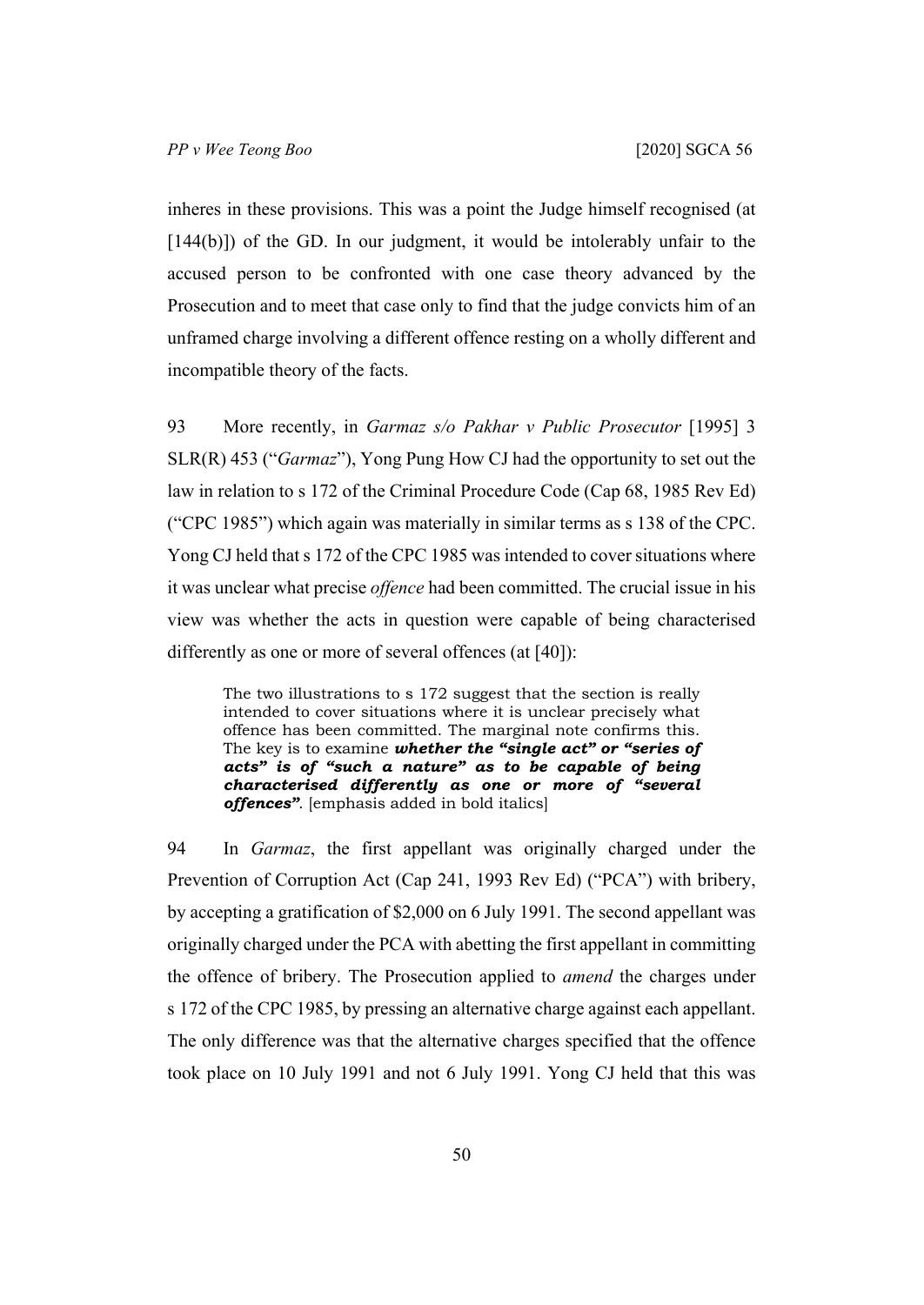inheres in these provisions. This was a point the Judge himself recognised (at [144(b)]) of the GD. In our judgment, it would be intolerably unfair to the accused person to be confronted with one case theory advanced by the Prosecution and to meet that case only to find that the judge convicts him of an unframed charge involving a different offence resting on a wholly different and incompatible theory of the facts.

93 More recently, in *Garmaz s/o Pakhar v Public Prosecutor* [1995] 3 SLR(R) 453 ("*Garmaz*"), Yong Pung How CJ had the opportunity to set out the law in relation to s 172 of the Criminal Procedure Code (Cap 68, 1985 Rev Ed) ("CPC 1985") which again was materially in similar terms as s 138 of the CPC. Yong CJ held that s 172 of the CPC 1985 was intended to cover situations where it was unclear what precise *offence* had been committed. The crucial issue in his view was whether the acts in question were capable of being characterised differently as one or more of several offences (at [40]):

> The two illustrations to s 172 suggest that the section is really intended to cover situations where it is unclear precisely what offence has been committed. The marginal note confirms this. The key is to examine ***whether the "single act" or "series of acts" is of "such a nature" as to be capable of being characterised differently as one or more of "several offences"***. [emphasis added in bold italics]

94 In *Garmaz*, the first appellant was originally charged under the Prevention of Corruption Act (Cap 241, 1993 Rev Ed) ("PCA") with bribery, by accepting a gratification of $2,000 on 6 July 1991. The second appellant was originally charged under the PCA with abetting the first appellant in committing the offence of bribery. The Prosecution applied to *amend* the charges under s 172 of the CPC 1985, by pressing an alternative charge against each appellant. The only difference was that the alternative charges specified that the offence took place on 10 July 1991 and not 6 July 1991. Yong CJ held that this was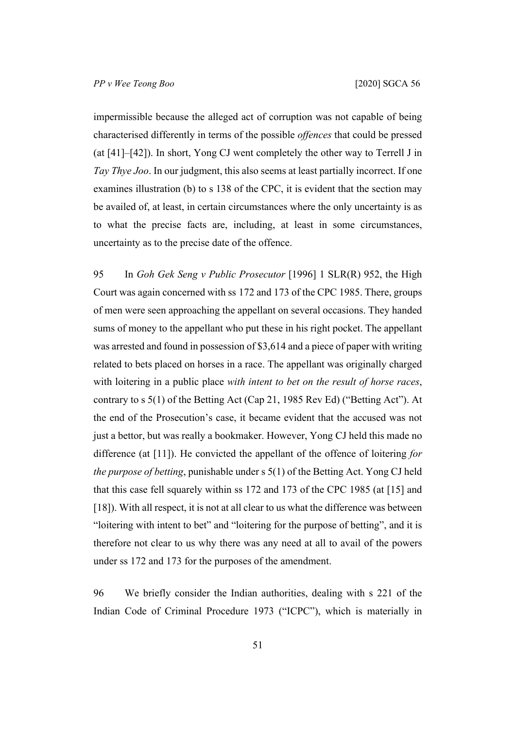impermissible because the alleged act of corruption was not capable of being characterised differently in terms of the possible *offences* that could be pressed (at [41]–[42]). In short, Yong CJ went completely the other way to Terrell J in *Tay Thye Joo*. In our judgment, this also seems at least partially incorrect. If one examines illustration (b) to s 138 of the CPC, it is evident that the section may be availed of, at least, in certain circumstances where the only uncertainty is as to what the precise facts are, including, at least in some circumstances, uncertainty as to the precise date of the offence.

95 In *Goh Gek Seng v Public Prosecutor* [1996] 1 SLR(R) 952, the High Court was again concerned with ss 172 and 173 of the CPC 1985. There, groups of men were seen approaching the appellant on several occasions. They handed sums of money to the appellant who put these in his right pocket. The appellant was arrested and found in possession of $3,614 and a piece of paper with writing related to bets placed on horses in a race. The appellant was originally charged with loitering in a public place *with intent to bet on the result of horse races*, contrary to s 5(1) of the Betting Act (Cap 21, 1985 Rev Ed) ("Betting Act"). At the end of the Prosecution's case, it became evident that the accused was not just a bettor, but was really a bookmaker. However, Yong CJ held this made no difference (at [11]). He convicted the appellant of the offence of loitering *for the purpose of betting*, punishable under s 5(1) of the Betting Act. Yong CJ held that this case fell squarely within ss 172 and 173 of the CPC 1985 (at [15] and [18]). With all respect, it is not at all clear to us what the difference was between "loitering with intent to bet" and "loitering for the purpose of betting", and it is therefore not clear to us why there was any need at all to avail of the powers under ss 172 and 173 for the purposes of the amendment.

96 We briefly consider the Indian authorities, dealing with s 221 of the Indian Code of Criminal Procedure 1973 ("ICPC"), which is materially in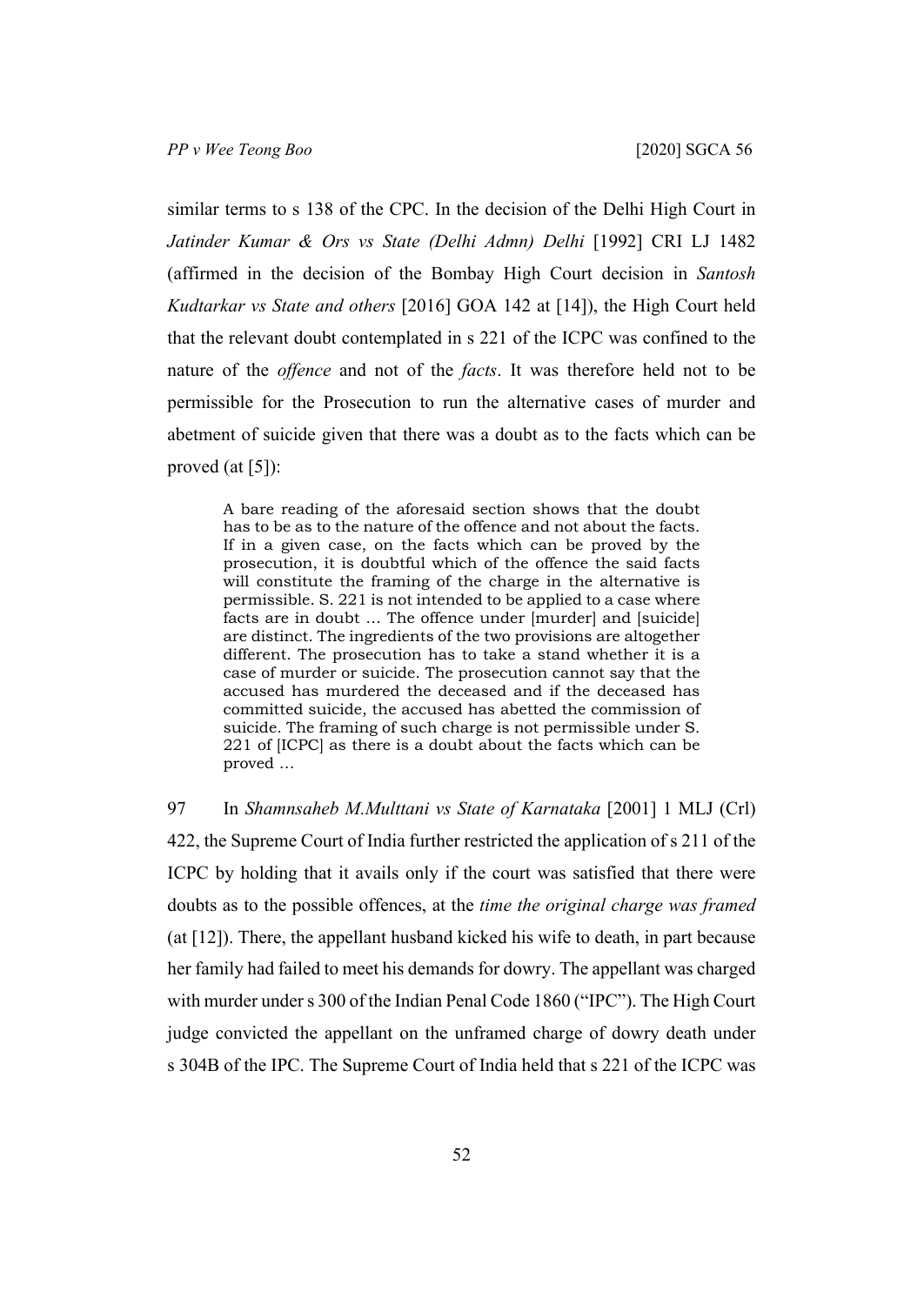similar terms to s 138 of the CPC. In the decision of the Delhi High Court in *Jatinder Kumar & Ors vs State (Delhi Admn) Delhi* [1992] CRI LJ 1482 (affirmed in the decision of the Bombay High Court decision in *Santosh Kudtarkar vs State and others* [2016] GOA 142 at [14]), the High Court held that the relevant doubt contemplated in s 221 of the ICPC was confined to the nature of the *offence* and not of the *facts*. It was therefore held not to be permissible for the Prosecution to run the alternative cases of murder and abetment of suicide given that there was a doubt as to the facts which can be proved (at [5]):

> A bare reading of the aforesaid section shows that the doubt has to be as to the nature of the offence and not about the facts. If in a given case, on the facts which can be proved by the prosecution, it is doubtful which of the offence the said facts will constitute the framing of the charge in the alternative is permissible. S. 221 is not intended to be applied to a case where facts are in doubt … The offence under [murder] and [suicide] are distinct. The ingredients of the two provisions are altogether different. The prosecution has to take a stand whether it is a case of murder or suicide. The prosecution cannot say that the accused has murdered the deceased and if the deceased has committed suicide, the accused has abetted the commission of suicide. The framing of such charge is not permissible under S. 221 of [ICPC] as there is a doubt about the facts which can be proved …

97 In *Shamnsaheb M.Multtani vs State of Karnataka* [2001] 1 MLJ (Crl) 422, the Supreme Court of India further restricted the application of s 211 of the ICPC by holding that it avails only if the court was satisfied that there were doubts as to the possible offences, at the *time the original charge was framed* (at [12]). There, the appellant husband kicked his wife to death, in part because her family had failed to meet his demands for dowry. The appellant was charged with murder under s 300 of the Indian Penal Code 1860 ("IPC"). The High Court judge convicted the appellant on the unframed charge of dowry death under s 304B of the IPC. The Supreme Court of India held that s 221 of the ICPC was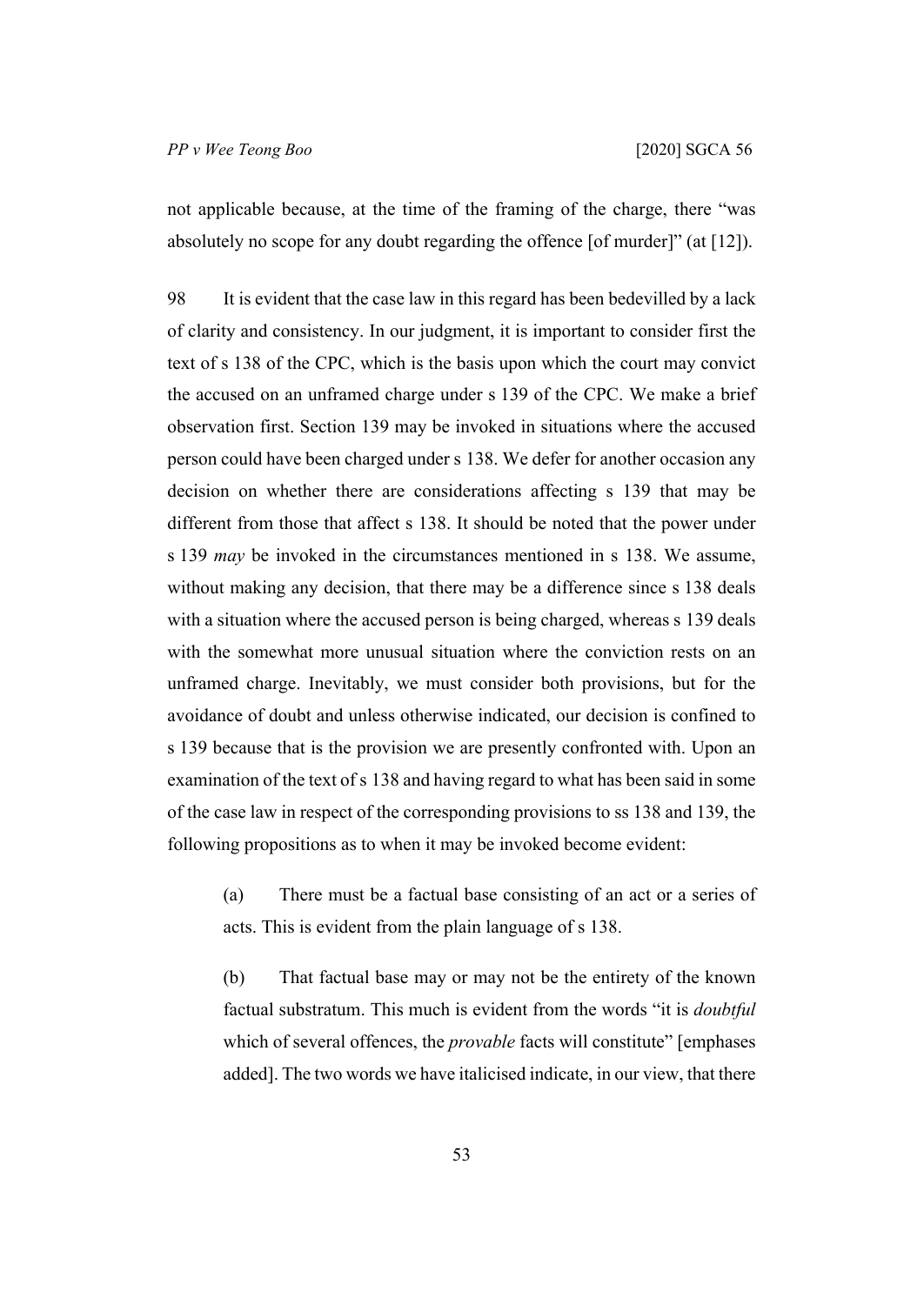not applicable because, at the time of the framing of the charge, there "was absolutely no scope for any doubt regarding the offence [of murder]" (at [12]).

98 It is evident that the case law in this regard has been bedevilled by a lack of clarity and consistency. In our judgment, it is important to consider first the text of s 138 of the CPC, which is the basis upon which the court may convict the accused on an unframed charge under s 139 of the CPC. We make a brief observation first. Section 139 may be invoked in situations where the accused person could have been charged under s 138. We defer for another occasion any decision on whether there are considerations affecting s 139 that may be different from those that affect s 138. It should be noted that the power under s 139 *may* be invoked in the circumstances mentioned in s 138. We assume, without making any decision, that there may be a difference since s 138 deals with a situation where the accused person is being charged, whereas s 139 deals with the somewhat more unusual situation where the conviction rests on an unframed charge. Inevitably, we must consider both provisions, but for the avoidance of doubt and unless otherwise indicated, our decision is confined to s 139 because that is the provision we are presently confronted with. Upon an examination of the text of s 138 and having regard to what has been said in some of the case law in respect of the corresponding provisions to ss 138 and 139, the following propositions as to when it may be invoked become evident:

(a) There must be a factual base consisting of an act or a series of acts. This is evident from the plain language of s 138.

(b) That factual base may or may not be the entirety of the known factual substratum. This much is evident from the words "it is *doubtful* which of several offences, the *provable* facts will constitute" [emphases added]. The two words we have italicised indicate, in our view, that there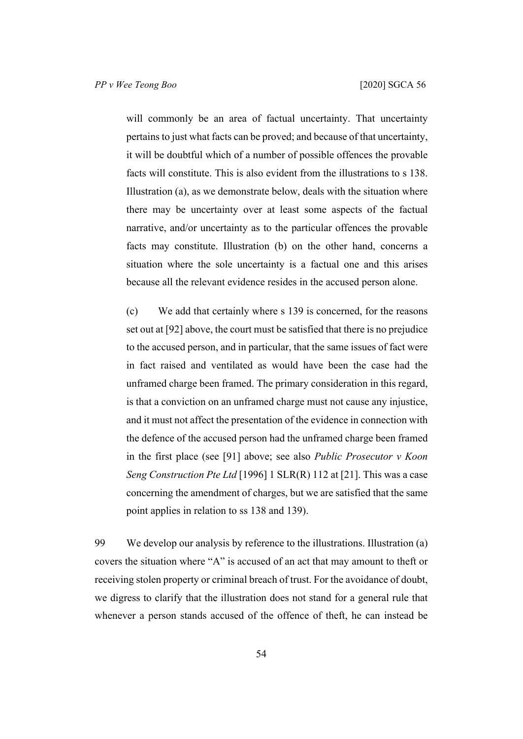will commonly be an area of factual uncertainty. That uncertainty pertains to just what facts can be proved; and because of that uncertainty, it will be doubtful which of a number of possible offences the provable facts will constitute. This is also evident from the illustrations to s 138. Illustration (a), as we demonstrate below, deals with the situation where there may be uncertainty over at least some aspects of the factual narrative, and/or uncertainty as to the particular offences the provable facts may constitute. Illustration (b) on the other hand, concerns a situation where the sole uncertainty is a factual one and this arises because all the relevant evidence resides in the accused person alone.

(c) We add that certainly where s 139 is concerned, for the reasons set out at [92] above, the court must be satisfied that there is no prejudice to the accused person, and in particular, that the same issues of fact were in fact raised and ventilated as would have been the case had the unframed charge been framed. The primary consideration in this regard, is that a conviction on an unframed charge must not cause any injustice, and it must not affect the presentation of the evidence in connection with the defence of the accused person had the unframed charge been framed in the first place (see [91] above; see also *Public Prosecutor v Koon Seng Construction Pte Ltd* [1996] 1 SLR(R) 112 at [21]. This was a case concerning the amendment of charges, but we are satisfied that the same point applies in relation to ss 138 and 139).

99 We develop our analysis by reference to the illustrations. Illustration (a) covers the situation where "A" is accused of an act that may amount to theft or receiving stolen property or criminal breach of trust. For the avoidance of doubt, we digress to clarify that the illustration does not stand for a general rule that whenever a person stands accused of the offence of theft, he can instead be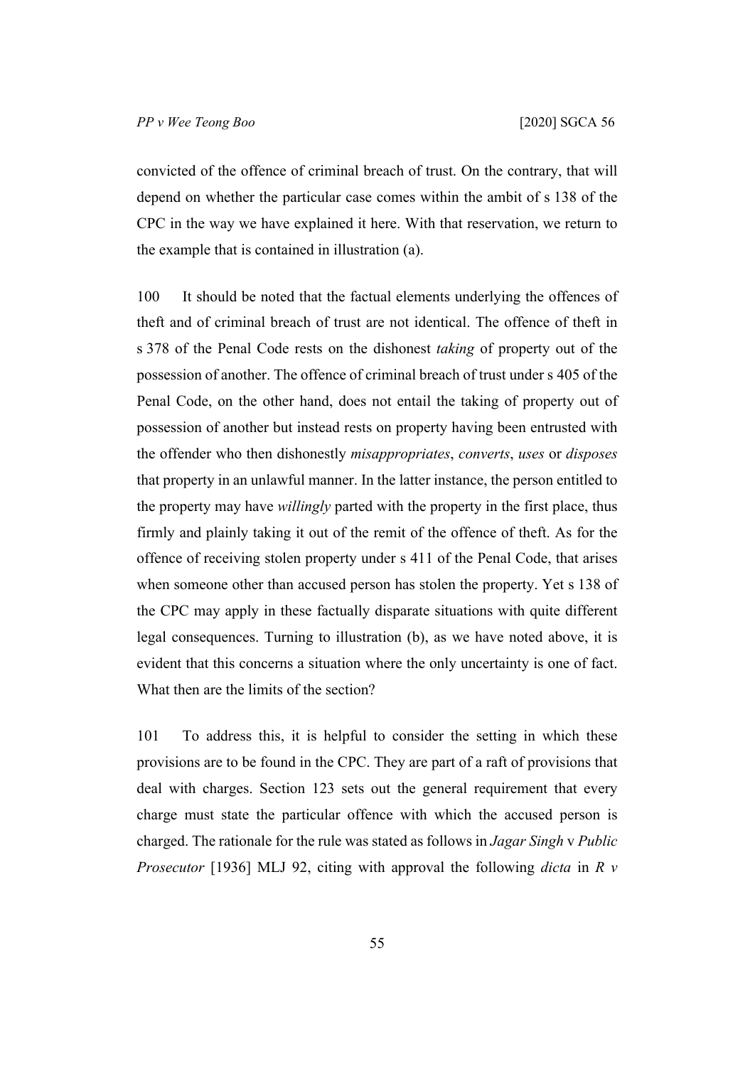convicted of the offence of criminal breach of trust. On the contrary, that will depend on whether the particular case comes within the ambit of s 138 of the CPC in the way we have explained it here. With that reservation, we return to the example that is contained in illustration (a).

100 It should be noted that the factual elements underlying the offences of theft and of criminal breach of trust are not identical. The offence of theft in s 378 of the Penal Code rests on the dishonest *taking* of property out of the possession of another. The offence of criminal breach of trust under s 405 of the Penal Code, on the other hand, does not entail the taking of property out of possession of another but instead rests on property having been entrusted with the offender who then dishonestly *misappropriates*, *converts*, *uses* or *disposes* that property in an unlawful manner. In the latter instance, the person entitled to the property may have *willingly* parted with the property in the first place, thus firmly and plainly taking it out of the remit of the offence of theft. As for the offence of receiving stolen property under s 411 of the Penal Code, that arises when someone other than accused person has stolen the property. Yet s 138 of the CPC may apply in these factually disparate situations with quite different legal consequences. Turning to illustration (b), as we have noted above, it is evident that this concerns a situation where the only uncertainty is one of fact. What then are the limits of the section?

101 To address this, it is helpful to consider the setting in which these provisions are to be found in the CPC. They are part of a raft of provisions that deal with charges. Section 123 sets out the general requirement that every charge must state the particular offence with which the accused person is charged. The rationale for the rule was stated as follows in *Jagar Singh* v *Public Prosecutor* [1936] MLJ 92, citing with approval the following *dicta* in *R v*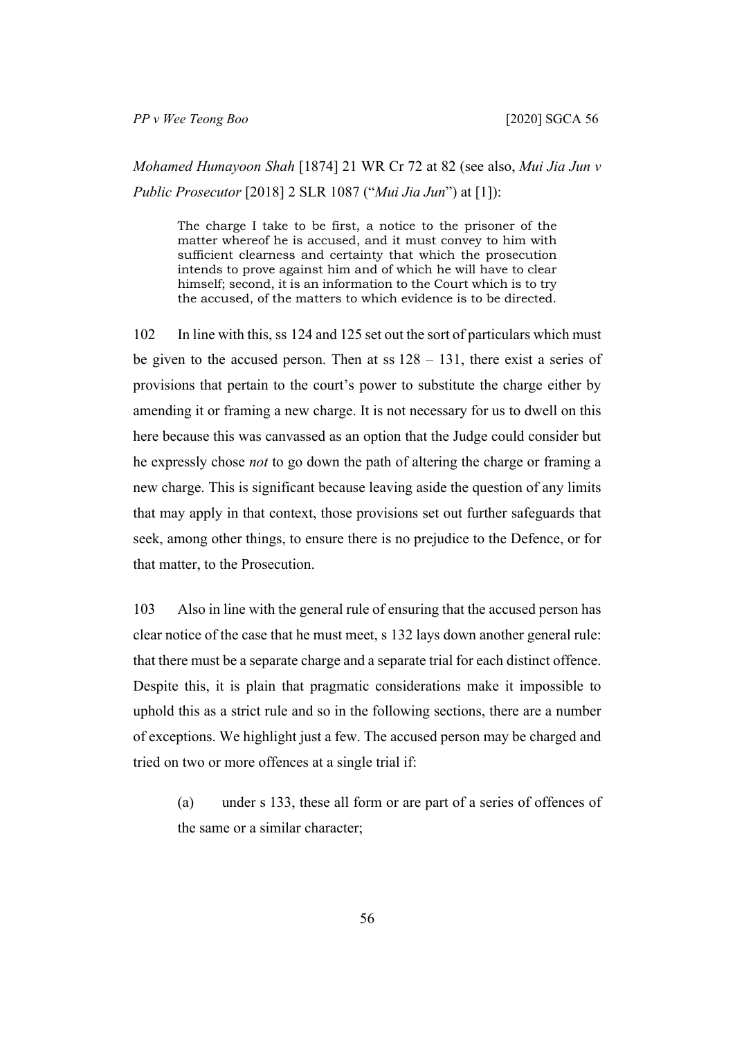*Mohamed Humayoon Shah* [1874] 21 WR Cr 72 at 82 (see also, *Mui Jia Jun v Public Prosecutor* [2018] 2 SLR 1087 ("*Mui Jia Jun*") at [1]):

> The charge I take to be first, a notice to the prisoner of the matter whereof he is accused, and it must convey to him with sufficient clearness and certainty that which the prosecution intends to prove against him and of which he will have to clear himself; second, it is an information to the Court which is to try the accused, of the matters to which evidence is to be directed.

102 In line with this, ss 124 and 125 set out the sort of particulars which must be given to the accused person. Then at ss 128 – 131, there exist a series of provisions that pertain to the court's power to substitute the charge either by amending it or framing a new charge. It is not necessary for us to dwell on this here because this was canvassed as an option that the Judge could consider but he expressly chose *not* to go down the path of altering the charge or framing a new charge. This is significant because leaving aside the question of any limits that may apply in that context, those provisions set out further safeguards that seek, among other things, to ensure there is no prejudice to the Defence, or for that matter, to the Prosecution.

103 Also in line with the general rule of ensuring that the accused person has clear notice of the case that he must meet, s 132 lays down another general rule: that there must be a separate charge and a separate trial for each distinct offence. Despite this, it is plain that pragmatic considerations make it impossible to uphold this as a strict rule and so in the following sections, there are a number of exceptions. We highlight just a few. The accused person may be charged and tried on two or more offences at a single trial if:

(a) under s 133, these all form or are part of a series of offences of the same or a similar character;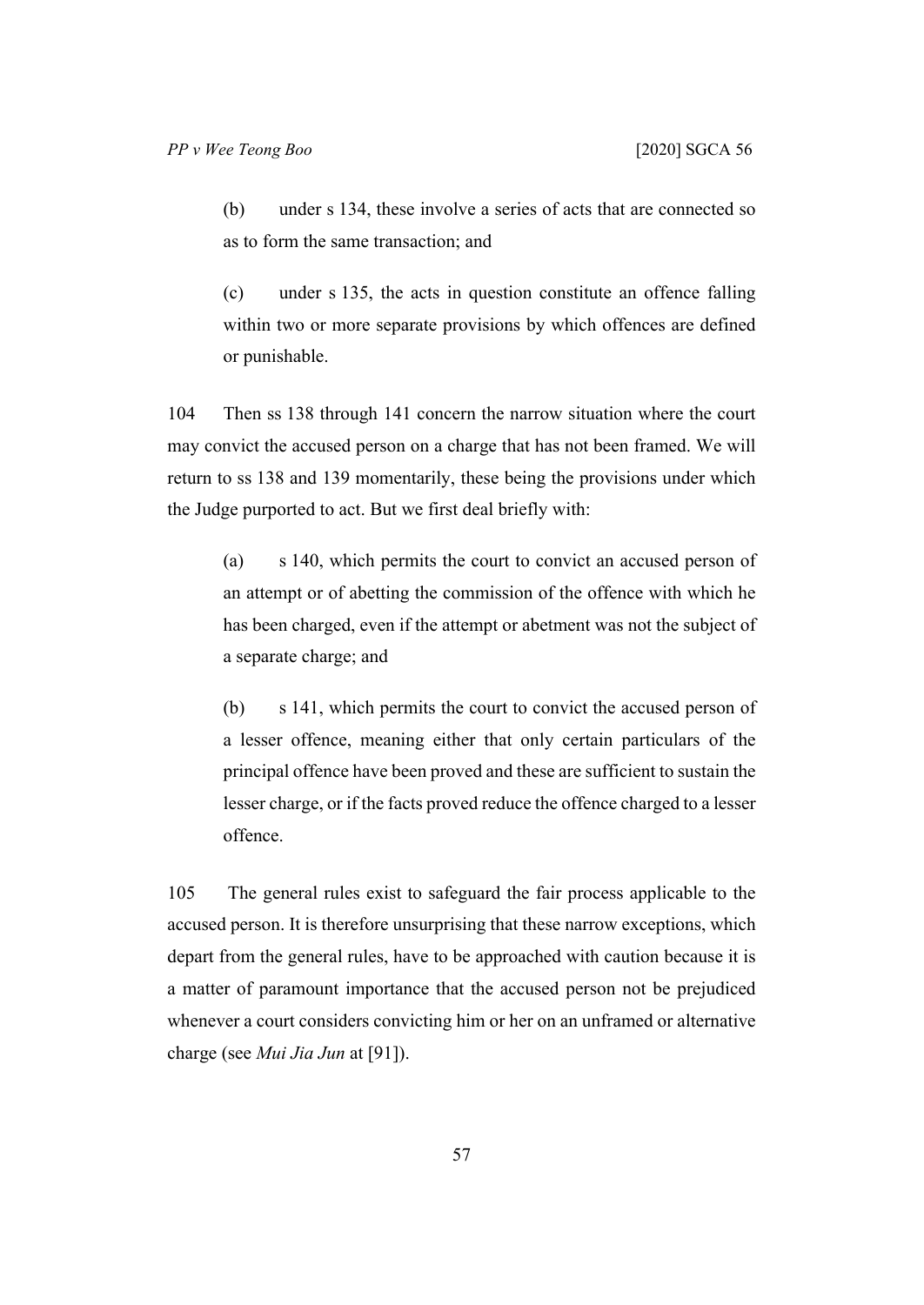(b) under s 134, these involve a series of acts that are connected so as to form the same transaction; and

(c) under s 135, the acts in question constitute an offence falling within two or more separate provisions by which offences are defined or punishable.

104 Then ss 138 through 141 concern the narrow situation where the court may convict the accused person on a charge that has not been framed. We will return to ss 138 and 139 momentarily, these being the provisions under which the Judge purported to act. But we first deal briefly with:

(a) s 140, which permits the court to convict an accused person of an attempt or of abetting the commission of the offence with which he has been charged, even if the attempt or abetment was not the subject of a separate charge; and

(b) s 141, which permits the court to convict the accused person of a lesser offence, meaning either that only certain particulars of the principal offence have been proved and these are sufficient to sustain the lesser charge, or if the facts proved reduce the offence charged to a lesser offence.

105 The general rules exist to safeguard the fair process applicable to the accused person. It is therefore unsurprising that these narrow exceptions, which depart from the general rules, have to be approached with caution because it is a matter of paramount importance that the accused person not be prejudiced whenever a court considers convicting him or her on an unframed or alternative charge (see *Mui Jia Jun* at [91]).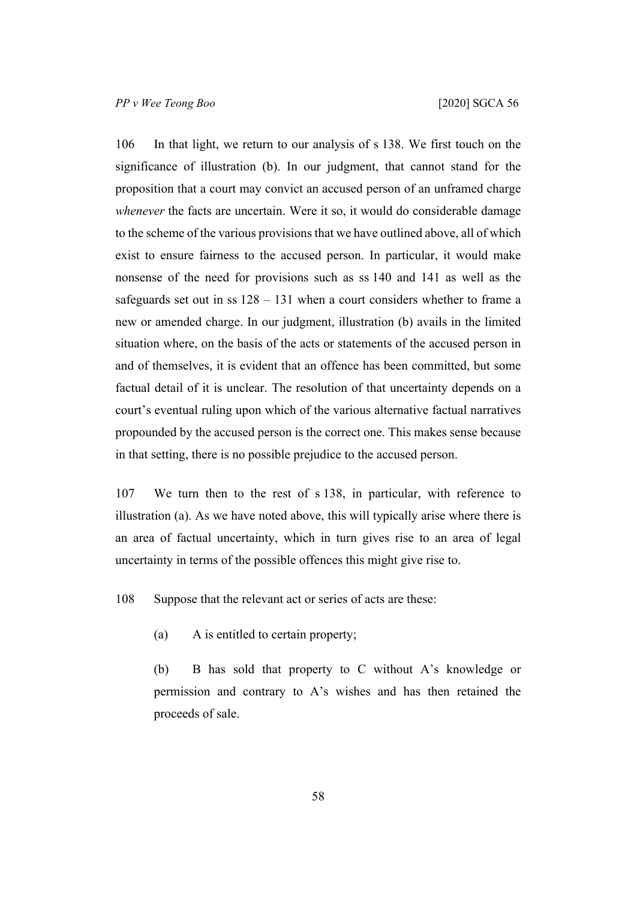106 In that light, we return to our analysis of s 138. We first touch on the significance of illustration (b). In our judgment, that cannot stand for the proposition that a court may convict an accused person of an unframed charge *whenever* the facts are uncertain. Were it so, it would do considerable damage to the scheme of the various provisions that we have outlined above, all of which exist to ensure fairness to the accused person. In particular, it would make nonsense of the need for provisions such as ss 140 and 141 as well as the safeguards set out in ss 128 – 131 when a court considers whether to frame a new or amended charge. In our judgment, illustration (b) avails in the limited situation where, on the basis of the acts or statements of the accused person in and of themselves, it is evident that an offence has been committed, but some factual detail of it is unclear. The resolution of that uncertainty depends on a court's eventual ruling upon which of the various alternative factual narratives propounded by the accused person is the correct one. This makes sense because in that setting, there is no possible prejudice to the accused person.

107 We turn then to the rest of s 138, in particular, with reference to illustration (a). As we have noted above, this will typically arise where there is an area of factual uncertainty, which in turn gives rise to an area of legal uncertainty in terms of the possible offences this might give rise to.

108 Suppose that the relevant act or series of acts are these:

(a) A is entitled to certain property;

(b) B has sold that property to C without A's knowledge or permission and contrary to A's wishes and has then retained the proceeds of sale.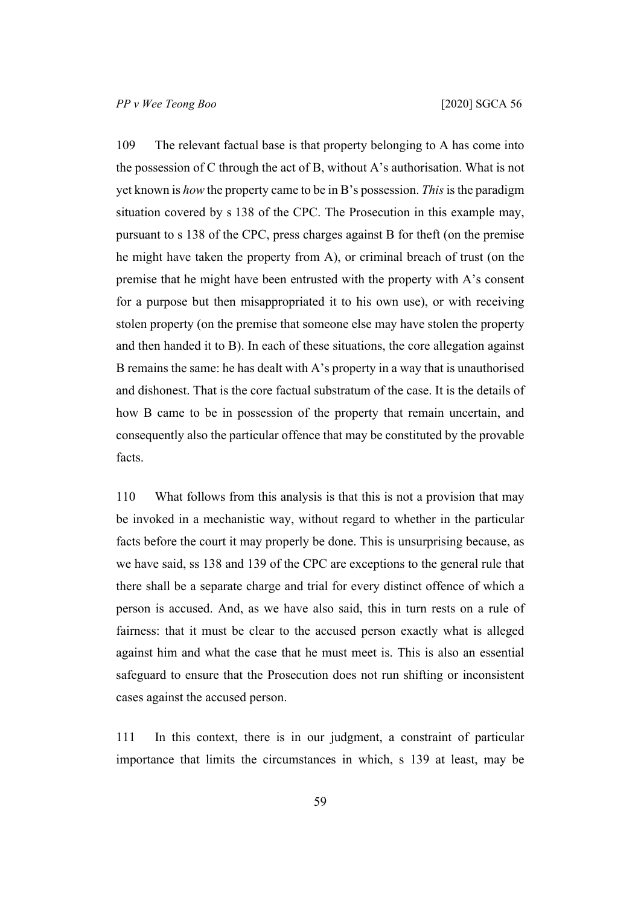109 The relevant factual base is that property belonging to A has come into the possession of C through the act of B, without A's authorisation. What is not yet known is *how* the property came to be in B's possession. *This* is the paradigm situation covered by s 138 of the CPC. The Prosecution in this example may, pursuant to s 138 of the CPC, press charges against B for theft (on the premise he might have taken the property from A), or criminal breach of trust (on the premise that he might have been entrusted with the property with A's consent for a purpose but then misappropriated it to his own use), or with receiving stolen property (on the premise that someone else may have stolen the property and then handed it to B). In each of these situations, the core allegation against B remains the same: he has dealt with A's property in a way that is unauthorised and dishonest. That is the core factual substratum of the case. It is the details of how B came to be in possession of the property that remain uncertain, and consequently also the particular offence that may be constituted by the provable facts.

110 What follows from this analysis is that this is not a provision that may be invoked in a mechanistic way, without regard to whether in the particular facts before the court it may properly be done. This is unsurprising because, as we have said, ss 138 and 139 of the CPC are exceptions to the general rule that there shall be a separate charge and trial for every distinct offence of which a person is accused. And, as we have also said, this in turn rests on a rule of fairness: that it must be clear to the accused person exactly what is alleged against him and what the case that he must meet is. This is also an essential safeguard to ensure that the Prosecution does not run shifting or inconsistent cases against the accused person.

111 In this context, there is in our judgment, a constraint of particular importance that limits the circumstances in which, s 139 at least, may be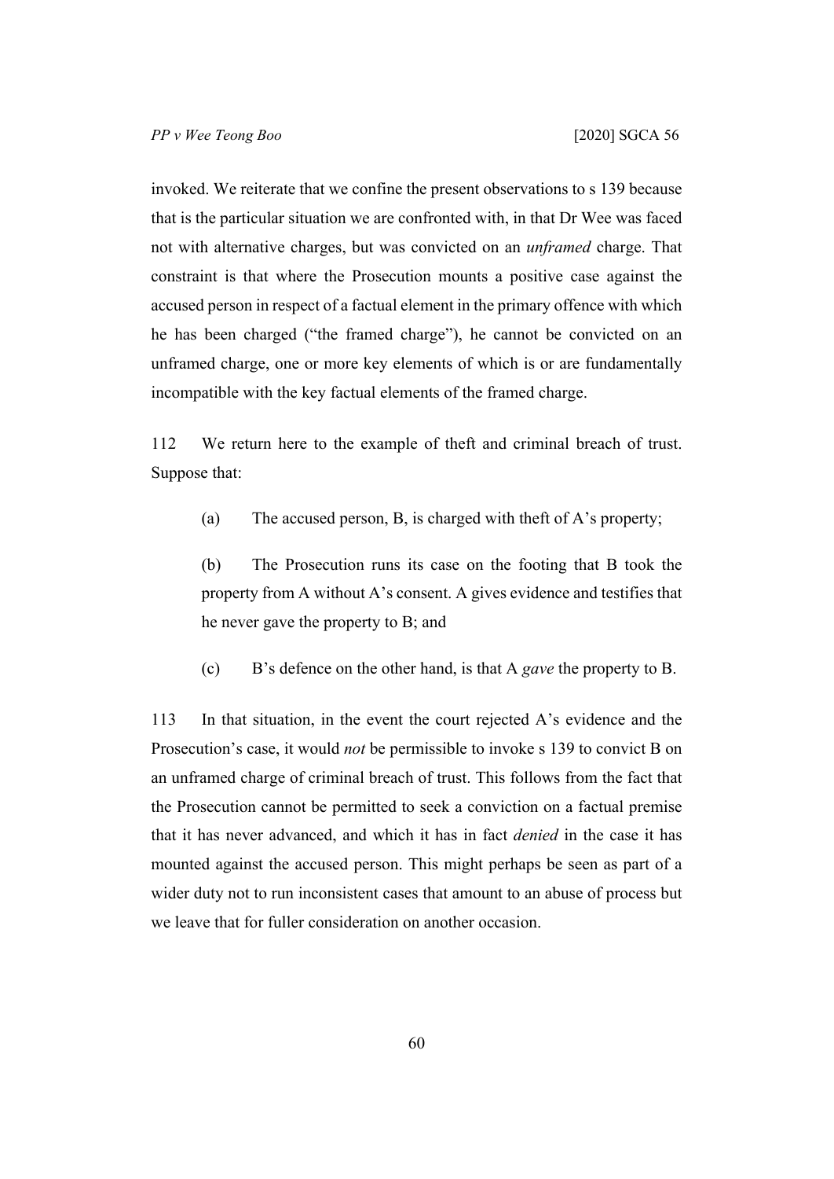invoked. We reiterate that we confine the present observations to s 139 because that is the particular situation we are confronted with, in that Dr Wee was faced not with alternative charges, but was convicted on an *unframed* charge. That constraint is that where the Prosecution mounts a positive case against the accused person in respect of a factual element in the primary offence with which he has been charged ("the framed charge"), he cannot be convicted on an unframed charge, one or more key elements of which is or are fundamentally incompatible with the key factual elements of the framed charge.

112 We return here to the example of theft and criminal breach of trust. Suppose that:

(a) The accused person, B, is charged with theft of A's property;

(b) The Prosecution runs its case on the footing that B took the property from A without A's consent. A gives evidence and testifies that he never gave the property to B; and

(c) B's defence on the other hand, is that A *gave* the property to B.

113 In that situation, in the event the court rejected A's evidence and the Prosecution's case, it would *not* be permissible to invoke s 139 to convict B on an unframed charge of criminal breach of trust. This follows from the fact that the Prosecution cannot be permitted to seek a conviction on a factual premise that it has never advanced, and which it has in fact *denied* in the case it has mounted against the accused person. This might perhaps be seen as part of a wider duty not to run inconsistent cases that amount to an abuse of process but we leave that for fuller consideration on another occasion.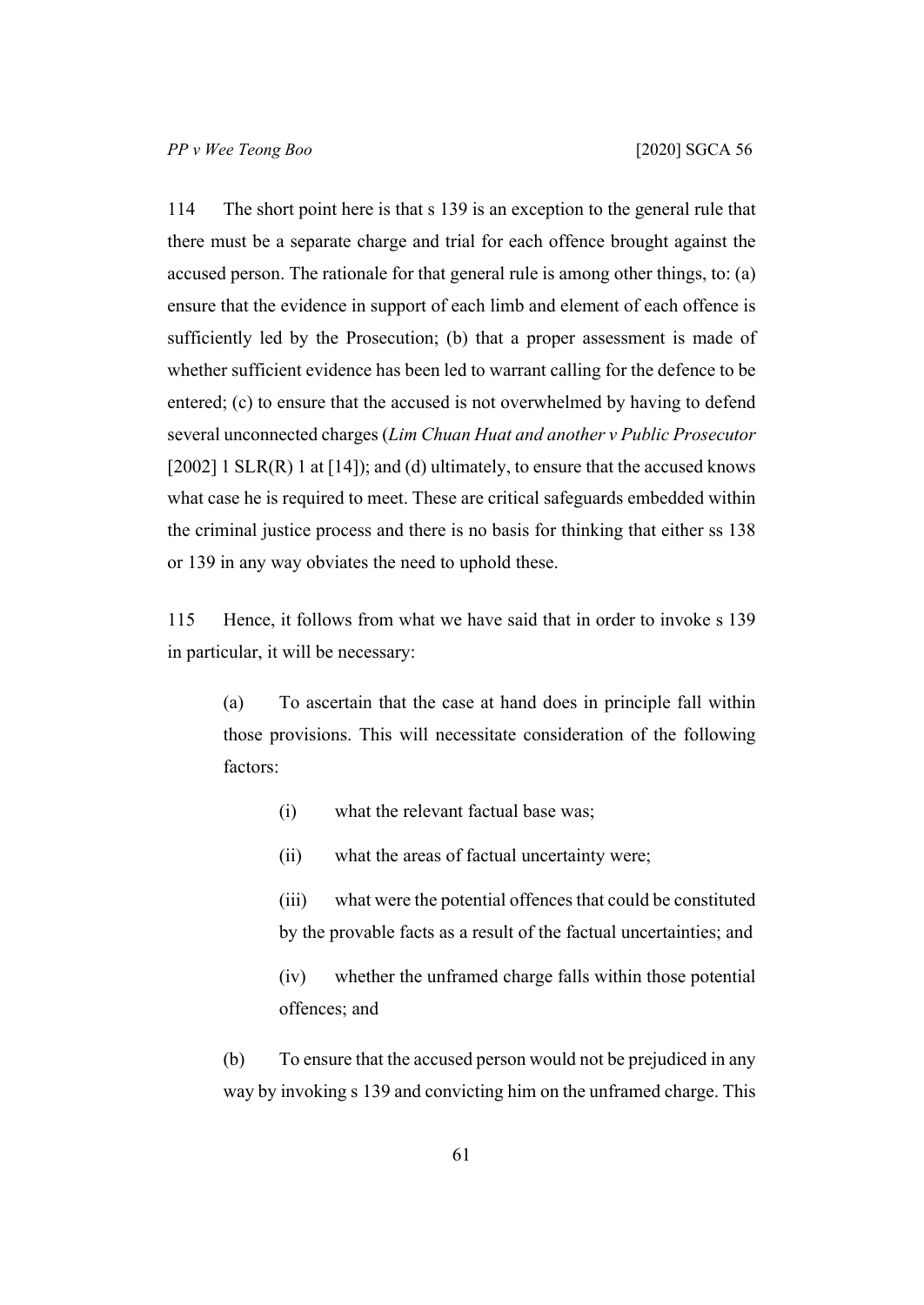114 The short point here is that s 139 is an exception to the general rule that there must be a separate charge and trial for each offence brought against the accused person. The rationale for that general rule is among other things, to: (a) ensure that the evidence in support of each limb and element of each offence is sufficiently led by the Prosecution; (b) that a proper assessment is made of whether sufficient evidence has been led to warrant calling for the defence to be entered; (c) to ensure that the accused is not overwhelmed by having to defend several unconnected charges (*Lim Chuan Huat and another v Public Prosecutor* [2002] 1 SLR(R) 1 at [14]); and (d) ultimately, to ensure that the accused knows what case he is required to meet. These are critical safeguards embedded within the criminal justice process and there is no basis for thinking that either ss 138 or 139 in any way obviates the need to uphold these.

115 Hence, it follows from what we have said that in order to invoke s 139 in particular, it will be necessary:

> (a) To ascertain that the case at hand does in principle fall within those provisions. This will necessitate consideration of the following factors:
>
> > (i) what the relevant factual base was;
> >
> > (ii) what the areas of factual uncertainty were;
> >
> > (iii) what were the potential offences that could be constituted by the provable facts as a result of the factual uncertainties; and
> >
> > (iv) whether the unframed charge falls within those potential offences; and
>
> (b) To ensure that the accused person would not be prejudiced in any way by invoking s 139 and convicting him on the unframed charge. This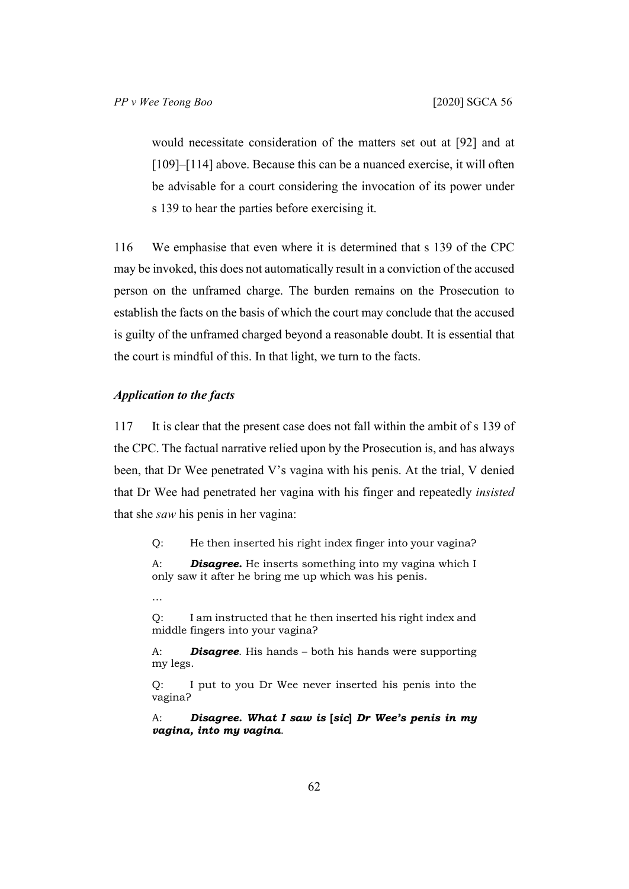would necessitate consideration of the matters set out at [92] and at [109]–[114] above. Because this can be a nuanced exercise, it will often be advisable for a court considering the invocation of its power under s 139 to hear the parties before exercising it.

116 We emphasise that even where it is determined that s 139 of the CPC may be invoked, this does not automatically result in a conviction of the accused person on the unframed charge. The burden remains on the Prosecution to establish the facts on the basis of which the court may conclude that the accused is guilty of the unframed charged beyond a reasonable doubt. It is essential that the court is mindful of this. In that light, we turn to the facts.

### *Application to the facts*

117 It is clear that the present case does not fall within the ambit of s 139 of the CPC. The factual narrative relied upon by the Prosecution is, and has always been, that Dr Wee penetrated V's vagina with his penis. At the trial, V denied that Dr Wee had penetrated her vagina with his finger and repeatedly *insisted* that she *saw* his penis in her vagina:

> Q: He then inserted his right index finger into your vagina?
>
> A: ***Disagree.*** He inserts something into my vagina which I only saw it after he bring me up which was his penis.
>
> …
>
> Q: I am instructed that he then inserted his right index and middle fingers into your vagina?
>
> A: ***Disagree***. His hands – both his hands were supporting my legs.
>
> Q: I put to you Dr Wee never inserted his penis into the vagina?
>
> A: ***Disagree. What I saw is [sic] Dr Wee's penis in my vagina, into my vagina***.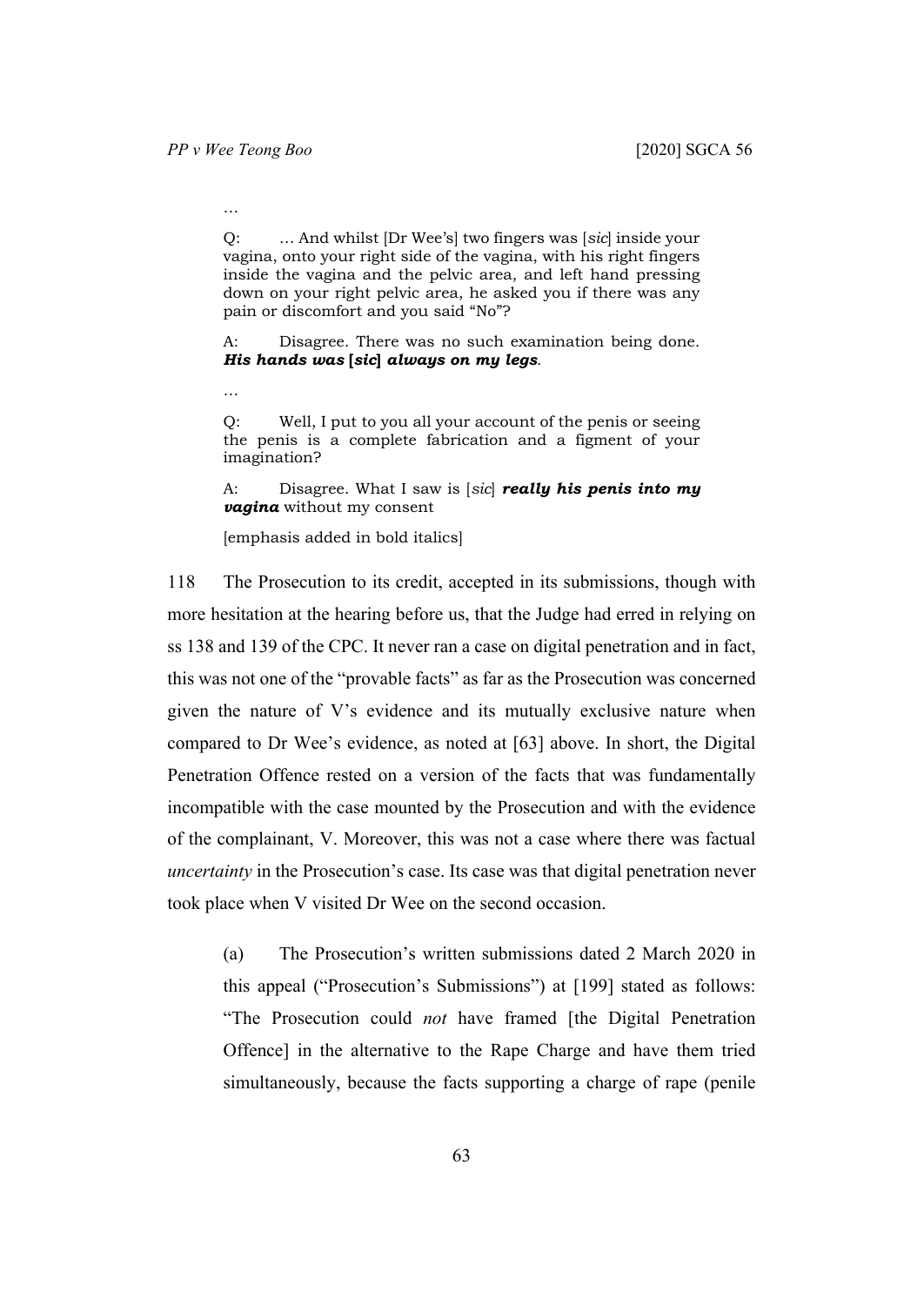…

Q: … And whilst [Dr Wee's] two fingers was [*sic*] inside your vagina, onto your right side of the vagina, with his right fingers inside the vagina and the pelvic area, and left hand pressing down on your right pelvic area, he asked you if there was any pain or discomfort and you said "No"?

A: Disagree. There was no such examination being done. ***His hands was [sic] always on my legs***.

…

Q: Well, I put to you all your account of the penis or seeing the penis is a complete fabrication and a figment of your imagination?

A: Disagree. What I saw is [*sic*] ***really his penis into my vagina*** without my consent

[emphasis added in bold italics]

118 The Prosecution to its credit, accepted in its submissions, though with more hesitation at the hearing before us, that the Judge had erred in relying on ss 138 and 139 of the CPC. It never ran a case on digital penetration and in fact, this was not one of the "provable facts" as far as the Prosecution was concerned given the nature of V's evidence and its mutually exclusive nature when compared to Dr Wee's evidence, as noted at [63] above. In short, the Digital Penetration Offence rested on a version of the facts that was fundamentally incompatible with the case mounted by the Prosecution and with the evidence of the complainant, V. Moreover, this was not a case where there was factual *uncertainty* in the Prosecution's case. Its case was that digital penetration never took place when V visited Dr Wee on the second occasion.

(a) The Prosecution's written submissions dated 2 March 2020 in this appeal ("Prosecution's Submissions") at [199] stated as follows: "The Prosecution could *not* have framed [the Digital Penetration Offence] in the alternative to the Rape Charge and have them tried simultaneously, because the facts supporting a charge of rape (penile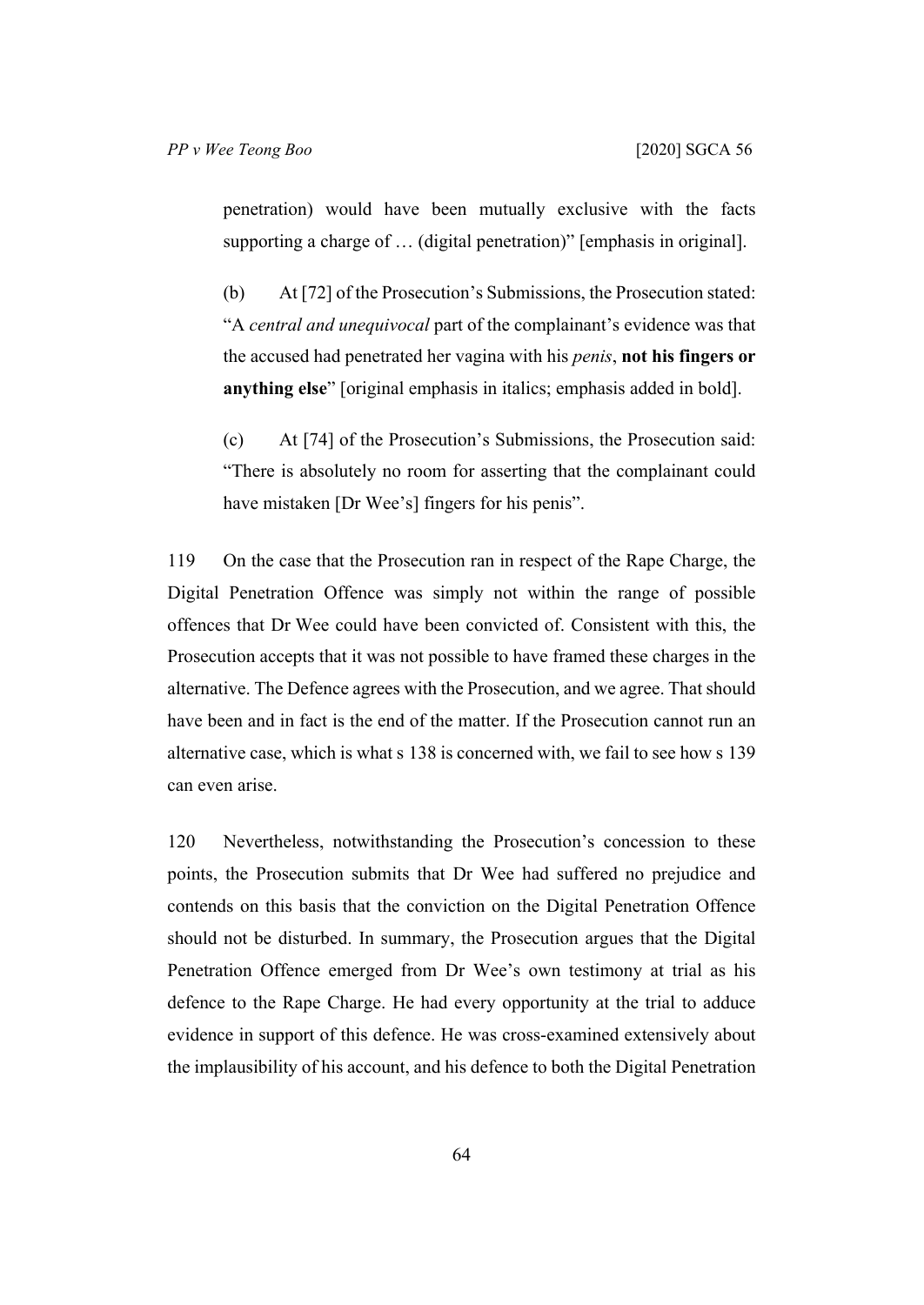penetration) would have been mutually exclusive with the facts supporting a charge of … (digital penetration)" [emphasis in original].

(b) At [72] of the Prosecution's Submissions, the Prosecution stated: "A *central and unequivocal* part of the complainant's evidence was that the accused had penetrated her vagina with his *penis*, **not his fingers or anything else**" [original emphasis in italics; emphasis added in bold].

(c) At [74] of the Prosecution's Submissions, the Prosecution said: "There is absolutely no room for asserting that the complainant could have mistaken [Dr Wee's] fingers for his penis".

119 On the case that the Prosecution ran in respect of the Rape Charge, the Digital Penetration Offence was simply not within the range of possible offences that Dr Wee could have been convicted of. Consistent with this, the Prosecution accepts that it was not possible to have framed these charges in the alternative. The Defence agrees with the Prosecution, and we agree. That should have been and in fact is the end of the matter. If the Prosecution cannot run an alternative case, which is what s 138 is concerned with, we fail to see how s 139 can even arise.

120 Nevertheless, notwithstanding the Prosecution's concession to these points, the Prosecution submits that Dr Wee had suffered no prejudice and contends on this basis that the conviction on the Digital Penetration Offence should not be disturbed. In summary, the Prosecution argues that the Digital Penetration Offence emerged from Dr Wee's own testimony at trial as his defence to the Rape Charge. He had every opportunity at the trial to adduce evidence in support of this defence. He was cross-examined extensively about the implausibility of his account, and his defence to both the Digital Penetration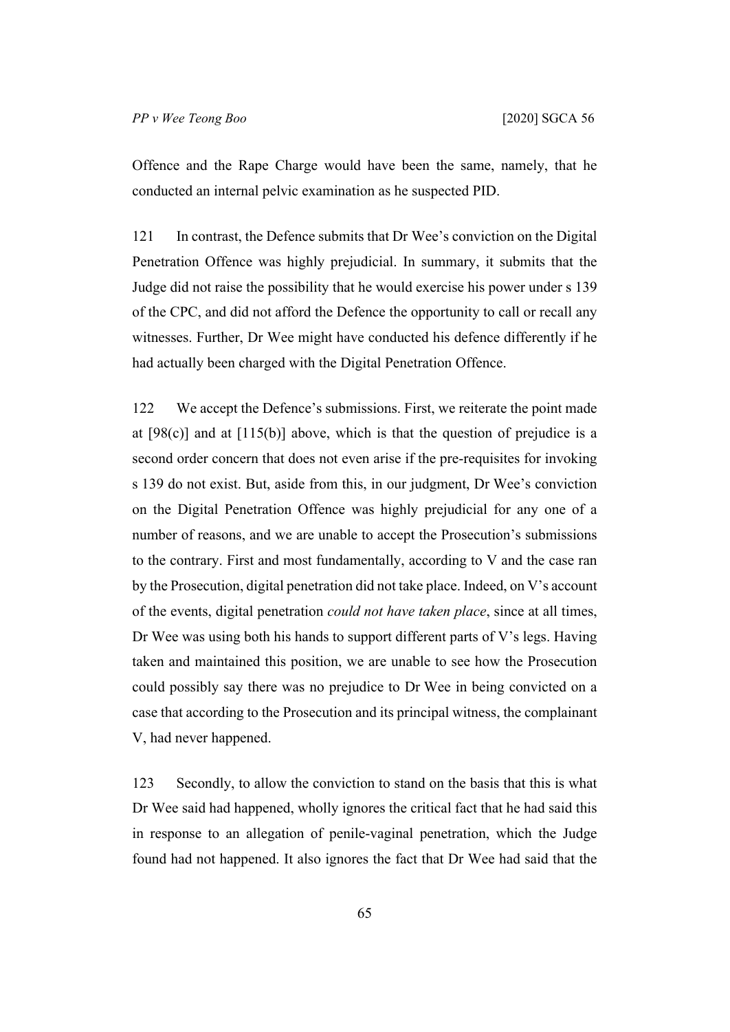Offence and the Rape Charge would have been the same, namely, that he conducted an internal pelvic examination as he suspected PID.

121 In contrast, the Defence submits that Dr Wee's conviction on the Digital Penetration Offence was highly prejudicial. In summary, it submits that the Judge did not raise the possibility that he would exercise his power under s 139 of the CPC, and did not afford the Defence the opportunity to call or recall any witnesses. Further, Dr Wee might have conducted his defence differently if he had actually been charged with the Digital Penetration Offence.

122 We accept the Defence's submissions. First, we reiterate the point made at [98(c)] and at [115(b)] above, which is that the question of prejudice is a second order concern that does not even arise if the pre-requisites for invoking s 139 do not exist. But, aside from this, in our judgment, Dr Wee's conviction on the Digital Penetration Offence was highly prejudicial for any one of a number of reasons, and we are unable to accept the Prosecution's submissions to the contrary. First and most fundamentally, according to V and the case ran by the Prosecution, digital penetration did not take place. Indeed, on V's account of the events, digital penetration *could not have taken place*, since at all times, Dr Wee was using both his hands to support different parts of V's legs. Having taken and maintained this position, we are unable to see how the Prosecution could possibly say there was no prejudice to Dr Wee in being convicted on a case that according to the Prosecution and its principal witness, the complainant V, had never happened.

123 Secondly, to allow the conviction to stand on the basis that this is what Dr Wee said had happened, wholly ignores the critical fact that he had said this in response to an allegation of penile-vaginal penetration, which the Judge found had not happened. It also ignores the fact that Dr Wee had said that the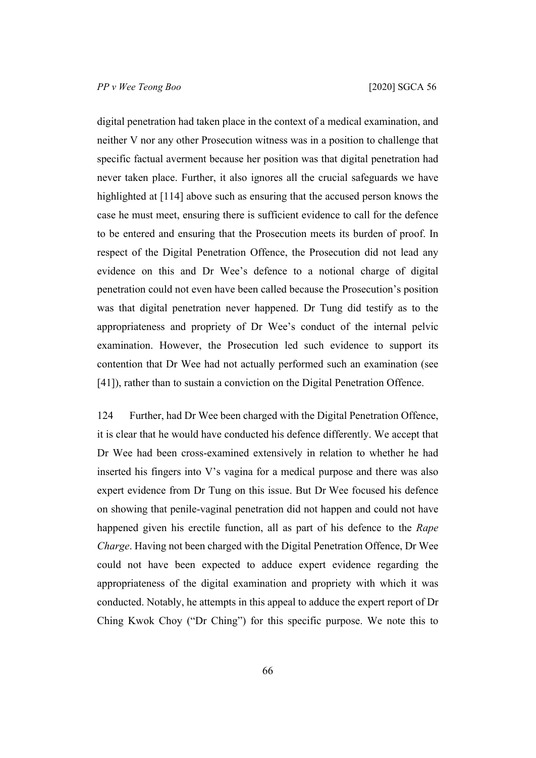digital penetration had taken place in the context of a medical examination, and neither V nor any other Prosecution witness was in a position to challenge that specific factual averment because her position was that digital penetration had never taken place. Further, it also ignores all the crucial safeguards we have highlighted at [114] above such as ensuring that the accused person knows the case he must meet, ensuring there is sufficient evidence to call for the defence to be entered and ensuring that the Prosecution meets its burden of proof. In respect of the Digital Penetration Offence, the Prosecution did not lead any evidence on this and Dr Wee's defence to a notional charge of digital penetration could not even have been called because the Prosecution's position was that digital penetration never happened. Dr Tung did testify as to the appropriateness and propriety of Dr Wee's conduct of the internal pelvic examination. However, the Prosecution led such evidence to support its contention that Dr Wee had not actually performed such an examination (see [41]), rather than to sustain a conviction on the Digital Penetration Offence.

124 Further, had Dr Wee been charged with the Digital Penetration Offence, it is clear that he would have conducted his defence differently. We accept that Dr Wee had been cross-examined extensively in relation to whether he had inserted his fingers into V's vagina for a medical purpose and there was also expert evidence from Dr Tung on this issue. But Dr Wee focused his defence on showing that penile-vaginal penetration did not happen and could not have happened given his erectile function, all as part of his defence to the *Rape Charge*. Having not been charged with the Digital Penetration Offence, Dr Wee could not have been expected to adduce expert evidence regarding the appropriateness of the digital examination and propriety with which it was conducted. Notably, he attempts in this appeal to adduce the expert report of Dr Ching Kwok Choy ("Dr Ching") for this specific purpose. We note this to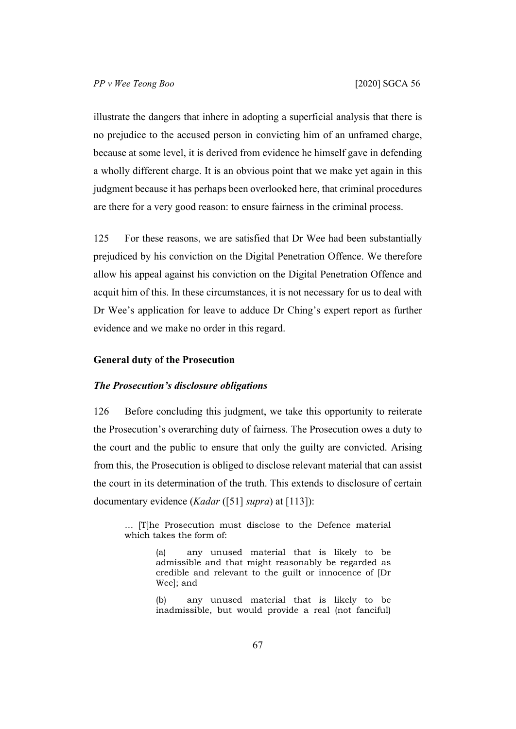illustrate the dangers that inhere in adopting a superficial analysis that there is no prejudice to the accused person in convicting him of an unframed charge, because at some level, it is derived from evidence he himself gave in defending a wholly different charge. It is an obvious point that we make yet again in this judgment because it has perhaps been overlooked here, that criminal procedures are there for a very good reason: to ensure fairness in the criminal process.

125 For these reasons, we are satisfied that Dr Wee had been substantially prejudiced by his conviction on the Digital Penetration Offence. We therefore allow his appeal against his conviction on the Digital Penetration Offence and acquit him of this. In these circumstances, it is not necessary for us to deal with Dr Wee's application for leave to adduce Dr Ching's expert report as further evidence and we make no order in this regard.

## General duty of the Prosecution

### *The Prosecution's disclosure obligations*

126 Before concluding this judgment, we take this opportunity to reiterate the Prosecution's overarching duty of fairness. The Prosecution owes a duty to the court and the public to ensure that only the guilty are convicted. Arising from this, the Prosecution is obliged to disclose relevant material that can assist the court in its determination of the truth. This extends to disclosure of certain documentary evidence (*Kadar* ([51] *supra*) at [113]):

> … [T]he Prosecution must disclose to the Defence material which takes the form of:
>
> (a) any unused material that is likely to be admissible and that might reasonably be regarded as credible and relevant to the guilt or innocence of [Dr Wee]; and
>
> (b) any unused material that is likely to be inadmissible, but would provide a real (not fanciful)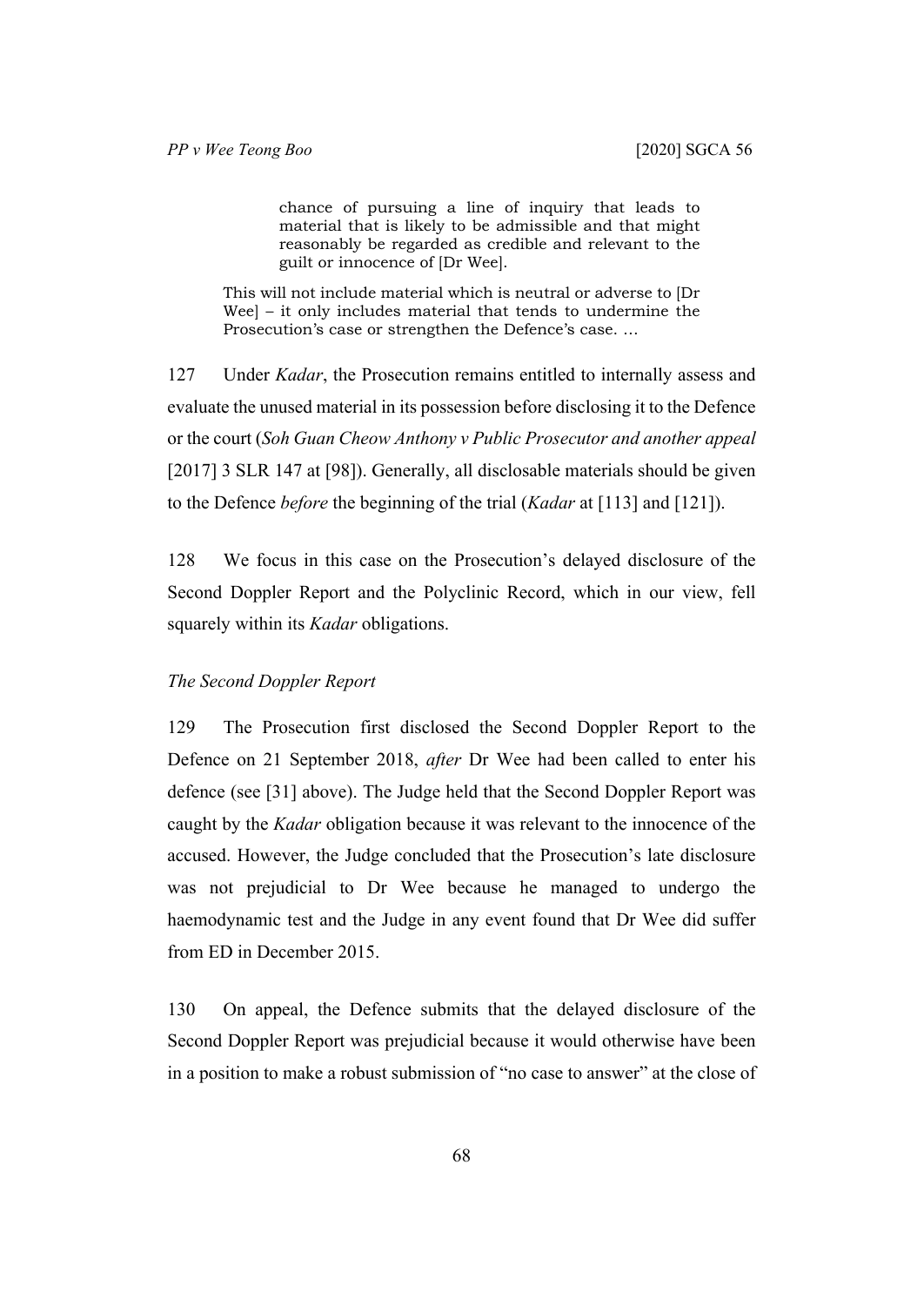> chance of pursuing a line of inquiry that leads to material that is likely to be admissible and that might reasonably be regarded as credible and relevant to the guilt or innocence of [Dr Wee].
>
> This will not include material which is neutral or adverse to [Dr Wee] – it only includes material that tends to undermine the Prosecution's case or strengthen the Defence's case. …

127 Under *Kadar*, the Prosecution remains entitled to internally assess and evaluate the unused material in its possession before disclosing it to the Defence or the court (*Soh Guan Cheow Anthony v Public Prosecutor and another appeal* [2017] 3 SLR 147 at [98]). Generally, all disclosable materials should be given to the Defence *before* the beginning of the trial (*Kadar* at [113] and [121]).

128 We focus in this case on the Prosecution's delayed disclosure of the Second Doppler Report and the Polyclinic Record, which in our view, fell squarely within its *Kadar* obligations.

*The Second Doppler Report*

129 The Prosecution first disclosed the Second Doppler Report to the Defence on 21 September 2018, *after* Dr Wee had been called to enter his defence (see [31] above). The Judge held that the Second Doppler Report was caught by the *Kadar* obligation because it was relevant to the innocence of the accused. However, the Judge concluded that the Prosecution's late disclosure was not prejudicial to Dr Wee because he managed to undergo the haemodynamic test and the Judge in any event found that Dr Wee did suffer from ED in December 2015.

130 On appeal, the Defence submits that the delayed disclosure of the Second Doppler Report was prejudicial because it would otherwise have been in a position to make a robust submission of "no case to answer" at the close of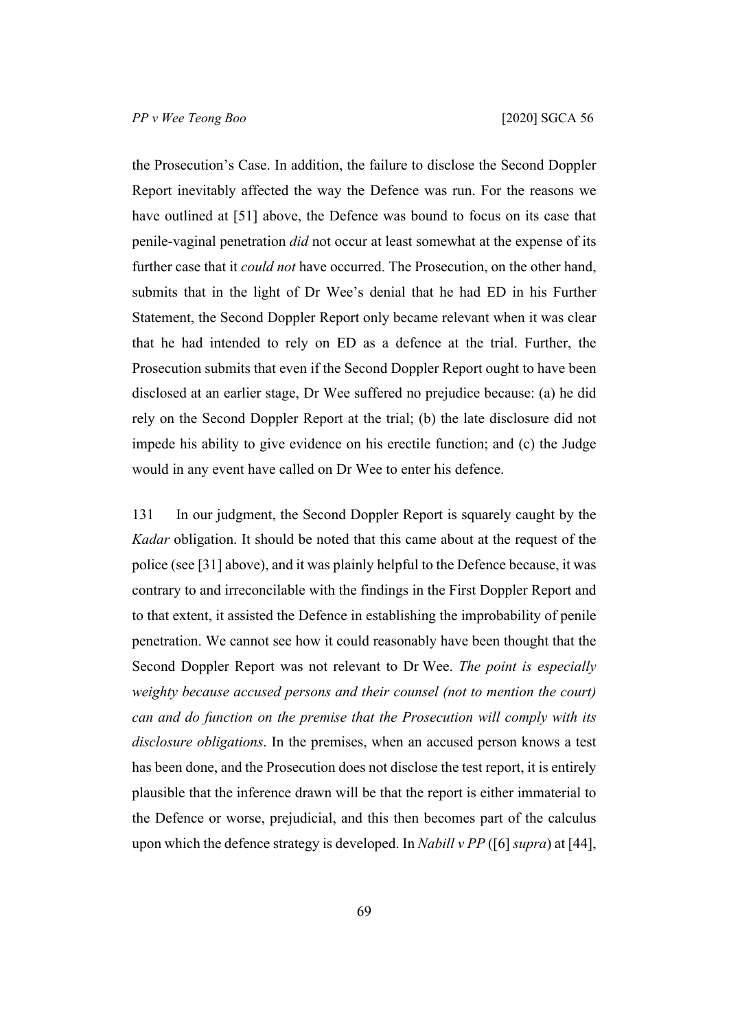the Prosecution's Case. In addition, the failure to disclose the Second Doppler Report inevitably affected the way the Defence was run. For the reasons we have outlined at [51] above, the Defence was bound to focus on its case that penile-vaginal penetration *did* not occur at least somewhat at the expense of its further case that it *could not* have occurred. The Prosecution, on the other hand, submits that in the light of Dr Wee's denial that he had ED in his Further Statement, the Second Doppler Report only became relevant when it was clear that he had intended to rely on ED as a defence at the trial. Further, the Prosecution submits that even if the Second Doppler Report ought to have been disclosed at an earlier stage, Dr Wee suffered no prejudice because: (a) he did rely on the Second Doppler Report at the trial; (b) the late disclosure did not impede his ability to give evidence on his erectile function; and (c) the Judge would in any event have called on Dr Wee to enter his defence.

131 In our judgment, the Second Doppler Report is squarely caught by the *Kadar* obligation. It should be noted that this came about at the request of the police (see [31] above), and it was plainly helpful to the Defence because, it was contrary to and irreconcilable with the findings in the First Doppler Report and to that extent, it assisted the Defence in establishing the improbability of penile penetration. We cannot see how it could reasonably have been thought that the Second Doppler Report was not relevant to Dr Wee. *The point is especially weighty because accused persons and their counsel (not to mention the court) can and do function on the premise that the Prosecution will comply with its disclosure obligations*. In the premises, when an accused person knows a test has been done, and the Prosecution does not disclose the test report, it is entirely plausible that the inference drawn will be that the report is either immaterial to the Defence or worse, prejudicial, and this then becomes part of the calculus upon which the defence strategy is developed. In *Nabill v PP* ([6] *supra*) at [44],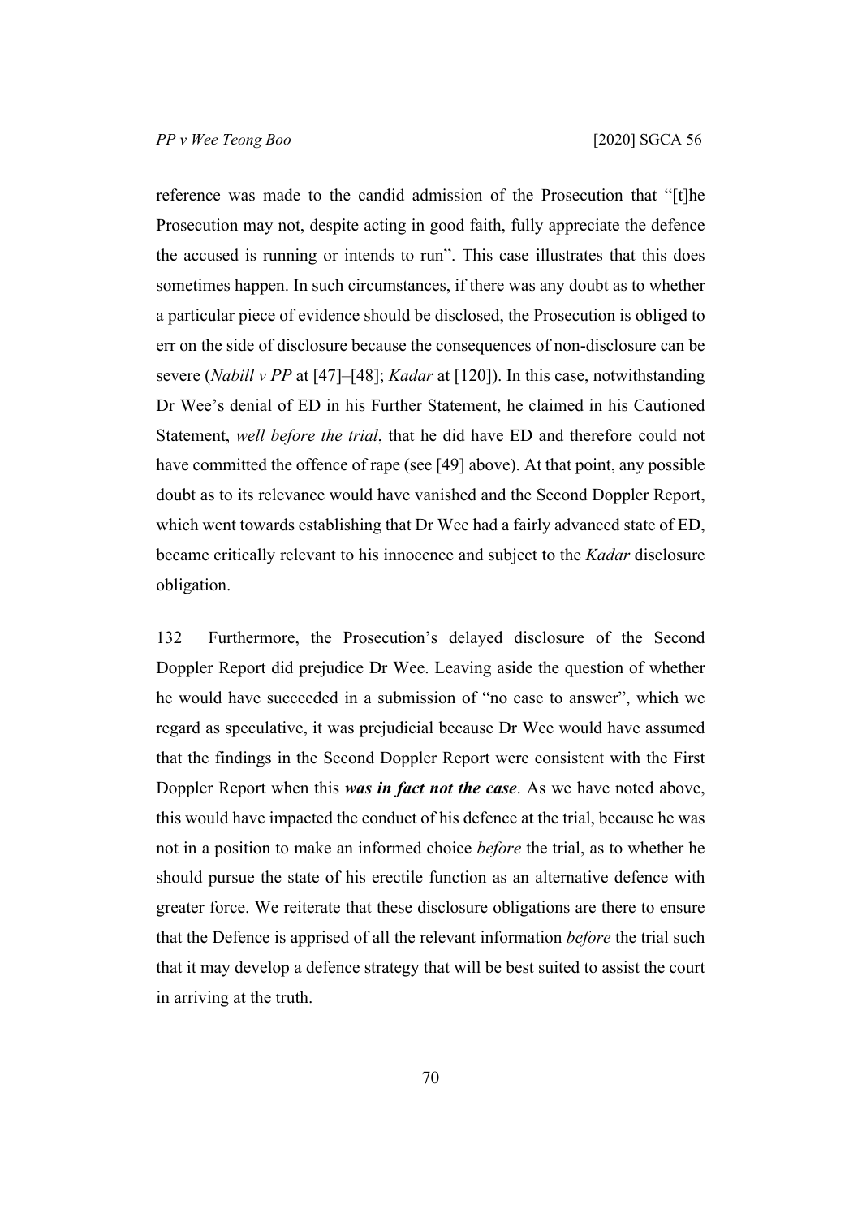reference was made to the candid admission of the Prosecution that "[t]he Prosecution may not, despite acting in good faith, fully appreciate the defence the accused is running or intends to run". This case illustrates that this does sometimes happen. In such circumstances, if there was any doubt as to whether a particular piece of evidence should be disclosed, the Prosecution is obliged to err on the side of disclosure because the consequences of non-disclosure can be severe (*Nabill v PP* at [47]–[48]; *Kadar* at [120]). In this case, notwithstanding Dr Wee's denial of ED in his Further Statement, he claimed in his Cautioned Statement, *well before the trial*, that he did have ED and therefore could not have committed the offence of rape (see [49] above). At that point, any possible doubt as to its relevance would have vanished and the Second Doppler Report, which went towards establishing that Dr Wee had a fairly advanced state of ED, became critically relevant to his innocence and subject to the *Kadar* disclosure obligation.

132 Furthermore, the Prosecution's delayed disclosure of the Second Doppler Report did prejudice Dr Wee. Leaving aside the question of whether he would have succeeded in a submission of "no case to answer", which we regard as speculative, it was prejudicial because Dr Wee would have assumed that the findings in the Second Doppler Report were consistent with the First Doppler Report when this ***was in fact not the case***. As we have noted above, this would have impacted the conduct of his defence at the trial, because he was not in a position to make an informed choice *before* the trial, as to whether he should pursue the state of his erectile function as an alternative defence with greater force. We reiterate that these disclosure obligations are there to ensure that the Defence is apprised of all the relevant information *before* the trial such that it may develop a defence strategy that will be best suited to assist the court in arriving at the truth.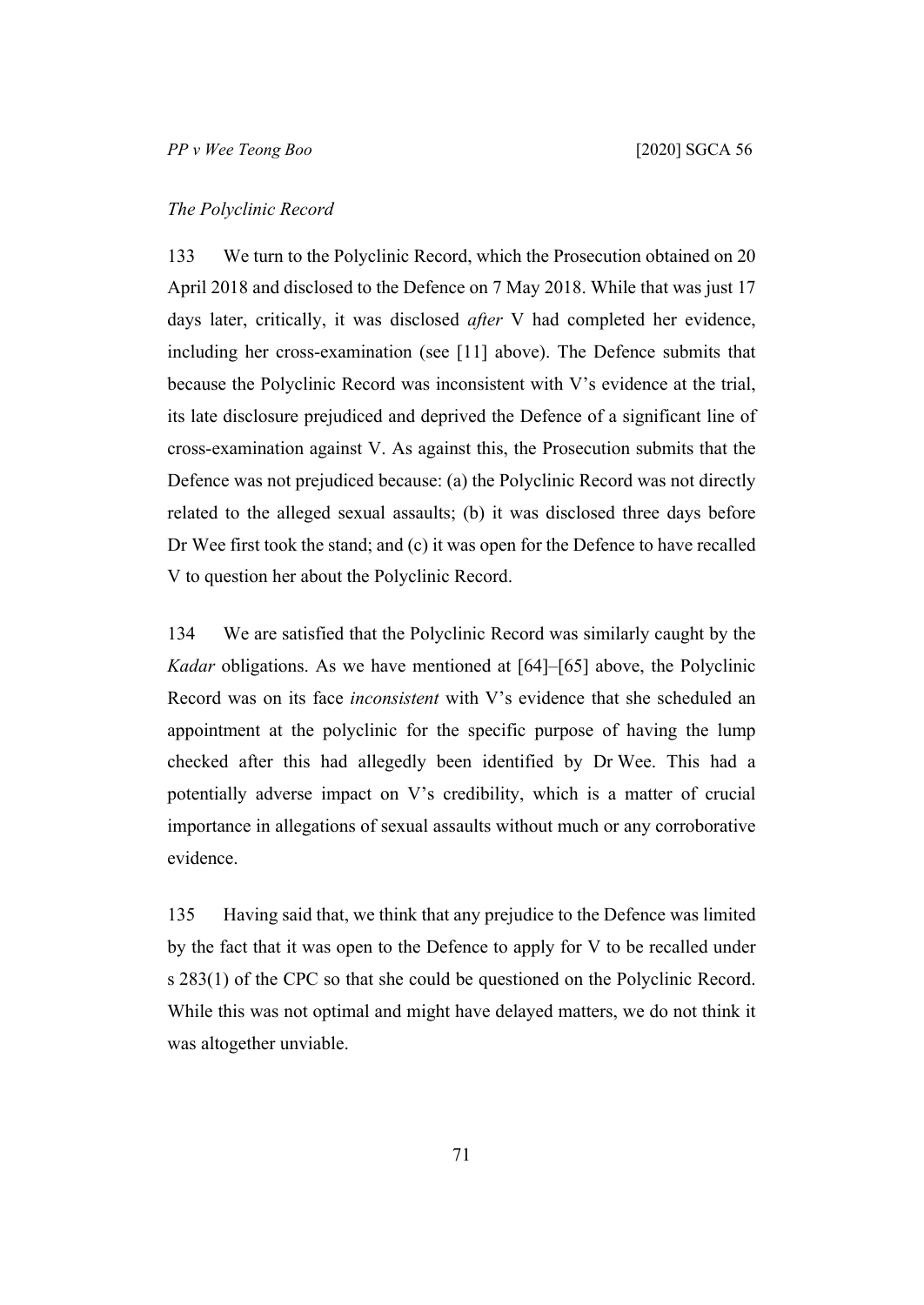*The Polyclinic Record*

133 We turn to the Polyclinic Record, which the Prosecution obtained on 20 April 2018 and disclosed to the Defence on 7 May 2018. While that was just 17 days later, critically, it was disclosed *after* V had completed her evidence, including her cross-examination (see [11] above). The Defence submits that because the Polyclinic Record was inconsistent with V's evidence at the trial, its late disclosure prejudiced and deprived the Defence of a significant line of cross-examination against V. As against this, the Prosecution submits that the Defence was not prejudiced because: (a) the Polyclinic Record was not directly related to the alleged sexual assaults; (b) it was disclosed three days before Dr Wee first took the stand; and (c) it was open for the Defence to have recalled V to question her about the Polyclinic Record.

134 We are satisfied that the Polyclinic Record was similarly caught by the *Kadar* obligations. As we have mentioned at [64]–[65] above, the Polyclinic Record was on its face *inconsistent* with V's evidence that she scheduled an appointment at the polyclinic for the specific purpose of having the lump checked after this had allegedly been identified by Dr Wee. This had a potentially adverse impact on V's credibility, which is a matter of crucial importance in allegations of sexual assaults without much or any corroborative evidence.

135 Having said that, we think that any prejudice to the Defence was limited by the fact that it was open to the Defence to apply for V to be recalled under s 283(1) of the CPC so that she could be questioned on the Polyclinic Record. While this was not optimal and might have delayed matters, we do not think it was altogether unviable.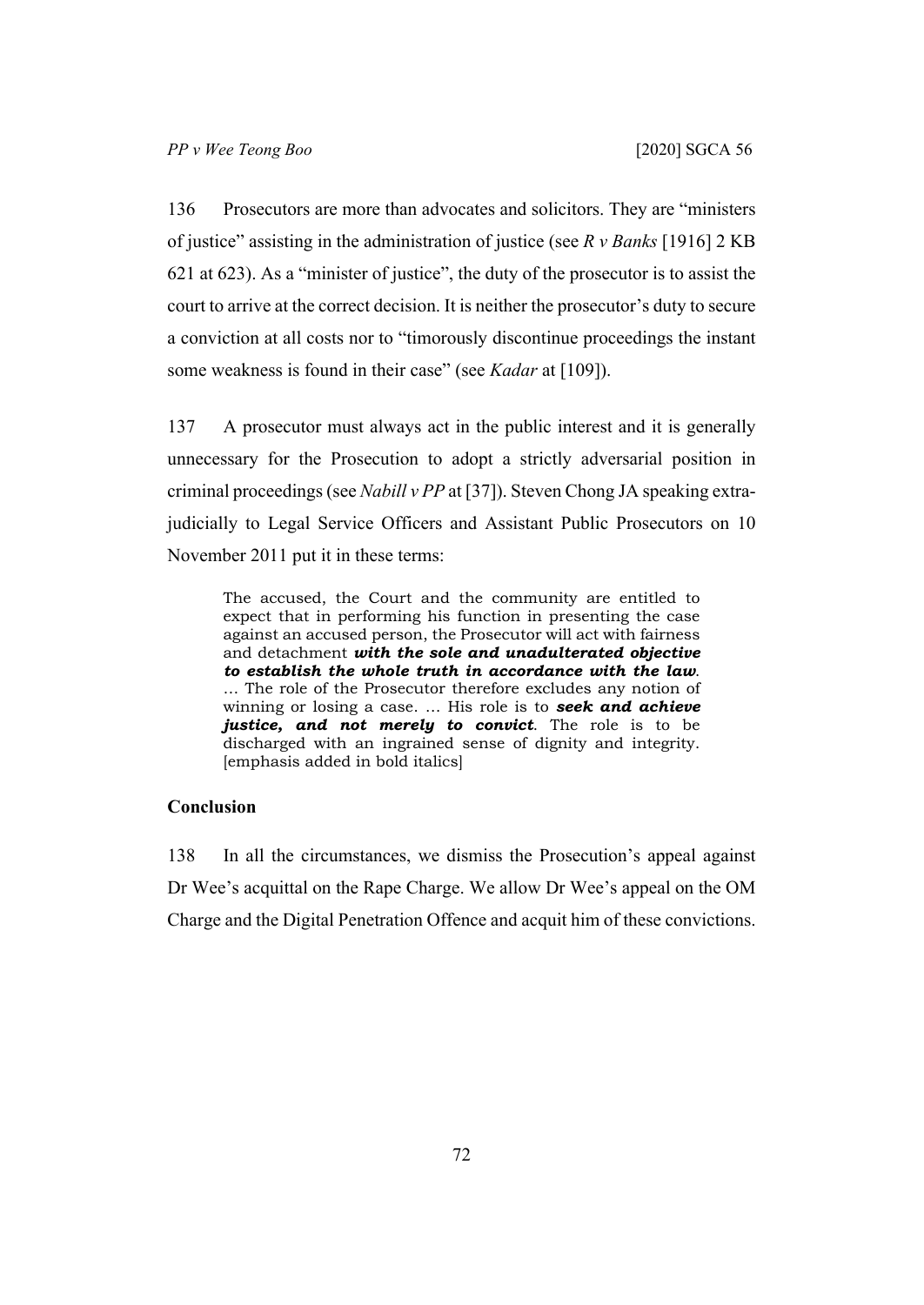136 Prosecutors are more than advocates and solicitors. They are "ministers of justice" assisting in the administration of justice (see *R v Banks* [1916] 2 KB 621 at 623). As a "minister of justice", the duty of the prosecutor is to assist the court to arrive at the correct decision. It is neither the prosecutor's duty to secure a conviction at all costs nor to "timorously discontinue proceedings the instant some weakness is found in their case" (see *Kadar* at [109]).

137 A prosecutor must always act in the public interest and it is generally unnecessary for the Prosecution to adopt a strictly adversarial position in criminal proceedings (see *Nabill v PP* at [37]). Steven Chong JA speaking extra-judicially to Legal Service Officers and Assistant Public Prosecutors on 10 November 2011 put it in these terms:

> The accused, the Court and the community are entitled to expect that in performing his function in presenting the case against an accused person, the Prosecutor will act with fairness and detachment ***with the sole and unadulterated objective to establish the whole truth in accordance with the law***. … The role of the Prosecutor therefore excludes any notion of winning or losing a case. … His role is to ***seek and achieve justice, and not merely to convict***. The role is to be discharged with an ingrained sense of dignity and integrity. [emphasis added in bold italics]

## Conclusion

138 In all the circumstances, we dismiss the Prosecution's appeal against Dr Wee's acquittal on the Rape Charge. We allow Dr Wee's appeal on the OM Charge and the Digital Penetration Offence and acquit him of these convictions.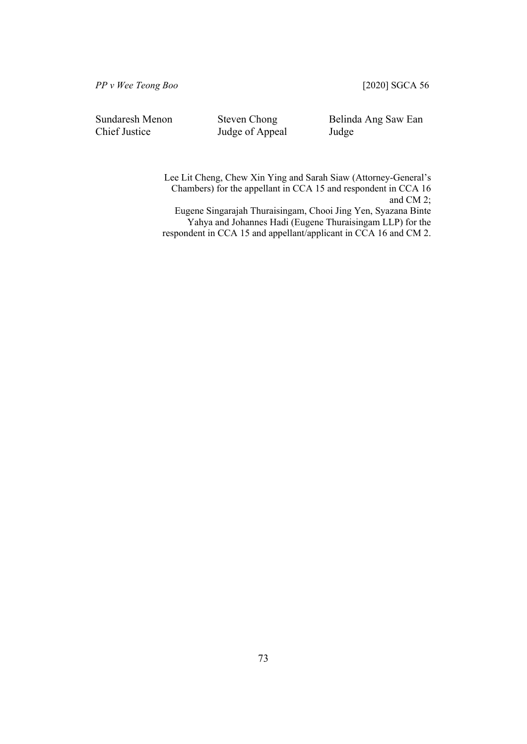| | | |
|---|---|---|
| Sundaresh Menon<br>Chief Justice | Steven Chong<br>Judge of Appeal | Belinda Ang Saw Ean<br>Judge |

Lee Lit Cheng, Chew Xin Ying and Sarah Siaw (Attorney-General's Chambers) for the appellant in CCA 15 and respondent in CCA 16 and CM 2;
Eugene Singarajah Thuraisingam, Chooi Jing Yen, Syazana Binte Yahya and Johannes Hadi (Eugene Thuraisingam LLP) for the respondent in CCA 15 and appellant/applicant in CCA 16 and CM 2.